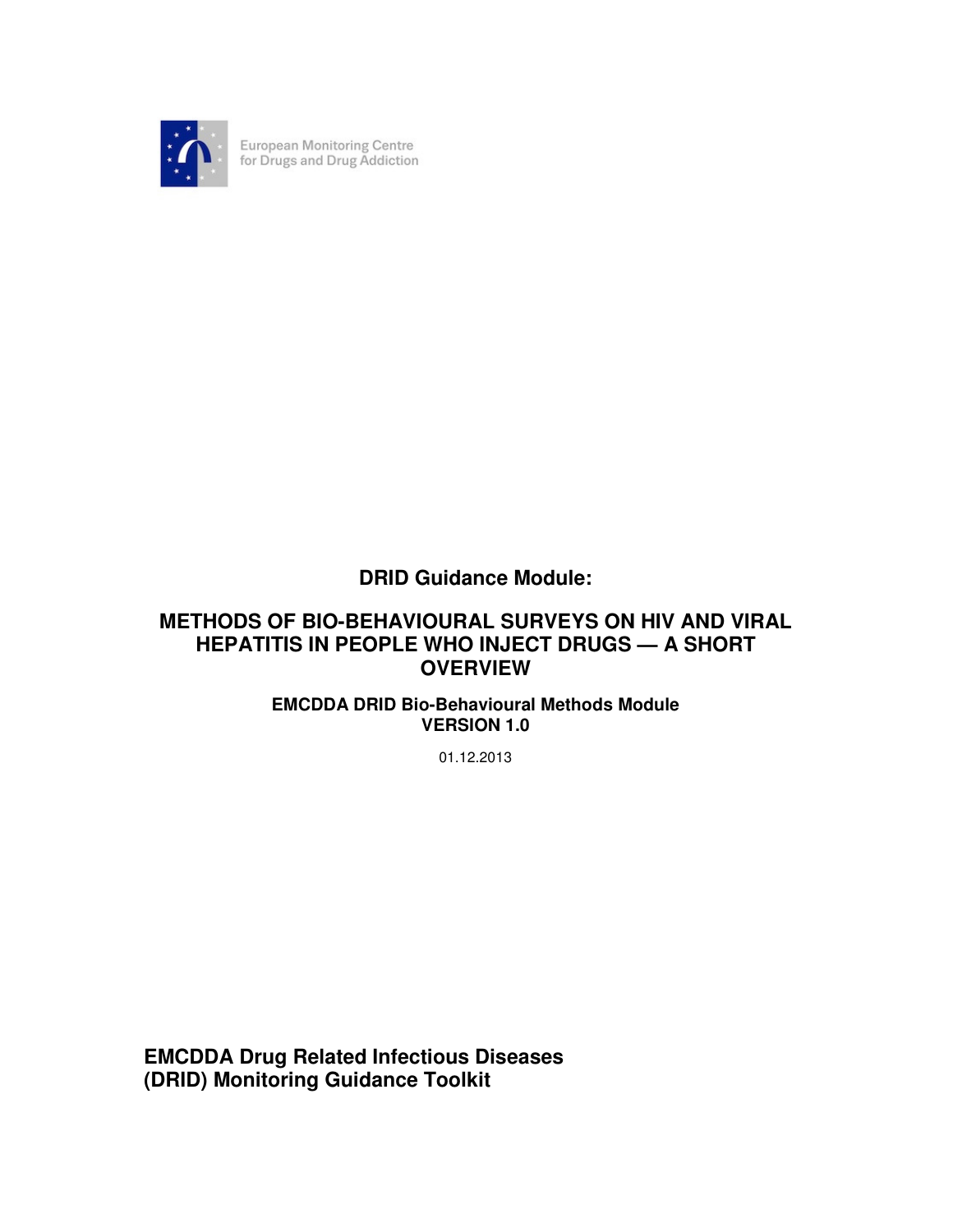European Monitoring Centre for Drugs and Drug Addiction

# DRID Guidance Module:

# METHODS OF BIO-BEHAVIOURAL SURVEYS ON HIV AND VIRAL HEPATITIS IN PEOPLE WHO INJECT DRUGS — A SHORT OVERVIEW

**EMCDDA DRID Bio-Behavioural Methods Module**
**VERSION 1.0**

01.12.2013

**EMCDDA Drug Related Infectious Diseases (DRID) Monitoring Guidance Toolkit**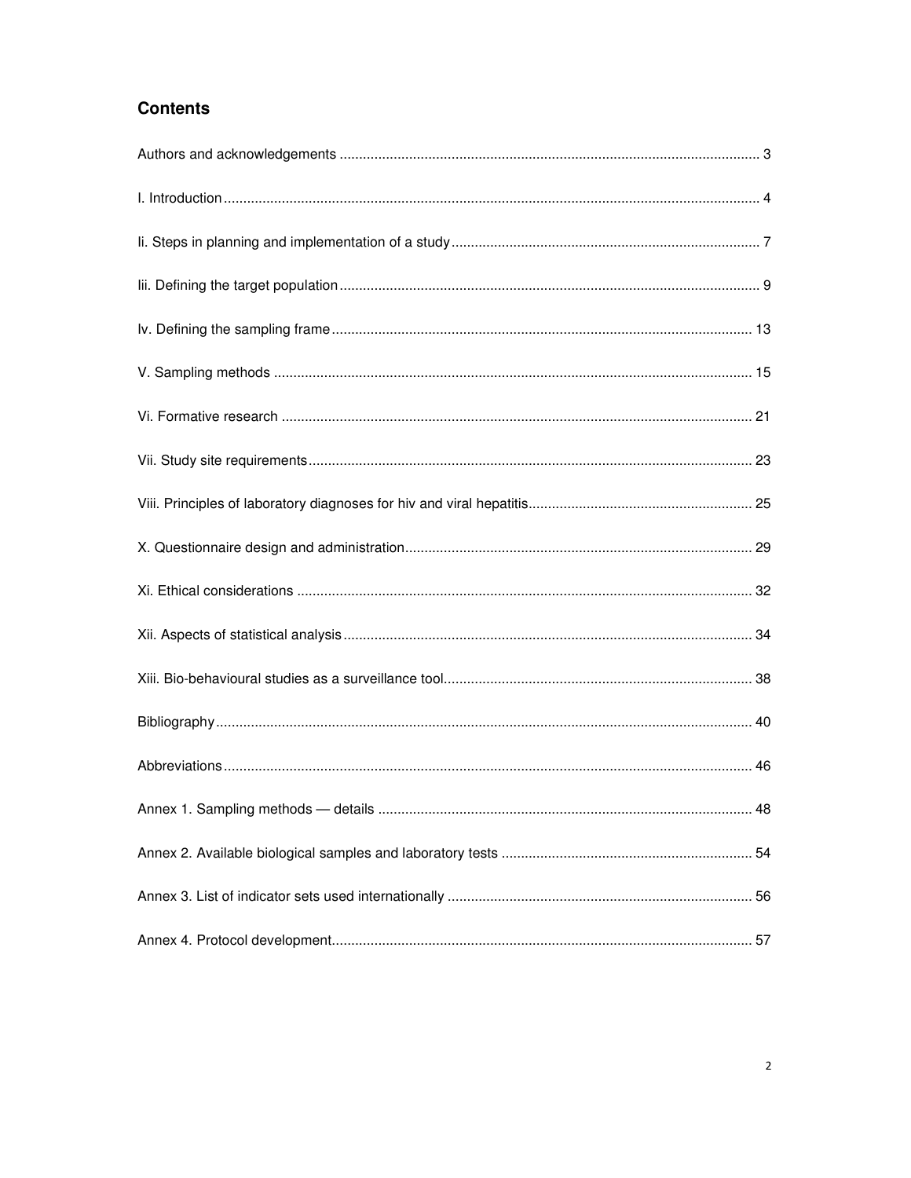## Contents

Authors and acknowledgements ........................................................................................................... 3

I. Introduction ......................................................................................................................................... 4

Ii. Steps in planning and implementation of a study ............................................................................... 7

Iii. Defining the target population ........................................................................................................... 9

Iv. Defining the sampling frame ........................................................................................................... 13

V. Sampling methods .......................................................................................................................... 15

Vi. Formative research ........................................................................................................................ 21

Vii. Study site requirements ................................................................................................................. 23

Viii. Principles of laboratory diagnoses for hiv and viral hepatitis ......................................................... 25

X. Questionnaire design and administration ........................................................................................ 29

Xi. Ethical considerations .................................................................................................................... 32

Xii. Aspects of statistical analysis ........................................................................................................ 34

Xiii. Bio-behavioural studies as a surveillance tool ............................................................................... 38

Bibliography ......................................................................................................................................... 40

Abbreviations ....................................................................................................................................... 46

Annex 1. Sampling methods — details ............................................................................................... 48

Annex 2. Available biological samples and laboratory tests ................................................................ 54

Annex 3. List of indicator sets used internationally .............................................................................. 56

Annex 4. Protocol development ........................................................................................................... 57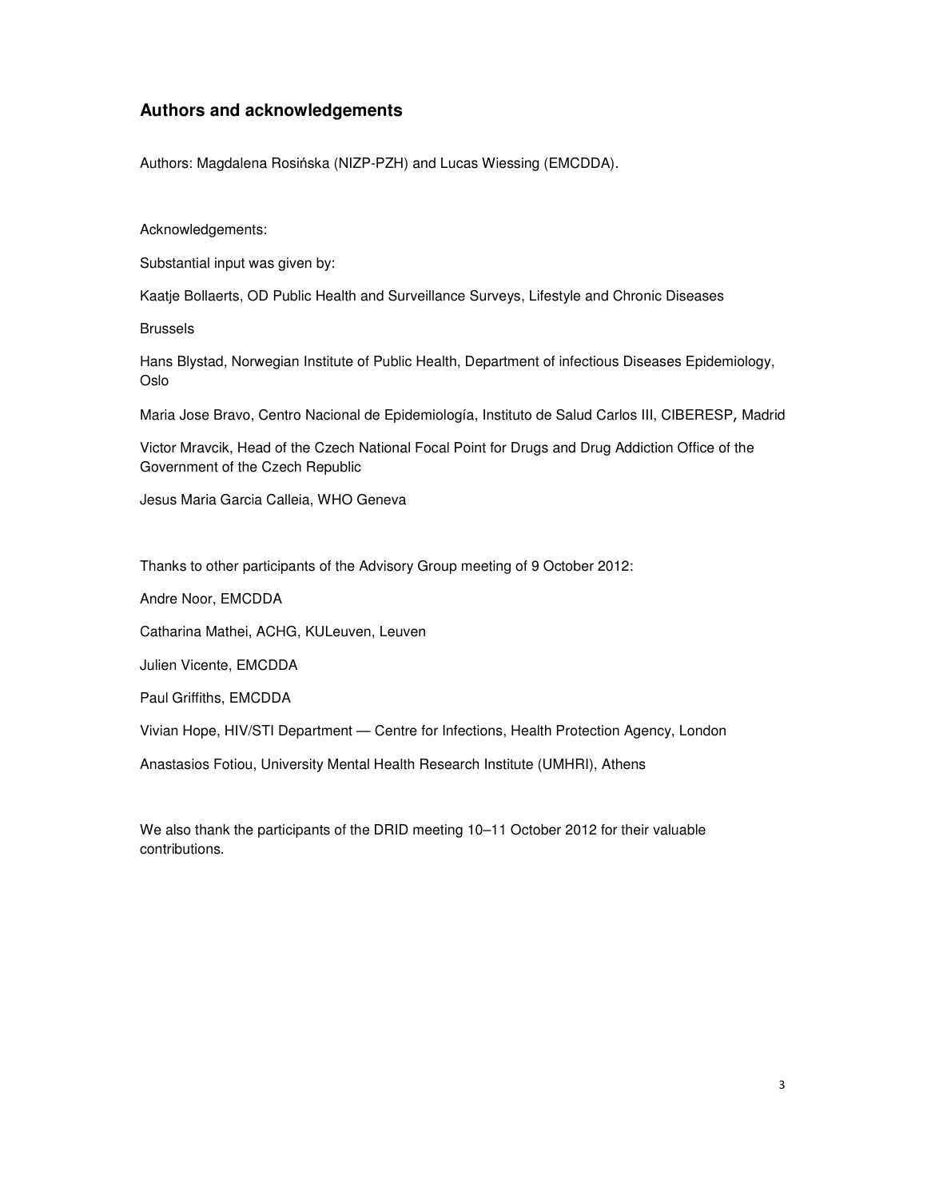## Authors and acknowledgements

Authors: Magdalena Rosińska (NIZP-PZH) and Lucas Wiessing (EMCDDA).

Acknowledgements:

Substantial input was given by:

Kaatje Bollaerts, OD Public Health and Surveillance Surveys, Lifestyle and Chronic Diseases

Brussels

Hans Blystad, Norwegian Institute of Public Health, Department of infectious Diseases Epidemiology, Oslo

Maria Jose Bravo, Centro Nacional de Epidemiología, Instituto de Salud Carlos III, CIBERESP, Madrid

Victor Mravcik, Head of the Czech National Focal Point for Drugs and Drug Addiction Office of the Government of the Czech Republic

Jesus Maria Garcia Calleia, WHO Geneva

Thanks to other participants of the Advisory Group meeting of 9 October 2012:

Andre Noor, EMCDDA

Catharina Mathei, ACHG, KULeuven, Leuven

Julien Vicente, EMCDDA

Paul Griffiths, EMCDDA

Vivian Hope, HIV/STI Department — Centre for Infections, Health Protection Agency, London

Anastasios Fotiou, University Mental Health Research Institute (UMHRI), Athens

We also thank the participants of the DRID meeting 10–11 October 2012 for their valuable contributions.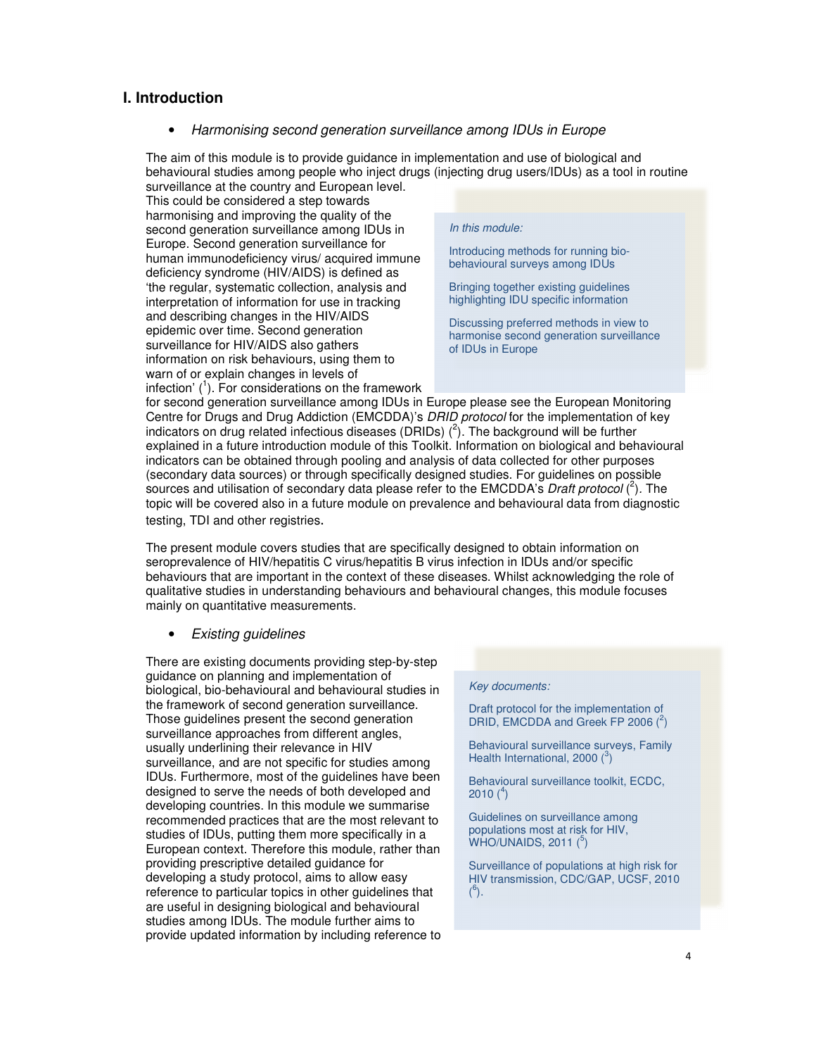## I. Introduction

- *Harmonising second generation surveillance among IDUs in Europe*

The aim of this module is to provide guidance in implementation and use of biological and behavioural studies among people who inject drugs (injecting drug users/IDUs) as a tool in routine surveillance at the country and European level. This could be considered a step towards harmonising and improving the quality of the second generation surveillance among IDUs in Europe. Second generation surveillance for human immunodeficiency virus/ acquired immune deficiency syndrome (HIV/AIDS) is defined as 'the regular, systematic collection, analysis and interpretation of information for use in tracking and describing changes in the HIV/AIDS epidemic over time. Second generation surveillance for HIV/AIDS also gathers information on risk behaviours, using them to warn of or explain changes in levels of infection' ([1]). For considerations on the framework for second generation surveillance among IDUs in Europe please see the European Monitoring Centre for Drugs and Drug Addiction (EMCDDA)'s *DRID protocol* for the implementation of key indicators on drug related infectious diseases (DRIDs) ([2]). The background will be further explained in a future introduction module of this Toolkit. Information on biological and behavioural indicators can be obtained through pooling and analysis of data collected for other purposes (secondary data sources) or through specifically designed studies. For guidelines on possible sources and utilisation of secondary data please refer to the EMCDDA's *Draft protocol* ([2]). The topic will be covered also in a future module on prevalence and behavioural data from diagnostic testing, TDI and other registries.

> *In this module:*
>
> Introducing methods for running bio-behavioural surveys among IDUs
>
> Bringing together existing guidelines highlighting IDU specific information
>
> Discussing preferred methods in view to harmonise second generation surveillance of IDUs in Europe

The present module covers studies that are specifically designed to obtain information on seroprevalence of HIV/hepatitis C virus/hepatitis B virus infection in IDUs and/or specific behaviours that are important in the context of these diseases. Whilst acknowledging the role of qualitative studies in understanding behaviours and behavioural changes, this module focuses mainly on quantitative measurements.

- *Existing guidelines*

There are existing documents providing step-by-step guidance on planning and implementation of biological, bio-behavioural and behavioural studies in the framework of second generation surveillance. Those guidelines present the second generation surveillance approaches from different angles, usually underlining their relevance in HIV surveillance, and are not specific for studies among IDUs. Furthermore, most of the guidelines have been designed to serve the needs of both developed and developing countries. In this module we summarise recommended practices that are the most relevant to studies of IDUs, putting them more specifically in a European context. Therefore this module, rather than providing prescriptive detailed guidance for developing a study protocol, aims to allow easy reference to particular topics in other guidelines that are useful in designing biological and behavioural studies among IDUs. The module further aims to provide updated information by including reference to

> *Key documents:*
>
> Draft protocol for the implementation of DRID, EMCDDA and Greek FP 2006 ([2])
>
> Behavioural surveillance surveys, Family Health International, 2000 ([3])
>
> Behavioural surveillance toolkit, ECDC, 2010 ([4])
>
> Guidelines on surveillance among populations most at risk for HIV, WHO/UNAIDS, 2011 ([5])
>
> Surveillance of populations at high risk for HIV transmission, CDC/GAP, UCSF, 2010 ([6]).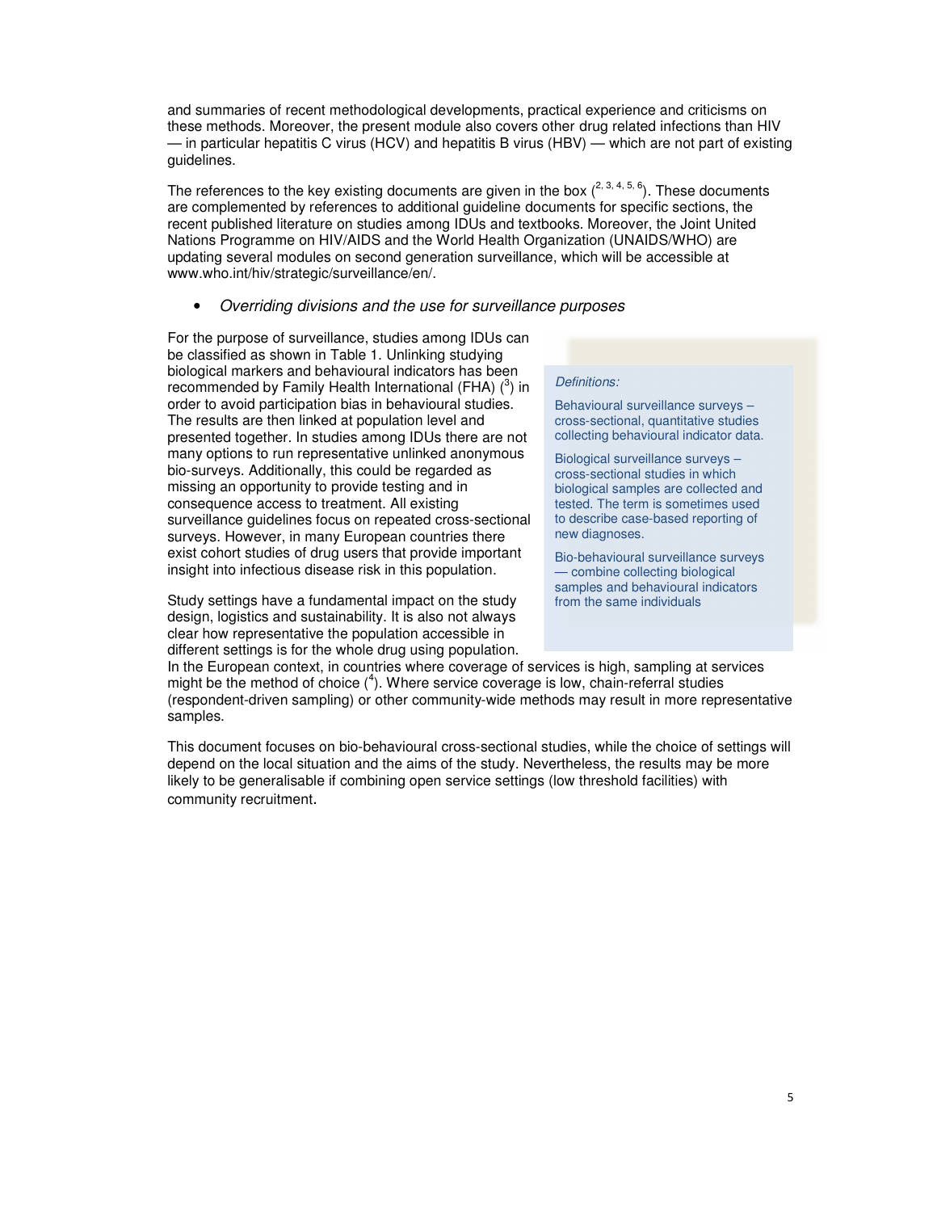and summaries of recent methodological developments, practical experience and criticisms on these methods. Moreover, the present module also covers other drug related infections than HIV — in particular hepatitis C virus (HCV) and hepatitis B virus (HBV) — which are not part of existing guidelines.

The references to the key existing documents are given in the box ([2, 3, 4, 5, 6]). These documents are complemented by references to additional guideline documents for specific sections, the recent published literature on studies among IDUs and textbooks. Moreover, the Joint United Nations Programme on HIV/AIDS and the World Health Organization (UNAIDS/WHO) are updating several modules on second generation surveillance, which will be accessible at www.who.int/hiv/strategic/surveillance/en/.

- *Overriding divisions and the use for surveillance purposes*

For the purpose of surveillance, studies among IDUs can be classified as shown in Table 1. Unlinking studying biological markers and behavioural indicators has been recommended by Family Health International (FHA) ([3]) in order to avoid participation bias in behavioural studies. The results are then linked at population level and presented together. In studies among IDUs there are not many options to run representative unlinked anonymous bio-surveys. Additionally, this could be regarded as missing an opportunity to provide testing and in consequence access to treatment. All existing surveillance guidelines focus on repeated cross-sectional surveys. However, in many European countries there exist cohort studies of drug users that provide important insight into infectious disease risk in this population.

> *Definitions:*
>
> Behavioural surveillance surveys – cross-sectional, quantitative studies collecting behavioural indicator data.
>
> Biological surveillance surveys – cross-sectional studies in which biological samples are collected and tested. The term is sometimes used to describe case-based reporting of new diagnoses.
>
> Bio-behavioural surveillance surveys — combine collecting biological samples and behavioural indicators from the same individuals

Study settings have a fundamental impact on the study design, logistics and sustainability. It is also not always clear how representative the population accessible in different settings is for the whole drug using population. In the European context, in countries where coverage of services is high, sampling at services might be the method of choice ([4]). Where service coverage is low, chain-referral studies (respondent-driven sampling) or other community-wide methods may result in more representative samples.

This document focuses on bio-behavioural cross-sectional studies, while the choice of settings will depend on the local situation and the aims of the study. Nevertheless, the results may be more likely to be generalisable if combining open service settings (low threshold facilities) with community recruitment.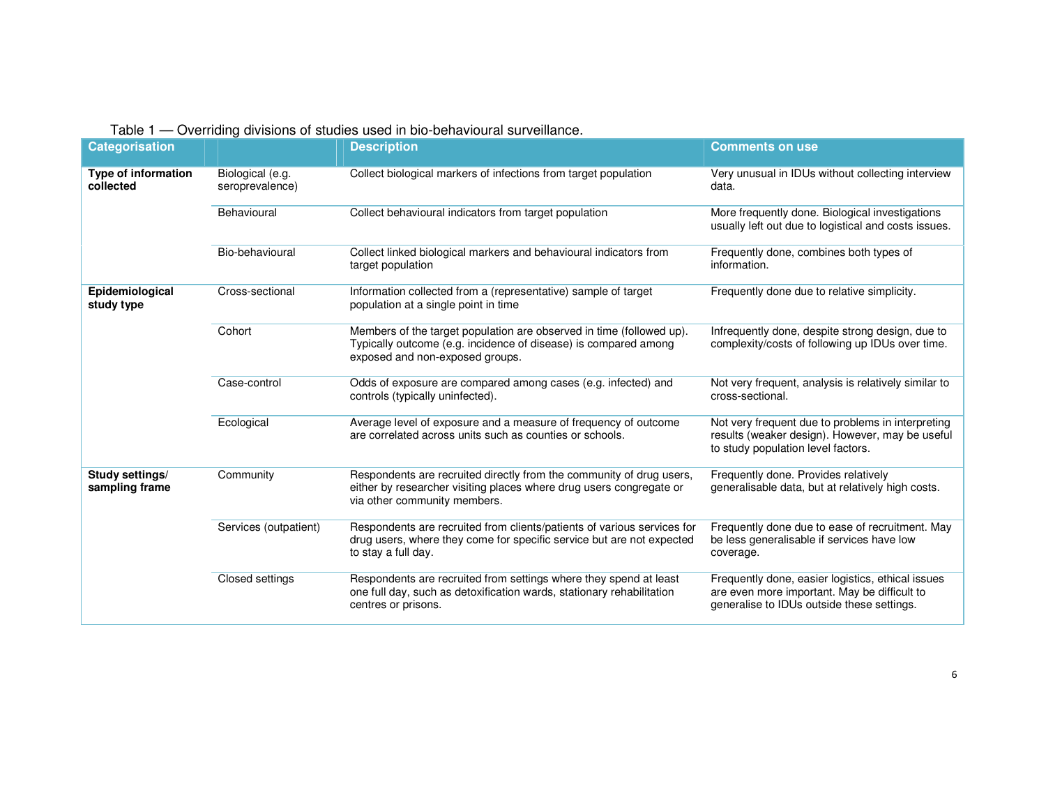Table 1 — Overriding divisions of studies used in bio-behavioural surveillance.

| Categorisation | | Description | Comments on use |
|---|---|---|---|
| **Type of information collected** | Biological (e.g. seroprevalence) | Collect biological markers of infections from target population | Very unusual in IDUs without collecting interview data. |
| | Behavioural | Collect behavioural indicators from target population | More frequently done. Biological investigations usually left out due to logistical and costs issues. |
| | Bio-behavioural | Collect linked biological markers and behavioural indicators from target population | Frequently done, combines both types of information. |
| **Epidemiological study type** | Cross-sectional | Information collected from a (representative) sample of target population at a single point in time | Frequently done due to relative simplicity. |
| | Cohort | Members of the target population are observed in time (followed up). Typically outcome (e.g. incidence of disease) is compared among exposed and non-exposed groups. | Infrequently done, despite strong design, due to complexity/costs of following up IDUs over time. |
| | Case-control | Odds of exposure are compared among cases (e.g. infected) and controls (typically uninfected). | Not very frequent, analysis is relatively similar to cross-sectional. |
| | Ecological | Average level of exposure and a measure of frequency of outcome are correlated across units such as counties or schools. | Not very frequent due to problems in interpreting results (weaker design). However, may be useful to study population level factors. |
| **Study settings/ sampling frame** | Community | Respondents are recruited directly from the community of drug users, either by researcher visiting places where drug users congregate or via other community members. | Frequently done. Provides relatively generalisable data, but at relatively high costs. |
| | Services (outpatient) | Respondents are recruited from clients/patients of various services for drug users, where they come for specific service but are not expected to stay a full day. | Frequently done due to ease of recruitment. May be less generalisable if services have low coverage. |
| | Closed settings | Respondents are recruited from settings where they spend at least one full day, such as detoxification wards, stationary rehabilitation centres or prisons. | Frequently done, easier logistics, ethical issues are even more important. May be difficult to generalise to IDUs outside these settings. |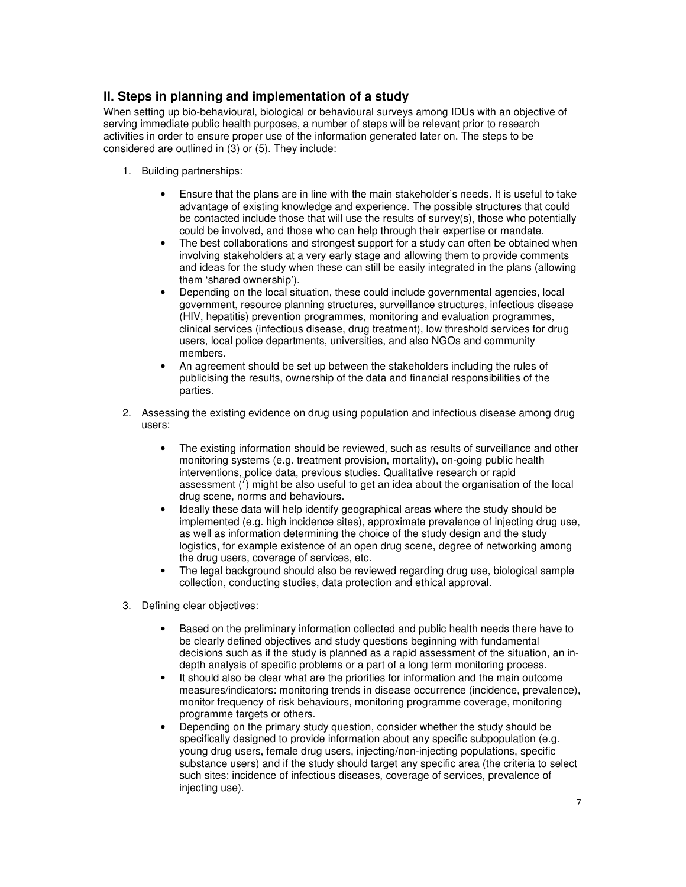## II. Steps in planning and implementation of a study

When setting up bio-behavioural, biological or behavioural surveys among IDUs with an objective of serving immediate public health purposes, a number of steps will be relevant prior to research activities in order to ensure proper use of the information generated later on. The steps to be considered are outlined in (3) or (5). They include:

1. Building partnerships:

    - Ensure that the plans are in line with the main stakeholder's needs. It is useful to take advantage of existing knowledge and experience. The possible structures that could be contacted include those that will use the results of survey(s), those who potentially could be involved, and those who can help through their expertise or mandate.
    - The best collaborations and strongest support for a study can often be obtained when involving stakeholders at a very early stage and allowing them to provide comments and ideas for the study when these can still be easily integrated in the plans (allowing them 'shared ownership').
    - Depending on the local situation, these could include governmental agencies, local government, resource planning structures, surveillance structures, infectious disease (HIV, hepatitis) prevention programmes, monitoring and evaluation programmes, clinical services (infectious disease, drug treatment), low threshold services for drug users, local police departments, universities, and also NGOs and community members.
    - An agreement should be set up between the stakeholders including the rules of publicising the results, ownership of the data and financial responsibilities of the parties.

2. Assessing the existing evidence on drug using population and infectious disease among drug users:

    - The existing information should be reviewed, such as results of surveillance and other monitoring systems (e.g. treatment provision, mortality), on-going public health interventions, police data, previous studies. Qualitative research or rapid assessment ([7]) might be also useful to get an idea about the organisation of the local drug scene, norms and behaviours.
    - Ideally these data will help identify geographical areas where the study should be implemented (e.g. high incidence sites), approximate prevalence of injecting drug use, as well as information determining the choice of the study design and the study logistics, for example existence of an open drug scene, degree of networking among the drug users, coverage of services, etc.
    - The legal background should also be reviewed regarding drug use, biological sample collection, conducting studies, data protection and ethical approval.

3. Defining clear objectives:

    - Based on the preliminary information collected and public health needs there have to be clearly defined objectives and study questions beginning with fundamental decisions such as if the study is planned as a rapid assessment of the situation, an in-depth analysis of specific problems or a part of a long term monitoring process.
    - It should also be clear what are the priorities for information and the main outcome measures/indicators: monitoring trends in disease occurrence (incidence, prevalence), monitor frequency of risk behaviours, monitoring programme coverage, monitoring programme targets or others.
    - Depending on the primary study question, consider whether the study should be specifically designed to provide information about any specific subpopulation (e.g. young drug users, female drug users, injecting/non-injecting populations, specific substance users) and if the study should target any specific area (the criteria to select such sites: incidence of infectious diseases, coverage of services, prevalence of injecting use).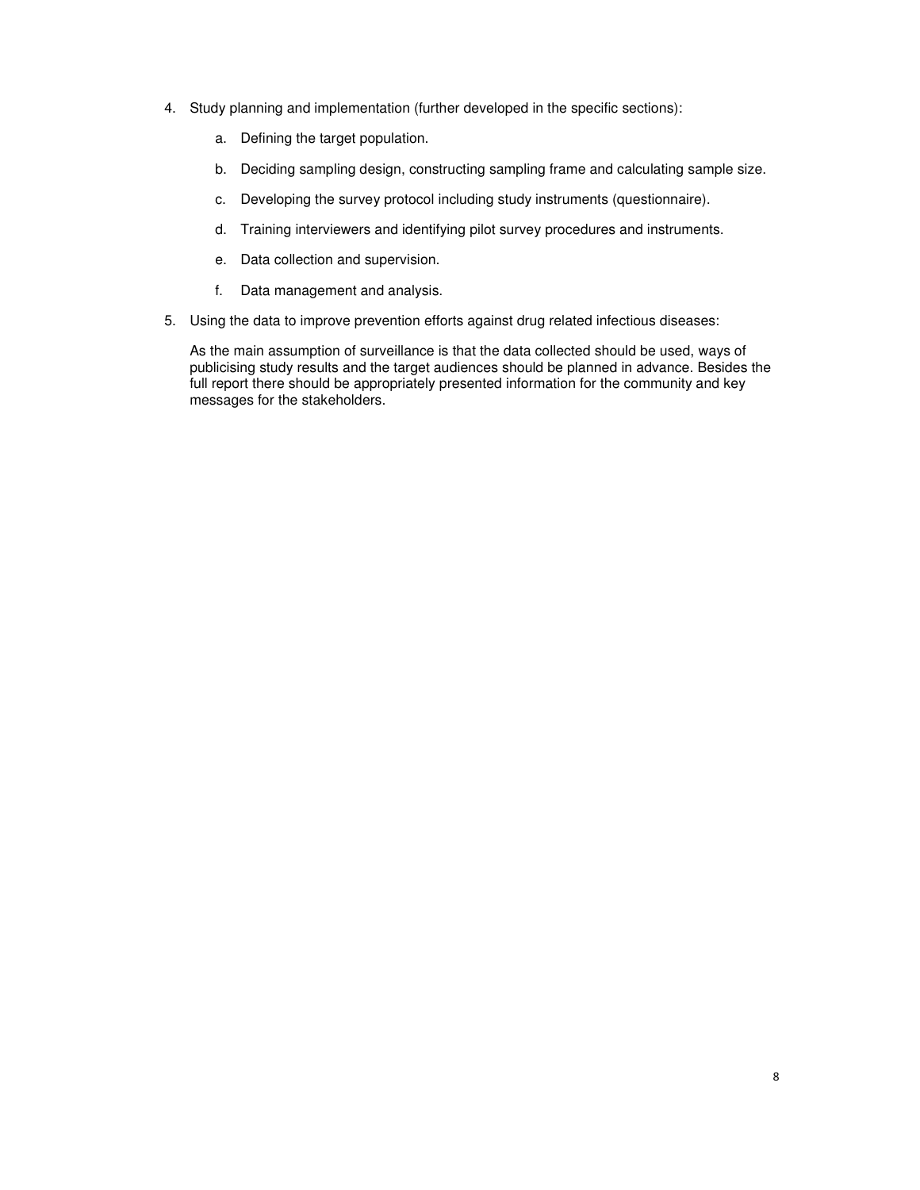4. Study planning and implementation (further developed in the specific sections):

    a. Defining the target population.

    b. Deciding sampling design, constructing sampling frame and calculating sample size.

    c. Developing the survey protocol including study instruments (questionnaire).

    d. Training interviewers and identifying pilot survey procedures and instruments.

    e. Data collection and supervision.

    f. Data management and analysis.

5. Using the data to improve prevention efforts against drug related infectious diseases:

    As the main assumption of surveillance is that the data collected should be used, ways of publicising study results and the target audiences should be planned in advance. Besides the full report there should be appropriately presented information for the community and key messages for the stakeholders.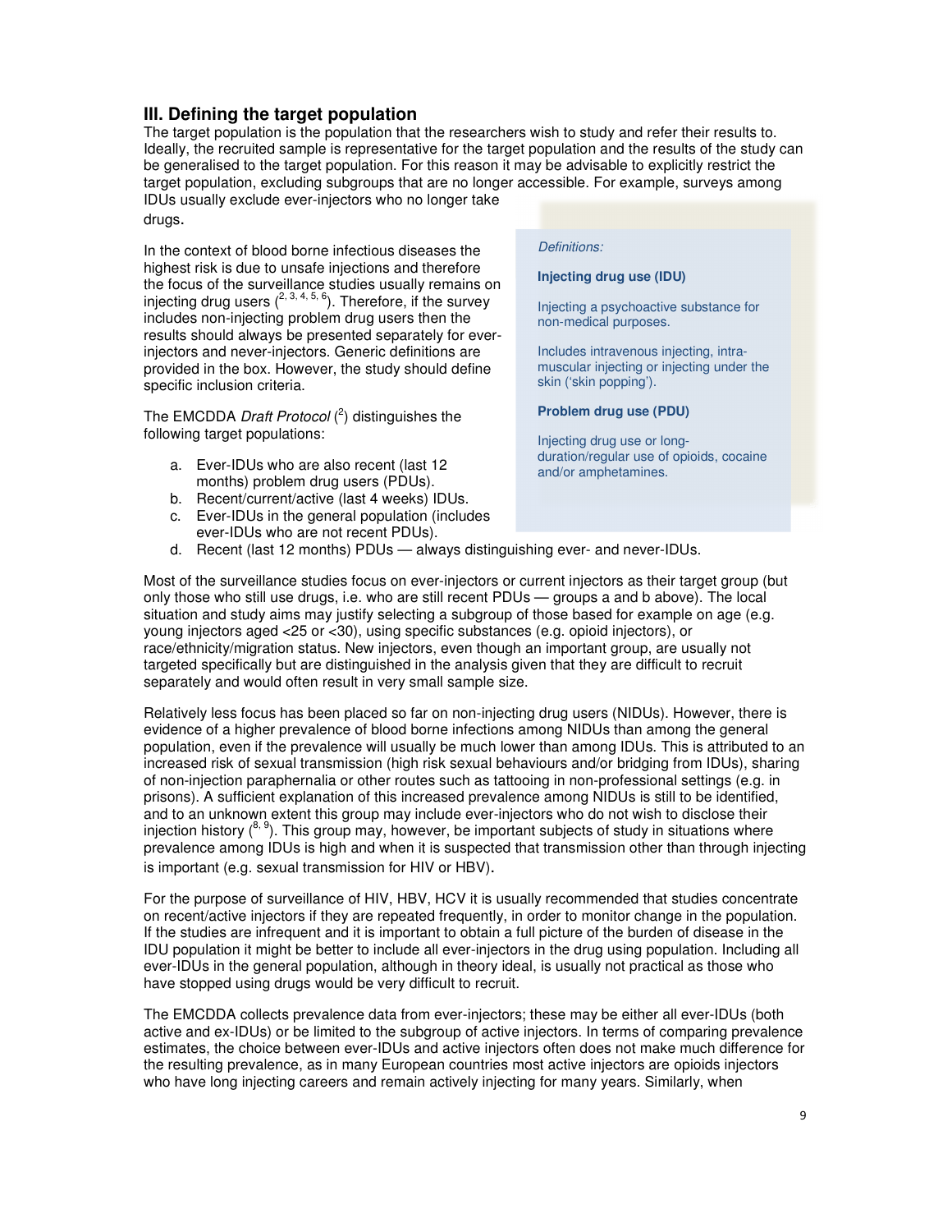### III. Defining the target population

The target population is the population that the researchers wish to study and refer their results to. Ideally, the recruited sample is representative for the target population and the results of the study can be generalised to the target population. For this reason it may be advisable to explicitly restrict the target population, excluding subgroups that are no longer accessible. For example, surveys among IDUs usually exclude ever-injectors who no longer take drugs.

In the context of blood borne infectious diseases the highest risk is due to unsafe injections and therefore the focus of the surveillance studies usually remains on injecting drug users ([2, 3, 4, 5, 6]). Therefore, if the survey includes non-injecting problem drug users then the results should always be presented separately for ever-injectors and never-injectors. Generic definitions are provided in the box. However, the study should define specific inclusion criteria.

> *Definitions:*
>
> **Injecting drug use (IDU)**
>
> Injecting a psychoactive substance for non-medical purposes.
>
> Includes intravenous injecting, intra-muscular injecting or injecting under the skin ('skin popping').
>
> **Problem drug use (PDU)**
>
> Injecting drug use or long-duration/regular use of opioids, cocaine and/or amphetamines.

The EMCDDA *Draft Protocol* ([2]) distinguishes the following target populations:

a. Ever-IDUs who are also recent (last 12 months) problem drug users (PDUs).
b. Recent/current/active (last 4 weeks) IDUs.
c. Ever-IDUs in the general population (includes ever-IDUs who are not recent PDUs).
d. Recent (last 12 months) PDUs — always distinguishing ever- and never-IDUs.

Most of the surveillance studies focus on ever-injectors or current injectors as their target group (but only those who still use drugs, i.e. who are still recent PDUs — groups a and b above). The local situation and study aims may justify selecting a subgroup of those based for example on age (e.g. young injectors aged <25 or <30), using specific substances (e.g. opioid injectors), or race/ethnicity/migration status. New injectors, even though an important group, are usually not targeted specifically but are distinguished in the analysis given that they are difficult to recruit separately and would often result in very small sample size.

Relatively less focus has been placed so far on non-injecting drug users (NIDUs). However, there is evidence of a higher prevalence of blood borne infections among NIDUs than among the general population, even if the prevalence will usually be much lower than among IDUs. This is attributed to an increased risk of sexual transmission (high risk sexual behaviours and/or bridging from IDUs), sharing of non-injection paraphernalia or other routes such as tattooing in non-professional settings (e.g. in prisons). A sufficient explanation of this increased prevalence among NIDUs is still to be identified, and to an unknown extent this group may include ever-injectors who do not wish to disclose their injection history ([8, 9]). This group may, however, be important subjects of study in situations where prevalence among IDUs is high and when it is suspected that transmission other than through injecting is important (e.g. sexual transmission for HIV or HBV).

For the purpose of surveillance of HIV, HBV, HCV it is usually recommended that studies concentrate on recent/active injectors if they are repeated frequently, in order to monitor change in the population. If the studies are infrequent and it is important to obtain a full picture of the burden of disease in the IDU population it might be better to include all ever-injectors in the drug using population. Including all ever-IDUs in the general population, although in theory ideal, is usually not practical as those who have stopped using drugs would be very difficult to recruit.

The EMCDDA collects prevalence data from ever-injectors; these may be either all ever-IDUs (both active and ex-IDUs) or be limited to the subgroup of active injectors. In terms of comparing prevalence estimates, the choice between ever-IDUs and active injectors often does not make much difference for the resulting prevalence, as in many European countries most active injectors are opioids injectors who have long injecting careers and remain actively injecting for many years. Similarly, when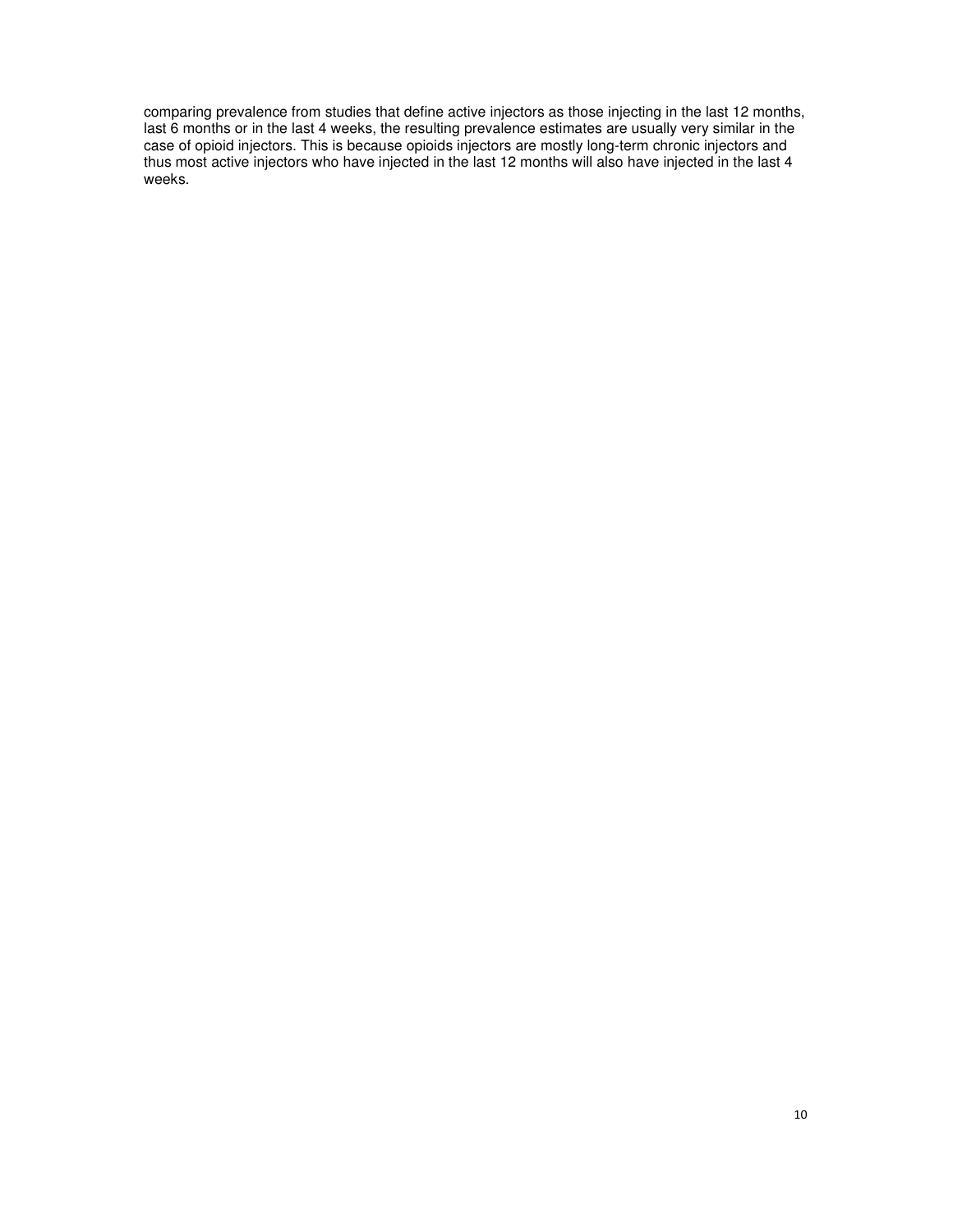comparing prevalence from studies that define active injectors as those injecting in the last 12 months, last 6 months or in the last 4 weeks, the resulting prevalence estimates are usually very similar in the case of opioid injectors. This is because opioids injectors are mostly long-term chronic injectors and thus most active injectors who have injected in the last 12 months will also have injected in the last 4 weeks.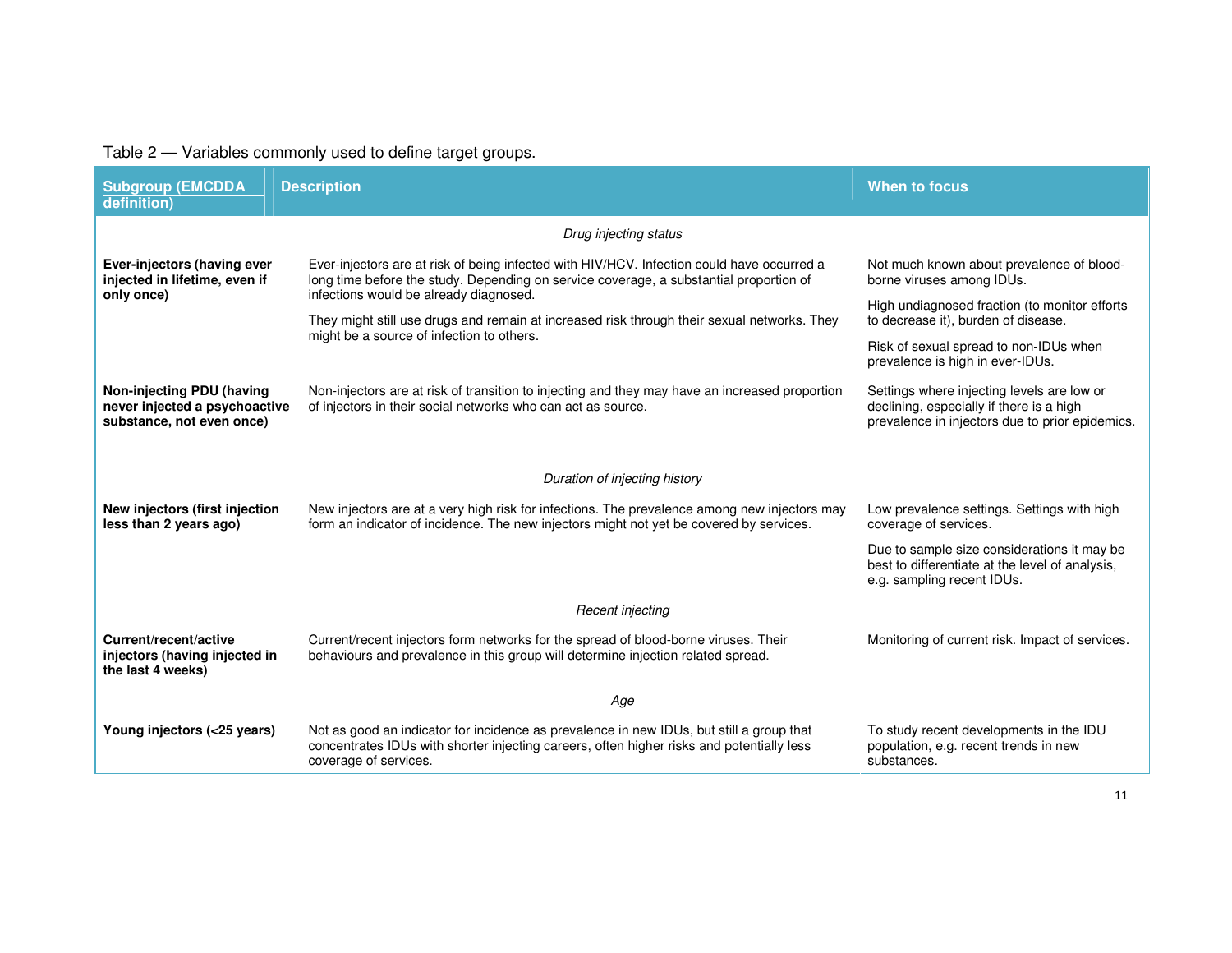Table 2 — Variables commonly used to define target groups.

| Subgroup (EMCDDA definition) | Description | When to focus |
|---|---|---|
| | *Drug injecting status* | |
| **Ever-injectors (having ever injected in lifetime, even if only once)** | Ever-injectors are at risk of being infected with HIV/HCV. Infection could have occurred a long time before the study. Depending on service coverage, a substantial proportion of infections would be already diagnosed.<br><br>They might still use drugs and remain at increased risk through their sexual networks. They might be a source of infection to others. | Not much known about prevalence of blood-borne viruses among IDUs.<br><br>High undiagnosed fraction (to monitor efforts to decrease it), burden of disease.<br><br>Risk of sexual spread to non-IDUs when prevalence is high in ever-IDUs. |
| **Non-injecting PDU (having never injected a psychoactive substance, not even once)** | Non-injectors are at risk of transition to injecting and they may have an increased proportion of injectors in their social networks who can act as source. | Settings where injecting levels are low or declining, especially if there is a high prevalence in injectors due to prior epidemics. |
| | *Duration of injecting history* | |
| **New injectors (first injection less than 2 years ago)** | New injectors are at a very high risk for infections. The prevalence among new injectors may form an indicator of incidence. The new injectors might not yet be covered by services. | Low prevalence settings. Settings with high coverage of services.<br><br>Due to sample size considerations it may be best to differentiate at the level of analysis, e.g. sampling recent IDUs. |
| | *Recent injecting* | |
| **Current/recent/active injectors (having injected in the last 4 weeks)** | Current/recent injectors form networks for the spread of blood-borne viruses. Their behaviours and prevalence in this group will determine injection related spread. | Monitoring of current risk. Impact of services. |
| | *Age* | |
| **Young injectors (<25 years)** | Not as good an indicator for incidence as prevalence in new IDUs, but still a group that concentrates IDUs with shorter injecting careers, often higher risks and potentially less coverage of services. | To study recent developments in the IDU population, e.g. recent trends in new substances. |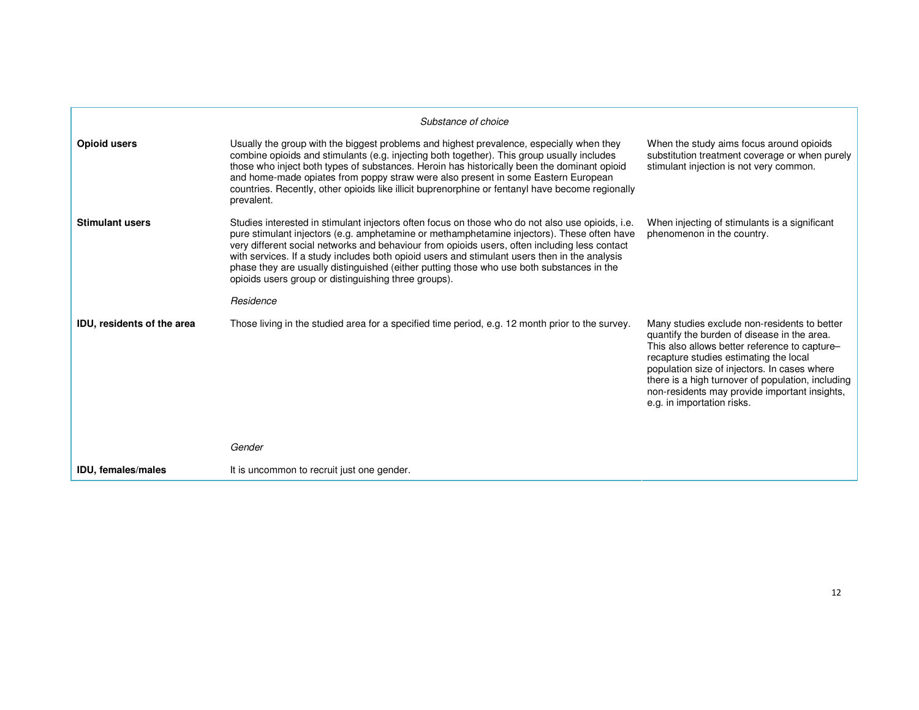| | | |
|---|---|---|
| | *Substance of choice* | |
| **Opioid users** | Usually the group with the biggest problems and highest prevalence, especially when they combine opioids and stimulants (e.g. injecting both together). This group usually includes those who inject both types of substances. Heroin has historically been the dominant opioid and home-made opiates from poppy straw were also present in some Eastern European countries. Recently, other opioids like illicit buprenorphine or fentanyl have become regionally prevalent. | When the study aims focus around opioids substitution treatment coverage or when purely stimulant injection is not very common. |
| **Stimulant users** | Studies interested in stimulant injectors often focus on those who do not also use opioids, i.e. pure stimulant injectors (e.g. amphetamine or methamphetamine injectors). These often have very different social networks and behaviour from opioids users, often including less contact with services. If a study includes both opioid users and stimulant users then in the analysis phase they are usually distinguished (either putting those who use both substances in the opioids users group or distinguishing three groups). | When injecting of stimulants is a significant phenomenon in the country. |
| | *Residence* | |
| **IDU, residents of the area** | Those living in the studied area for a specified time period, e.g. 12 month prior to the survey. | Many studies exclude non-residents to better quantify the burden of disease in the area. This also allows better reference to capture–recapture studies estimating the local population size of injectors. In cases where there is a high turnover of population, including non-residents may provide important insights, e.g. in importation risks. |
| | *Gender* | |
| **IDU, females/males** | It is uncommon to recruit just one gender. | |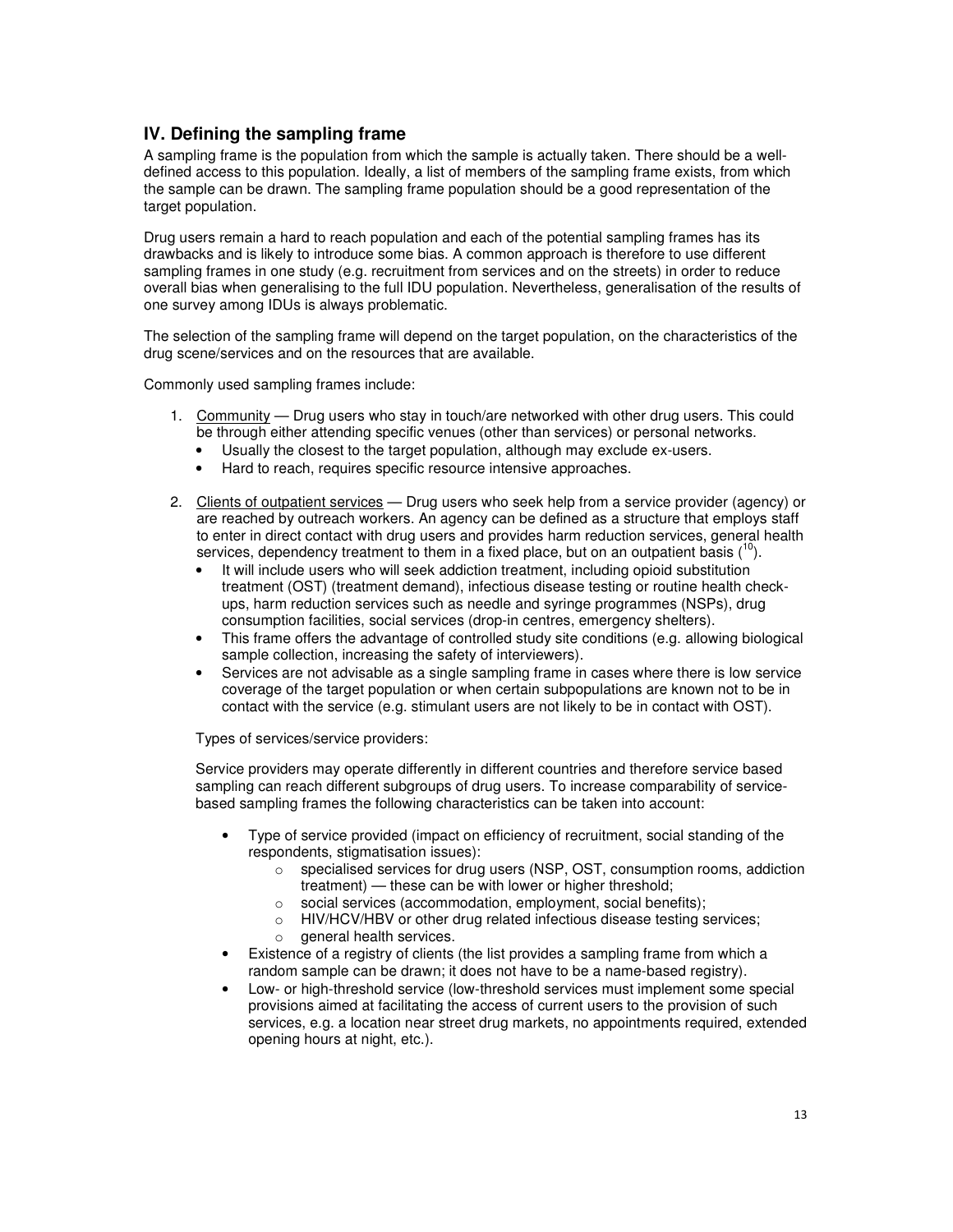## IV. Defining the sampling frame

A sampling frame is the population from which the sample is actually taken. There should be a well-defined access to this population. Ideally, a list of members of the sampling frame exists, from which the sample can be drawn. The sampling frame population should be a good representation of the target population.

Drug users remain a hard to reach population and each of the potential sampling frames has its drawbacks and is likely to introduce some bias. A common approach is therefore to use different sampling frames in one study (e.g. recruitment from services and on the streets) in order to reduce overall bias when generalising to the full IDU population. Nevertheless, generalisation of the results of one survey among IDUs is always problematic.

The selection of the sampling frame will depend on the target population, on the characteristics of the drug scene/services and on the resources that are available.

Commonly used sampling frames include:

1. <u>Community</u> — Drug users who stay in touch/are networked with other drug users. This could be through either attending specific venues (other than services) or personal networks.
   - Usually the closest to the target population, although may exclude ex-users.
   - Hard to reach, requires specific resource intensive approaches.

2. <u>Clients of outpatient services</u> — Drug users who seek help from a service provider (agency) or are reached by outreach workers. An agency can be defined as a structure that employs staff to enter in direct contact with drug users and provides harm reduction services, general health services, dependency treatment to them in a fixed place, but on an outpatient basis ([10]).
   - It will include users who will seek addiction treatment, including opioid substitution treatment (OST) (treatment demand), infectious disease testing or routine health check-ups, harm reduction services such as needle and syringe programmes (NSPs), drug consumption facilities, social services (drop-in centres, emergency shelters).
   - This frame offers the advantage of controlled study site conditions (e.g. allowing biological sample collection, increasing the safety of interviewers).
   - Services are not advisable as a single sampling frame in cases where there is low service coverage of the target population or when certain subpopulations are known not to be in contact with the service (e.g. stimulant users are not likely to be in contact with OST).

   Types of services/service providers:

   Service providers may operate differently in different countries and therefore service based sampling can reach different subgroups of drug users. To increase comparability of service-based sampling frames the following characteristics can be taken into account:

   - Type of service provided (impact on efficiency of recruitment, social standing of the respondents, stigmatisation issues):
     - specialised services for drug users (NSP, OST, consumption rooms, addiction treatment) — these can be with lower or higher threshold;
     - social services (accommodation, employment, social benefits);
     - HIV/HCV/HBV or other drug related infectious disease testing services;
     - general health services.
   - Existence of a registry of clients (the list provides a sampling frame from which a random sample can be drawn; it does not have to be a name-based registry).
   - Low- or high-threshold service (low-threshold services must implement some special provisions aimed at facilitating the access of current users to the provision of such services, e.g. a location near street drug markets, no appointments required, extended opening hours at night, etc.).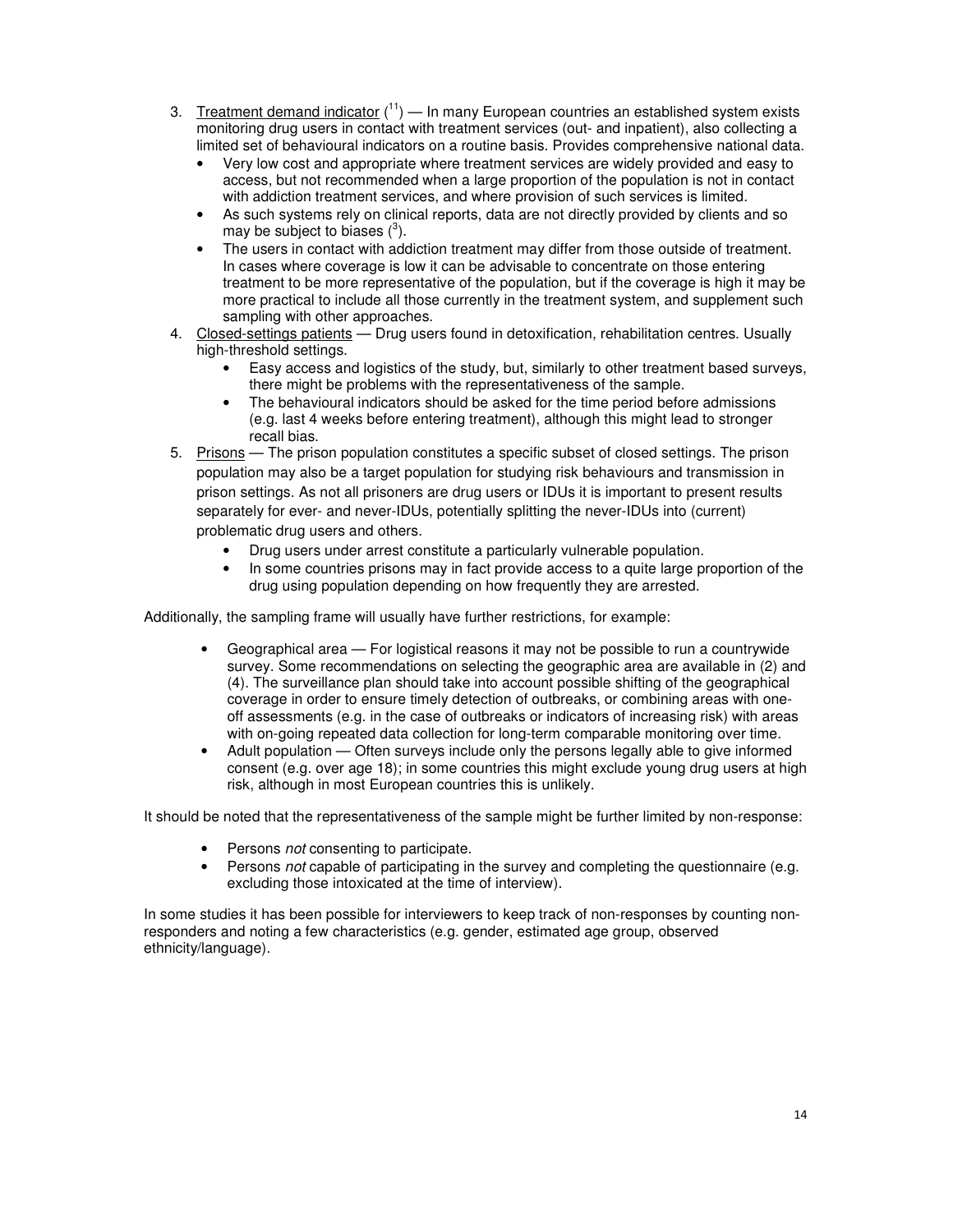3. Treatment demand indicator ([11]) — In many European countries an established system exists monitoring drug users in contact with treatment services (out- and inpatient), also collecting a limited set of behavioural indicators on a routine basis. Provides comprehensive national data.
   - Very low cost and appropriate where treatment services are widely provided and easy to access, but not recommended when a large proportion of the population is not in contact with addiction treatment services, and where provision of such services is limited.
   - As such systems rely on clinical reports, data are not directly provided by clients and so may be subject to biases ([3]).
   - The users in contact with addiction treatment may differ from those outside of treatment. In cases where coverage is low it can be advisable to concentrate on those entering treatment to be more representative of the population, but if the coverage is high it may be more practical to include all those currently in the treatment system, and supplement such sampling with other approaches.
4. Closed-settings patients — Drug users found in detoxification, rehabilitation centres. Usually high-threshold settings.
   - Easy access and logistics of the study, but, similarly to other treatment based surveys, there might be problems with the representativeness of the sample.
   - The behavioural indicators should be asked for the time period before admissions (e.g. last 4 weeks before entering treatment), although this might lead to stronger recall bias.
5. Prisons — The prison population constitutes a specific subset of closed settings. The prison population may also be a target population for studying risk behaviours and transmission in prison settings. As not all prisoners are drug users or IDUs it is important to present results separately for ever- and never-IDUs, potentially splitting the never-IDUs into (current) problematic drug users and others.
   - Drug users under arrest constitute a particularly vulnerable population.
   - In some countries prisons may in fact provide access to a quite large proportion of the drug using population depending on how frequently they are arrested.

Additionally, the sampling frame will usually have further restrictions, for example:

- Geographical area — For logistical reasons it may not be possible to run a countrywide survey. Some recommendations on selecting the geographic area are available in (2) and (4). The surveillance plan should take into account possible shifting of the geographical coverage in order to ensure timely detection of outbreaks, or combining areas with one-off assessments (e.g. in the case of outbreaks or indicators of increasing risk) with areas with on-going repeated data collection for long-term comparable monitoring over time.
- Adult population — Often surveys include only the persons legally able to give informed consent (e.g. over age 18); in some countries this might exclude young drug users at high risk, although in most European countries this is unlikely.

It should be noted that the representativeness of the sample might be further limited by non-response:

- Persons *not* consenting to participate.
- Persons *not* capable of participating in the survey and completing the questionnaire (e.g. excluding those intoxicated at the time of interview).

In some studies it has been possible for interviewers to keep track of non-responses by counting non-responders and noting a few characteristics (e.g. gender, estimated age group, observed ethnicity/language).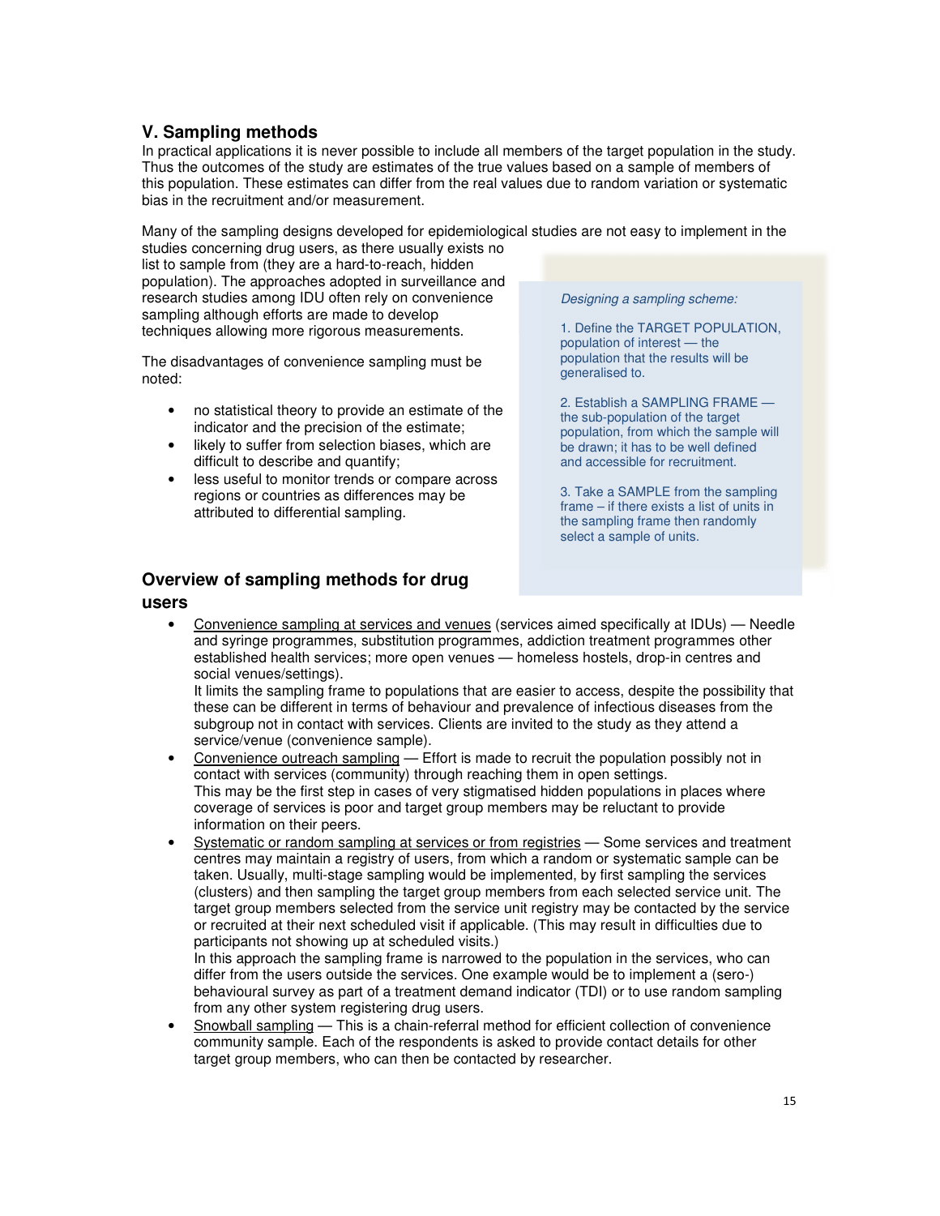## V. Sampling methods

In practical applications it is never possible to include all members of the target population in the study. Thus the outcomes of the study are estimates of the true values based on a sample of members of this population. These estimates can differ from the real values due to random variation or systematic bias in the recruitment and/or measurement.

Many of the sampling designs developed for epidemiological studies are not easy to implement in the studies concerning drug users, as there usually exists no list to sample from (they are a hard-to-reach, hidden population). The approaches adopted in surveillance and research studies among IDU often rely on convenience sampling although efforts are made to develop techniques allowing more rigorous measurements.

The disadvantages of convenience sampling must be noted:

- no statistical theory to provide an estimate of the indicator and the precision of the estimate;
- likely to suffer from selection biases, which are difficult to describe and quantify;
- less useful to monitor trends or compare across regions or countries as differences may be attributed to differential sampling.

*Designing a sampling scheme:*

1. Define the TARGET POPULATION, population of interest — the population that the results will be generalised to.

2. Establish a SAMPLING FRAME — the sub-population of the target population, from which the sample will be drawn; it has to be well defined and accessible for recruitment.

3. Take a SAMPLE from the sampling frame – if there exists a list of units in the sampling frame then randomly select a sample of units.

### Overview of sampling methods for drug users

- Convenience sampling at services and venues (services aimed specifically at IDUs) — Needle and syringe programmes, substitution programmes, addiction treatment programmes other established health services; more open venues — homeless hostels, drop-in centres and social venues/settings).
  It limits the sampling frame to populations that are easier to access, despite the possibility that these can be different in terms of behaviour and prevalence of infectious diseases from the subgroup not in contact with services. Clients are invited to the study as they attend a service/venue (convenience sample).
- Convenience outreach sampling — Effort is made to recruit the population possibly not in contact with services (community) through reaching them in open settings.
  This may be the first step in cases of very stigmatised hidden populations in places where coverage of services is poor and target group members may be reluctant to provide information on their peers.
- Systematic or random sampling at services or from registries — Some services and treatment centres may maintain a registry of users, from which a random or systematic sample can be taken. Usually, multi-stage sampling would be implemented, by first sampling the services (clusters) and then sampling the target group members from each selected service unit. The target group members selected from the service unit registry may be contacted by the service or recruited at their next scheduled visit if applicable. (This may result in difficulties due to participants not showing up at scheduled visits.)
  In this approach the sampling frame is narrowed to the population in the services, who can differ from the users outside the services. One example would be to implement a (sero-) behavioural survey as part of a treatment demand indicator (TDI) or to use random sampling from any other system registering drug users.
- Snowball sampling — This is a chain-referral method for efficient collection of convenience community sample. Each of the respondents is asked to provide contact details for other target group members, who can then be contacted by researcher.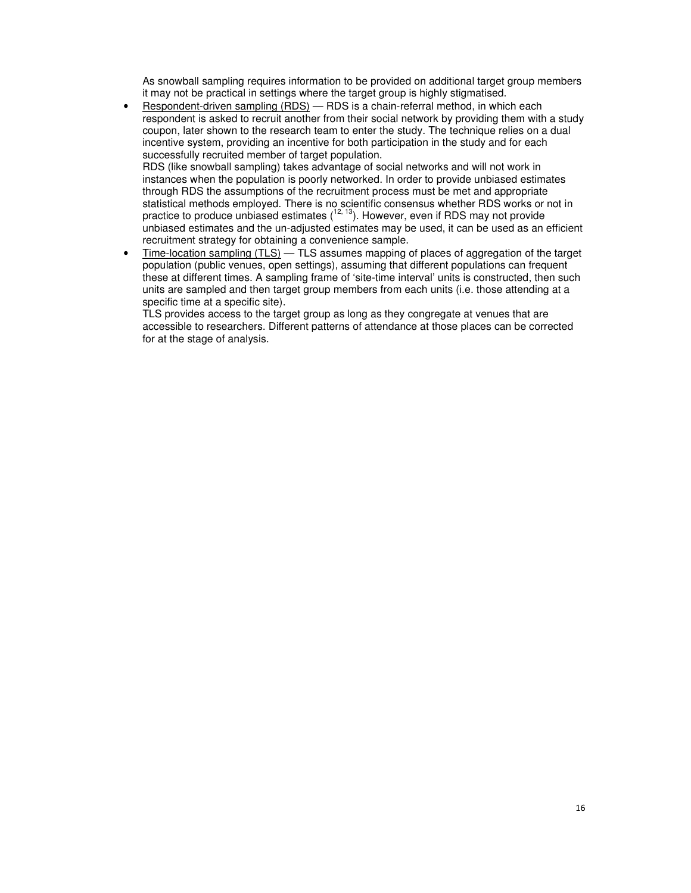As snowball sampling requires information to be provided on additional target group members it may not be practical in settings where the target group is highly stigmatised.

- Respondent-driven sampling (RDS) — RDS is a chain-referral method, in which each respondent is asked to recruit another from their social network by providing them with a study coupon, later shown to the research team to enter the study. The technique relies on a dual incentive system, providing an incentive for both participation in the study and for each successfully recruited member of target population.
  RDS (like snowball sampling) takes advantage of social networks and will not work in instances when the population is poorly networked. In order to provide unbiased estimates through RDS the assumptions of the recruitment process must be met and appropriate statistical methods employed. There is no scientific consensus whether RDS works or not in practice to produce unbiased estimates ([12, 13]). However, even if RDS may not provide unbiased estimates and the un-adjusted estimates may be used, it can be used as an efficient recruitment strategy for obtaining a convenience sample.
- Time-location sampling (TLS) — TLS assumes mapping of places of aggregation of the target population (public venues, open settings), assuming that different populations can frequent these at different times. A sampling frame of 'site-time interval' units is constructed, then such units are sampled and then target group members from each units (i.e. those attending at a specific time at a specific site).
  TLS provides access to the target group as long as they congregate at venues that are accessible to researchers. Different patterns of attendance at those places can be corrected for at the stage of analysis.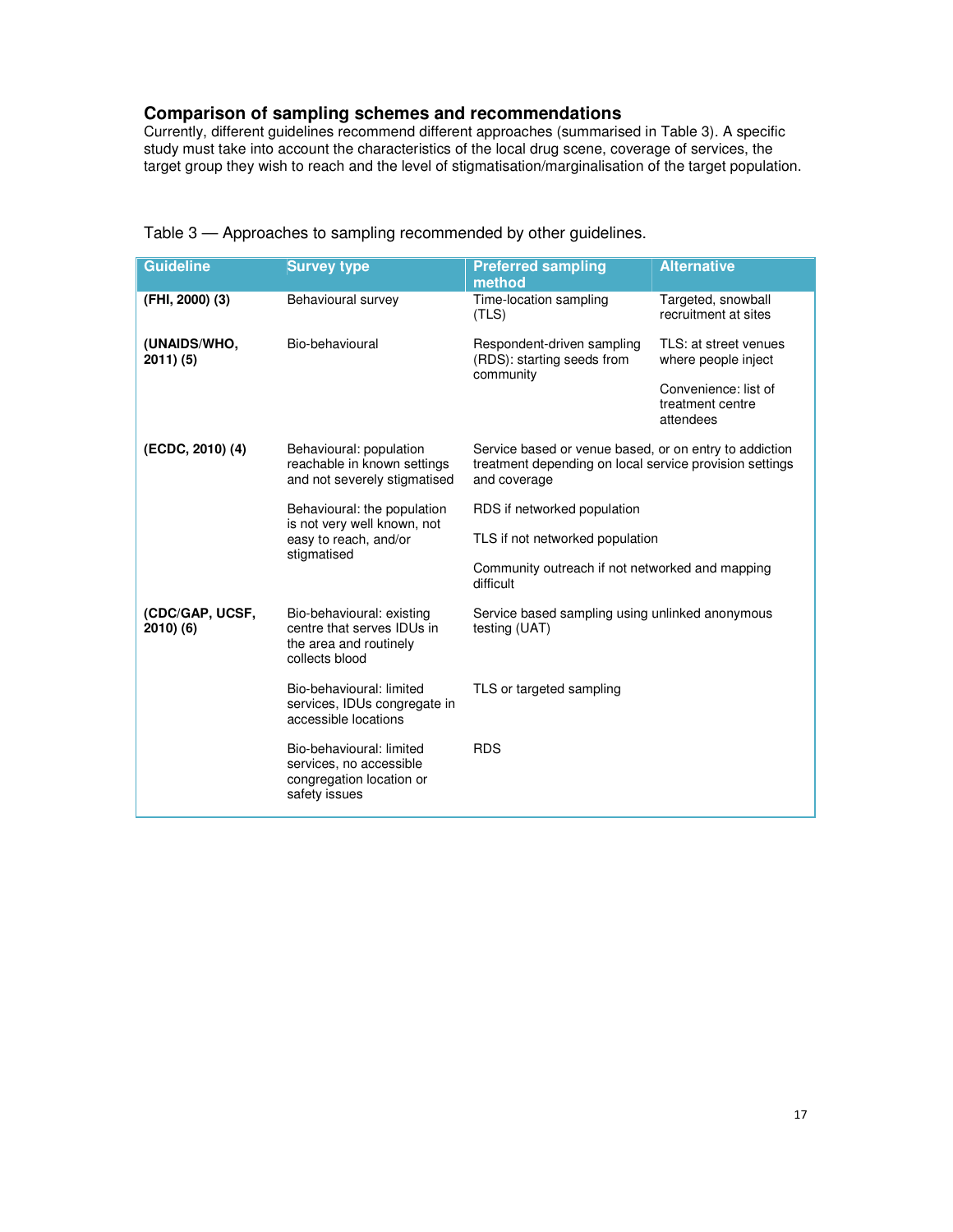### Comparison of sampling schemes and recommendations

Currently, different guidelines recommend different approaches (summarised in Table 3). A specific study must take into account the characteristics of the local drug scene, coverage of services, the target group they wish to reach and the level of stigmatisation/marginalisation of the target population.

Table 3 — Approaches to sampling recommended by other guidelines.

| Guideline | Survey type | Preferred sampling method | Alternative |
|---|---|---|---|
| **(FHI, 2000) (3)** | Behavioural survey | Time-location sampling (TLS) | Targeted, snowball recruitment at sites |
| **(UNAIDS/WHO, 2011) (5)** | Bio-behavioural | Respondent-driven sampling (RDS): starting seeds from community | TLS: at street venues where people inject |
| | | | Convenience: list of treatment centre attendees |
| **(ECDC, 2010) (4)** | Behavioural: population reachable in known settings and not severely stigmatised | Service based or venue based, or on entry to addiction treatment depending on local service provision settings and coverage | |
| | Behavioural: the population is not very well known, not easy to reach, and/or stigmatised | RDS if networked population | |
| | | TLS if not networked population | |
| | | Community outreach if not networked and mapping difficult | |
| **(CDC/GAP, UCSF, 2010) (6)** | Bio-behavioural: existing centre that serves IDUs in the area and routinely collects blood | Service based sampling using unlinked anonymous testing (UAT) | |
| | Bio-behavioural: limited services, IDUs congregate in accessible locations | TLS or targeted sampling | |
| | Bio-behavioural: limited services, no accessible congregation location or safety issues | RDS | |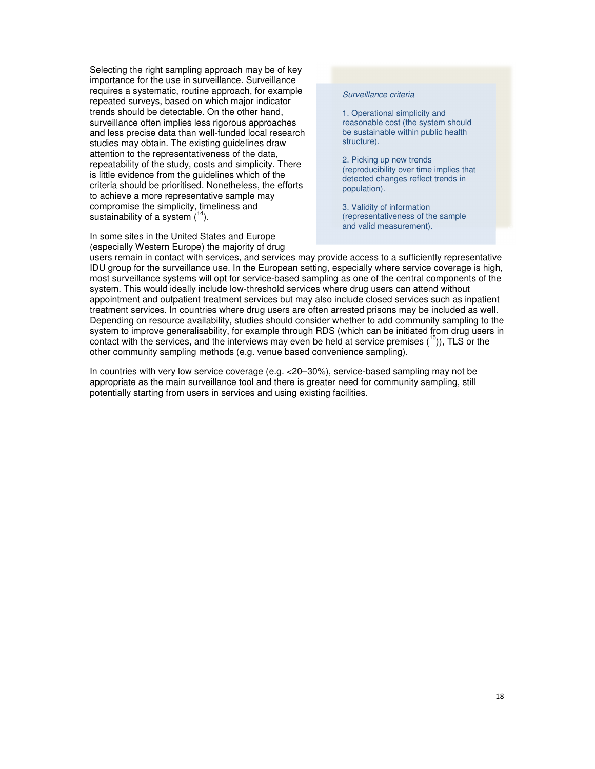Selecting the right sampling approach may be of key importance for the use in surveillance. Surveillance requires a systematic, routine approach, for example repeated surveys, based on which major indicator trends should be detectable. On the other hand, surveillance often implies less rigorous approaches and less precise data than well-funded local research studies may obtain. The existing guidelines draw attention to the representativeness of the data, repeatability of the study, costs and simplicity. There is little evidence from the guidelines which of the criteria should be prioritised. Nonetheless, the efforts to achieve a more representative sample may compromise the simplicity, timeliness and sustainability of a system ([14]).

> *Surveillance criteria*
>
> 1. Operational simplicity and reasonable cost (the system should be sustainable within public health structure).
>
> 2. Picking up new trends (reproducibility over time implies that detected changes reflect trends in population).
>
> 3. Validity of information (representativeness of the sample and valid measurement).

In some sites in the United States and Europe (especially Western Europe) the majority of drug users remain in contact with services, and services may provide access to a sufficiently representative IDU group for the surveillance use. In the European setting, especially where service coverage is high, most surveillance systems will opt for service-based sampling as one of the central components of the system. This would ideally include low-threshold services where drug users can attend without appointment and outpatient treatment services but may also include closed services such as inpatient treatment services. In countries where drug users are often arrested prisons may be included as well. Depending on resource availability, studies should consider whether to add community sampling to the system to improve generalisability, for example through RDS (which can be initiated from drug users in contact with the services, and the interviews may even be held at service premises ([15])), TLS or the other community sampling methods (e.g. venue based convenience sampling).

In countries with very low service coverage (e.g. <20–30%), service-based sampling may not be appropriate as the main surveillance tool and there is greater need for community sampling, still potentially starting from users in services and using existing facilities.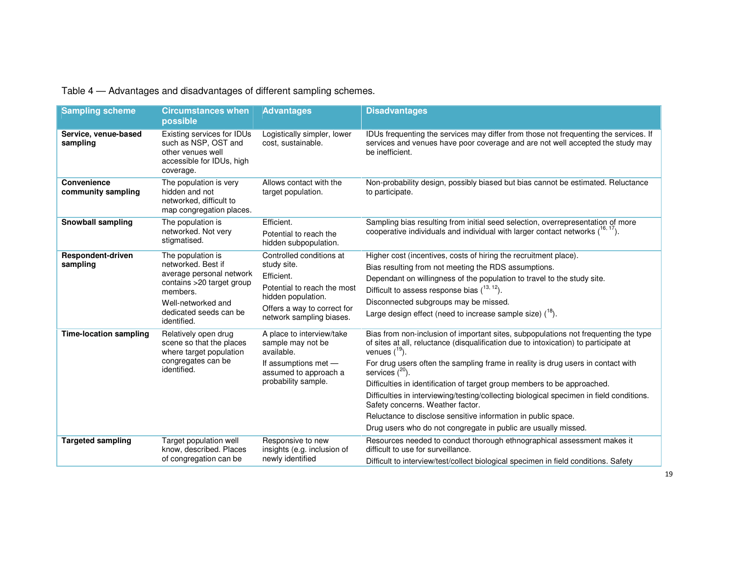Table 4 — Advantages and disadvantages of different sampling schemes.

| Sampling scheme | Circumstances when possible | Advantages | Disadvantages |
|---|---|---|---|
| **Service, venue-based sampling** | Existing services for IDUs such as NSP, OST and other venues well accessible for IDUs, high coverage. | Logistically simpler, lower cost, sustainable. | IDUs frequenting the services may differ from those not frequenting the services. If services and venues have poor coverage and are not well accepted the study may be inefficient. |
| **Convenience community sampling** | The population is very hidden and not networked, difficult to map congregation places. | Allows contact with the target population. | Non-probability design, possibly biased but bias cannot be estimated. Reluctance to participate. |
| **Snowball sampling** | The population is networked. Not very stigmatised. | Efficient.<br>Potential to reach the hidden subpopulation. | Sampling bias resulting from initial seed selection, overrepresentation of more cooperative individuals and individual with larger contact networks ([16, 17]). |
| **Respondent-driven sampling** | The population is networked. Best if average personal network contains >20 target group members.<br>Well-networked and dedicated seeds can be identified. | Controlled conditions at study site.<br>Efficient.<br>Potential to reach the most hidden population.<br>Offers a way to correct for network sampling biases. | Higher cost (incentives, costs of hiring the recruitment place).<br>Bias resulting from not meeting the RDS assumptions.<br>Dependant on willingness of the population to travel to the study site.<br>Difficult to assess response bias ([13, 12]).<br>Disconnected subgroups may be missed.<br>Large design effect (need to increase sample size) ([18]). |
| **Time-location sampling** | Relatively open drug scene so that the places where target population congregates can be identified. | A place to interview/take sample may not be available.<br>If assumptions met — assumed to approach a probability sample. | Bias from non-inclusion of important sites, subpopulations not frequenting the type of sites at all, reluctance (disqualification due to intoxication) to participate at venues ([19]).<br>For drug users often the sampling frame in reality is drug users in contact with services ([20]).<br>Difficulties in identification of target group members to be approached.<br>Difficulties in interviewing/testing/collecting biological specimen in field conditions. Safety concerns. Weather factor.<br>Reluctance to disclose sensitive information in public space.<br>Drug users who do not congregate in public are usually missed. |
| **Targeted sampling** | Target population well know, described. Places of congregation can be | Responsive to new insights (e.g. inclusion of newly identified | Resources needed to conduct thorough ethnographical assessment makes it difficult to use for surveillance.<br>Difficult to interview/test/collect biological specimen in field conditions. Safety |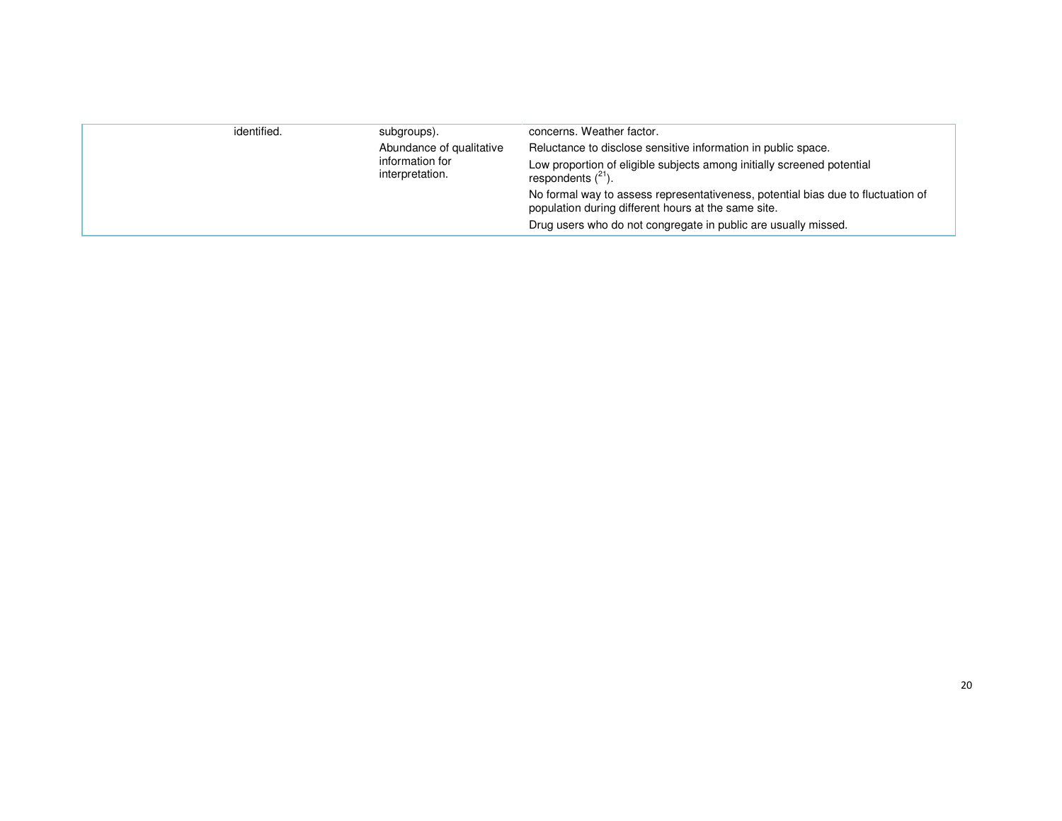| | | | |
|---|---|---|---|
| | identified. | subgroups).<br>Abundance of qualitative information for interpretation. | concerns. Weather factor.<br>Reluctance to disclose sensitive information in public space.<br>Low proportion of eligible subjects among initially screened potential respondents ([21]).<br>No formal way to assess representativeness, potential bias due to fluctuation of population during different hours at the same site.<br>Drug users who do not congregate in public are usually missed. |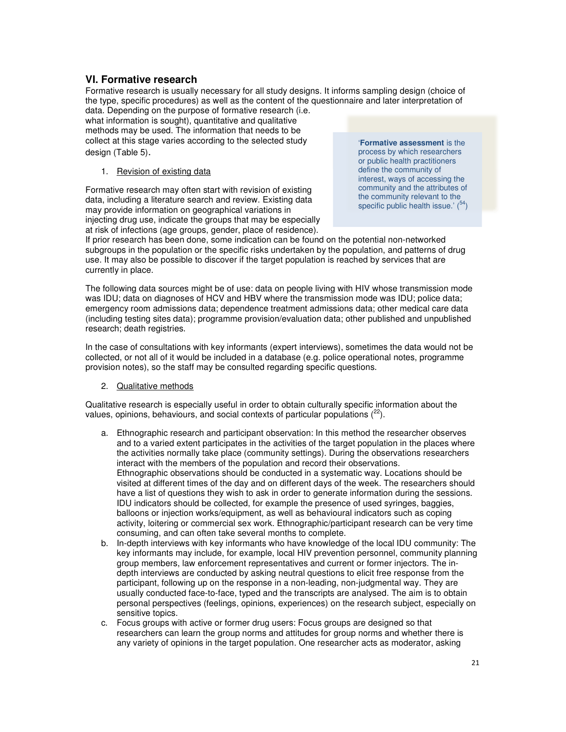## VI. Formative research

Formative research is usually necessary for all study designs. It informs sampling design (choice of the type, specific procedures) as well as the content of the questionnaire and later interpretation of data. Depending on the purpose of formative research (i.e. what information is sought), quantitative and qualitative methods may be used. The information that needs to be collect at this stage varies according to the selected study design (Table 5).

> '**Formative assessment** is the process by which researchers or public health practitioners define the community of interest, ways of accessing the community and the attributes of the community relevant to the specific public health issue.' ([54])

1. Revision of existing data

Formative research may often start with revision of existing data, including a literature search and review. Existing data may provide information on geographical variations in injecting drug use, indicate the groups that may be especially at risk of infections (age groups, gender, place of residence). If prior research has been done, some indication can be found on the potential non-networked subgroups in the population or the specific risks undertaken by the population, and patterns of drug use. It may also be possible to discover if the target population is reached by services that are currently in place.

The following data sources might be of use: data on people living with HIV whose transmission mode was IDU; data on diagnoses of HCV and HBV where the transmission mode was IDU; police data; emergency room admissions data; dependence treatment admissions data; other medical care data (including testing sites data); programme provision/evaluation data; other published and unpublished research; death registries.

In the case of consultations with key informants (expert interviews), sometimes the data would not be collected, or not all of it would be included in a database (e.g. police operational notes, programme provision notes), so the staff may be consulted regarding specific questions.

2. Qualitative methods

Qualitative research is especially useful in order to obtain culturally specific information about the values, opinions, behaviours, and social contexts of particular populations ([22]).

a. Ethnographic research and participant observation: In this method the researcher observes and to a varied extent participates in the activities of the target population in the places where the activities normally take place (community settings). During the observations researchers interact with the members of the population and record their observations. Ethnographic observations should be conducted in a systematic way. Locations should be visited at different times of the day and on different days of the week. The researchers should have a list of questions they wish to ask in order to generate information during the sessions. IDU indicators should be collected, for example the presence of used syringes, baggies, balloons or injection works/equipment, as well as behavioural indicators such as coping activity, loitering or commercial sex work. Ethnographic/participant research can be very time consuming, and can often take several months to complete.
b. In-depth interviews with key informants who have knowledge of the local IDU community: The key informants may include, for example, local HIV prevention personnel, community planning group members, law enforcement representatives and current or former injectors. The in-depth interviews are conducted by asking neutral questions to elicit free response from the participant, following up on the response in a non-leading, non-judgmental way. They are usually conducted face-to-face, typed and the transcripts are analysed. The aim is to obtain personal perspectives (feelings, opinions, experiences) on the research subject, especially on sensitive topics.
c. Focus groups with active or former drug users: Focus groups are designed so that researchers can learn the group norms and attitudes for group norms and whether there is any variety of opinions in the target population. One researcher acts as moderator, asking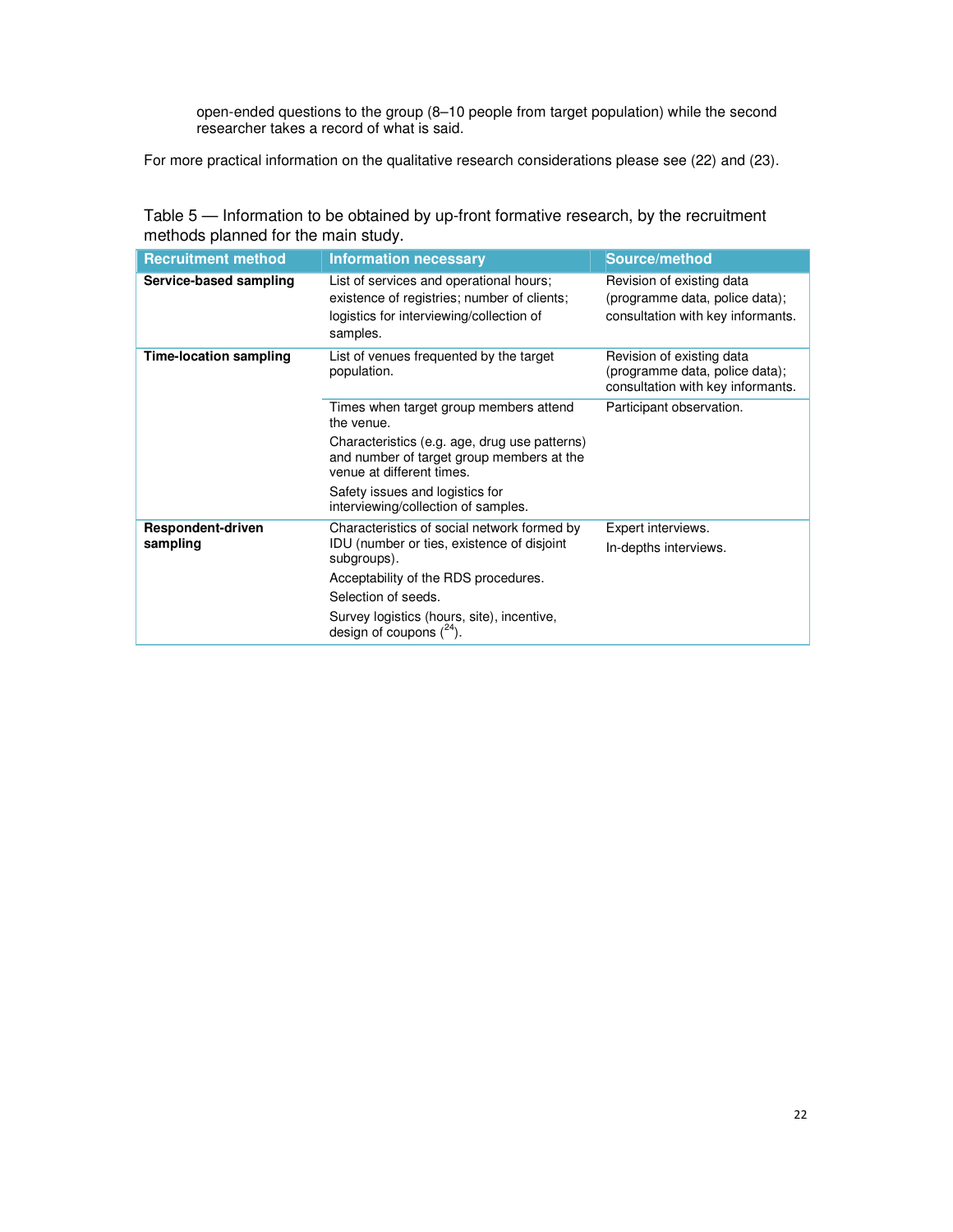open-ended questions to the group (8–10 people from target population) while the second researcher takes a record of what is said.

For more practical information on the qualitative research considerations please see (22) and (23).

Table 5 — Information to be obtained by up-front formative research, by the recruitment methods planned for the main study.

| Recruitment method | Information necessary | Source/method |
|---|---|---|
| **Service-based sampling** | List of services and operational hours; existence of registries; number of clients; logistics for interviewing/collection of samples. | Revision of existing data (programme data, police data); consultation with key informants. |
| **Time-location sampling** | List of venues frequented by the target population. | Revision of existing data (programme data, police data); consultation with key informants. |
| | Times when target group members attend the venue.<br>Characteristics (e.g. age, drug use patterns) and number of target group members at the venue at different times.<br>Safety issues and logistics for interviewing/collection of samples. | Participant observation. |
| **Respondent-driven sampling** | Characteristics of social network formed by IDU (number or ties, existence of disjoint subgroups).<br>Acceptability of the RDS procedures.<br>Selection of seeds.<br>Survey logistics (hours, site), incentive, design of coupons ([24]). | Expert interviews.<br>In-depths interviews. |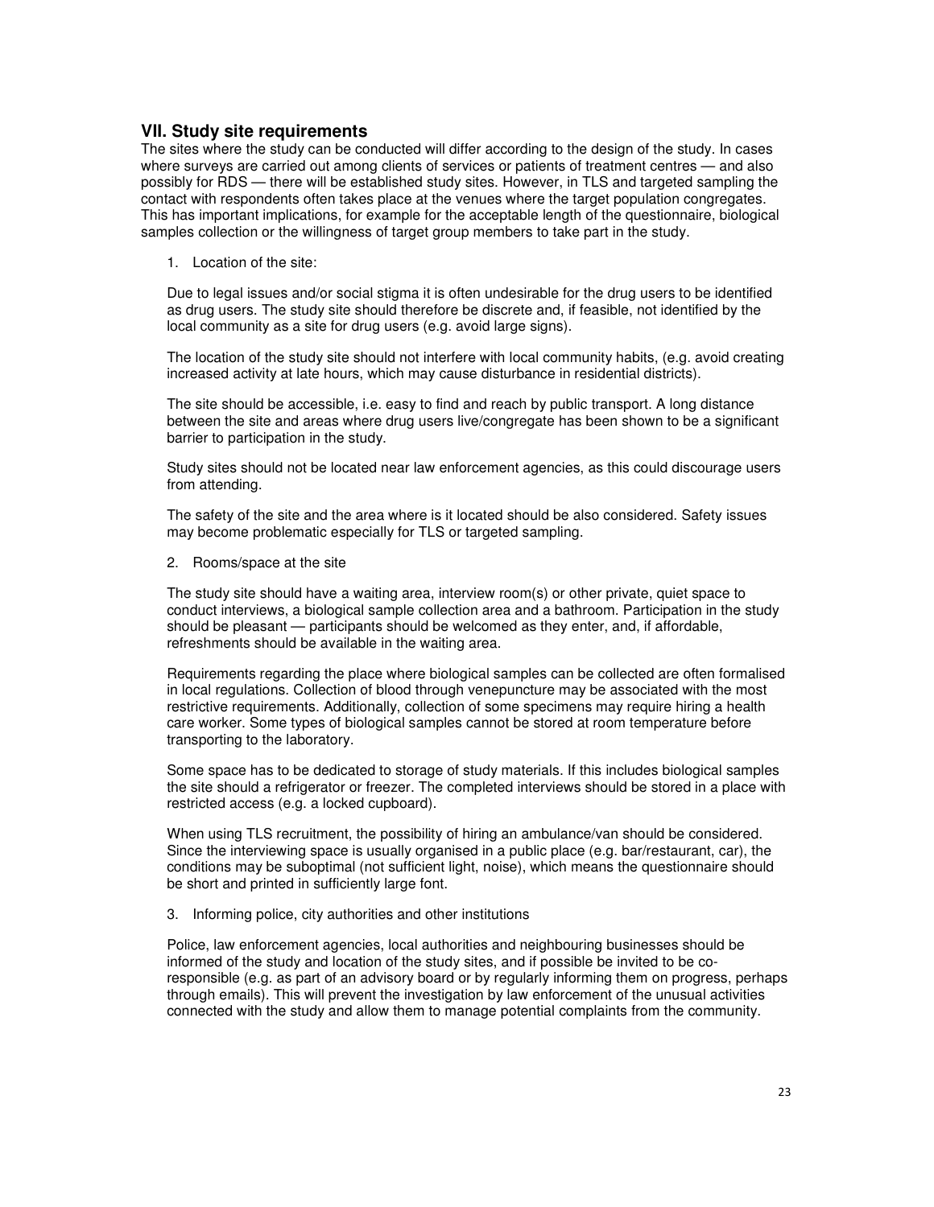## VII. Study site requirements

The sites where the study can be conducted will differ according to the design of the study. In cases where surveys are carried out among clients of services or patients of treatment centres — and also possibly for RDS — there will be established study sites. However, in TLS and targeted sampling the contact with respondents often takes place at the venues where the target population congregates. This has important implications, for example for the acceptable length of the questionnaire, biological samples collection or the willingness of target group members to take part in the study.

1. Location of the site:

   Due to legal issues and/or social stigma it is often undesirable for the drug users to be identified as drug users. The study site should therefore be discrete and, if feasible, not identified by the local community as a site for drug users (e.g. avoid large signs).

   The location of the study site should not interfere with local community habits, (e.g. avoid creating increased activity at late hours, which may cause disturbance in residential districts).

   The site should be accessible, i.e. easy to find and reach by public transport. A long distance between the site and areas where drug users live/congregate has been shown to be a significant barrier to participation in the study.

   Study sites should not be located near law enforcement agencies, as this could discourage users from attending.

   The safety of the site and the area where is it located should be also considered. Safety issues may become problematic especially for TLS or targeted sampling.

2. Rooms/space at the site

   The study site should have a waiting area, interview room(s) or other private, quiet space to conduct interviews, a biological sample collection area and a bathroom. Participation in the study should be pleasant — participants should be welcomed as they enter, and, if affordable, refreshments should be available in the waiting area.

   Requirements regarding the place where biological samples can be collected are often formalised in local regulations. Collection of blood through venepuncture may be associated with the most restrictive requirements. Additionally, collection of some specimens may require hiring a health care worker. Some types of biological samples cannot be stored at room temperature before transporting to the laboratory.

   Some space has to be dedicated to storage of study materials. If this includes biological samples the site should a refrigerator or freezer. The completed interviews should be stored in a place with restricted access (e.g. a locked cupboard).

   When using TLS recruitment, the possibility of hiring an ambulance/van should be considered. Since the interviewing space is usually organised in a public place (e.g. bar/restaurant, car), the conditions may be suboptimal (not sufficient light, noise), which means the questionnaire should be short and printed in sufficiently large font.

3. Informing police, city authorities and other institutions

   Police, law enforcement agencies, local authorities and neighbouring businesses should be informed of the study and location of the study sites, and if possible be invited to be co-responsible (e.g. as part of an advisory board or by regularly informing them on progress, perhaps through emails). This will prevent the investigation by law enforcement of the unusual activities connected with the study and allow them to manage potential complaints from the community.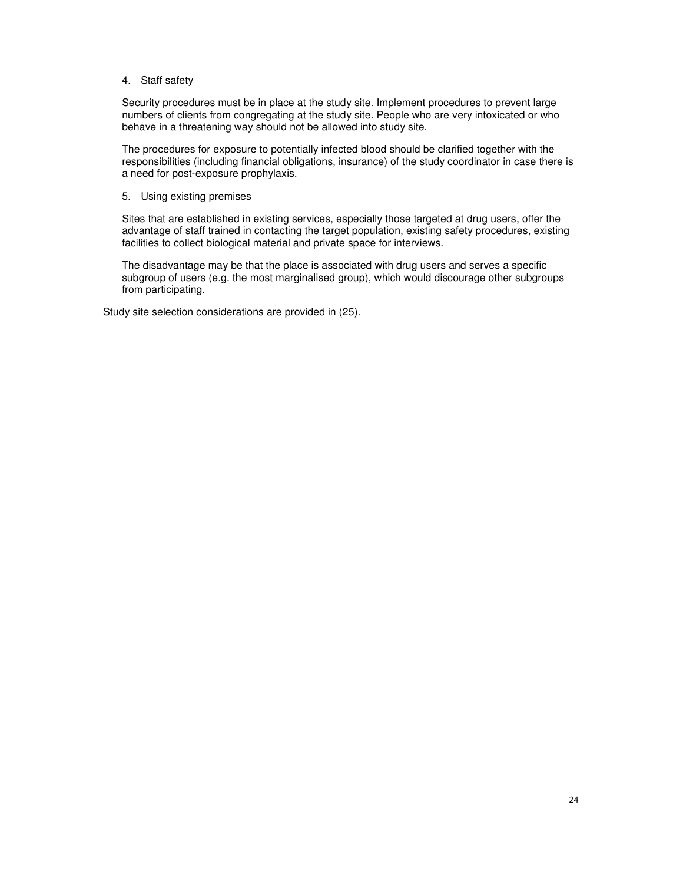4. Staff safety

Security procedures must be in place at the study site. Implement procedures to prevent large numbers of clients from congregating at the study site. People who are very intoxicated or who behave in a threatening way should not be allowed into study site.

The procedures for exposure to potentially infected blood should be clarified together with the responsibilities (including financial obligations, insurance) of the study coordinator in case there is a need for post-exposure prophylaxis.

5. Using existing premises

Sites that are established in existing services, especially those targeted at drug users, offer the advantage of staff trained in contacting the target population, existing safety procedures, existing facilities to collect biological material and private space for interviews.

The disadvantage may be that the place is associated with drug users and serves a specific subgroup of users (e.g. the most marginalised group), which would discourage other subgroups from participating.

Study site selection considerations are provided in (25).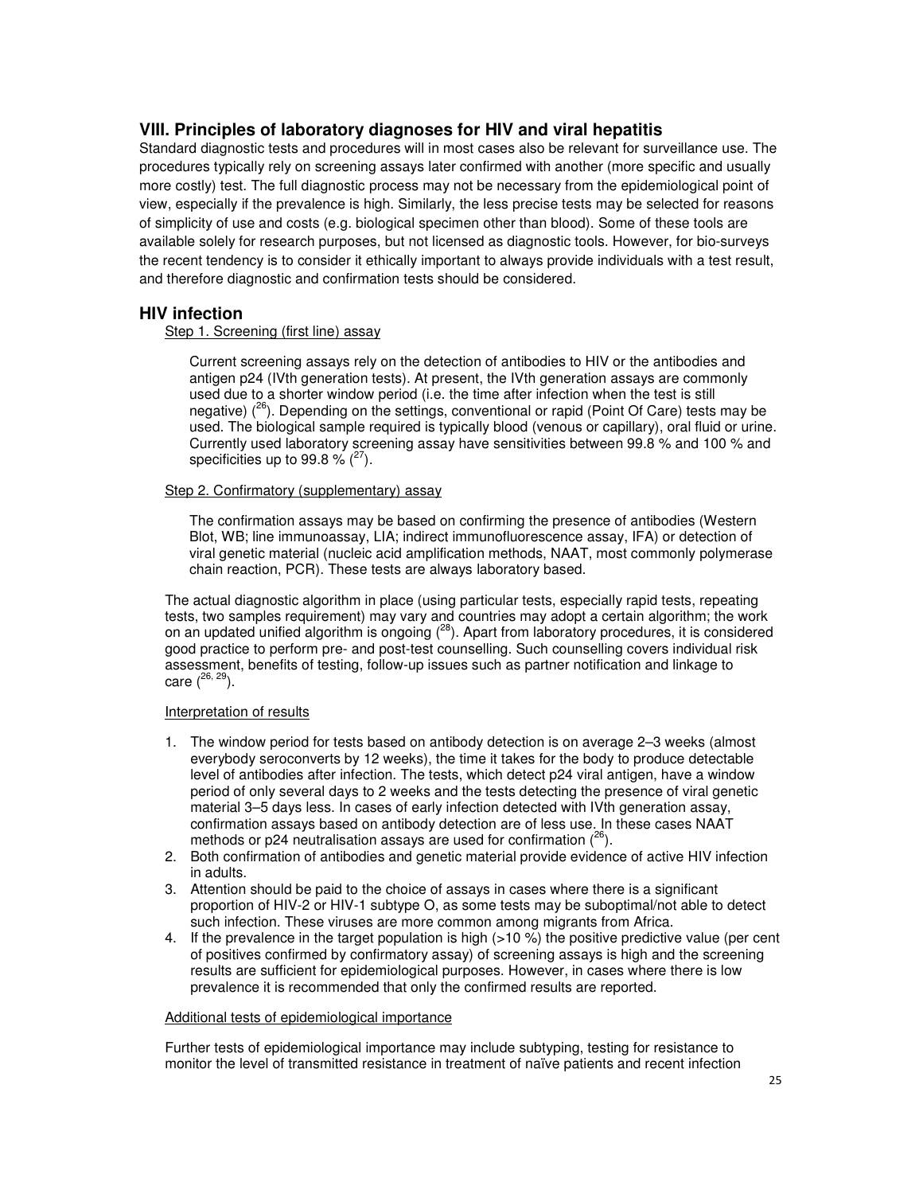## VIII. Principles of laboratory diagnoses for HIV and viral hepatitis

Standard diagnostic tests and procedures will in most cases also be relevant for surveillance use. The procedures typically rely on screening assays later confirmed with another (more specific and usually more costly) test. The full diagnostic process may not be necessary from the epidemiological point of view, especially if the prevalence is high. Similarly, the less precise tests may be selected for reasons of simplicity of use and costs (e.g. biological specimen other than blood). Some of these tools are available solely for research purposes, but not licensed as diagnostic tools. However, for bio-surveys the recent tendency is to consider it ethically important to always provide individuals with a test result, and therefore diagnostic and confirmation tests should be considered.

## HIV infection

Step 1. Screening (first line) assay

Current screening assays rely on the detection of antibodies to HIV or the antibodies and antigen p24 (IVth generation tests). At present, the IVth generation assays are commonly used due to a shorter window period (i.e. the time after infection when the test is still negative) ([26]). Depending on the settings, conventional or rapid (Point Of Care) tests may be used. The biological sample required is typically blood (venous or capillary), oral fluid or urine. Currently used laboratory screening assay have sensitivities between 99.8 % and 100 % and specificities up to 99.8 % ([27]).

Step 2. Confirmatory (supplementary) assay

The confirmation assays may be based on confirming the presence of antibodies (Western Blot, WB; line immunoassay, LIA; indirect immunofluorescence assay, IFA) or detection of viral genetic material (nucleic acid amplification methods, NAAT, most commonly polymerase chain reaction, PCR). These tests are always laboratory based.

The actual diagnostic algorithm in place (using particular tests, especially rapid tests, repeating tests, two samples requirement) may vary and countries may adopt a certain algorithm; the work on an updated unified algorithm is ongoing ([28]). Apart from laboratory procedures, it is considered good practice to perform pre- and post-test counselling. Such counselling covers individual risk assessment, benefits of testing, follow-up issues such as partner notification and linkage to care ([26, 29]).

Interpretation of results

1. The window period for tests based on antibody detection is on average 2–3 weeks (almost everybody seroconverts by 12 weeks), the time it takes for the body to produce detectable level of antibodies after infection. The tests, which detect p24 viral antigen, have a window period of only several days to 2 weeks and the tests detecting the presence of viral genetic material 3–5 days less. In cases of early infection detected with IVth generation assay, confirmation assays based on antibody detection are of less use. In these cases NAAT methods or p24 neutralisation assays are used for confirmation ([26]).
2. Both confirmation of antibodies and genetic material provide evidence of active HIV infection in adults.
3. Attention should be paid to the choice of assays in cases where there is a significant proportion of HIV-2 or HIV-1 subtype O, as some tests may be suboptimal/not able to detect such infection. These viruses are more common among migrants from Africa.
4. If the prevalence in the target population is high (>10 %) the positive predictive value (per cent of positives confirmed by confirmatory assay) of screening assays is high and the screening results are sufficient for epidemiological purposes. However, in cases where there is low prevalence it is recommended that only the confirmed results are reported.

Additional tests of epidemiological importance

Further tests of epidemiological importance may include subtyping, testing for resistance to monitor the level of transmitted resistance in treatment of naïve patients and recent infection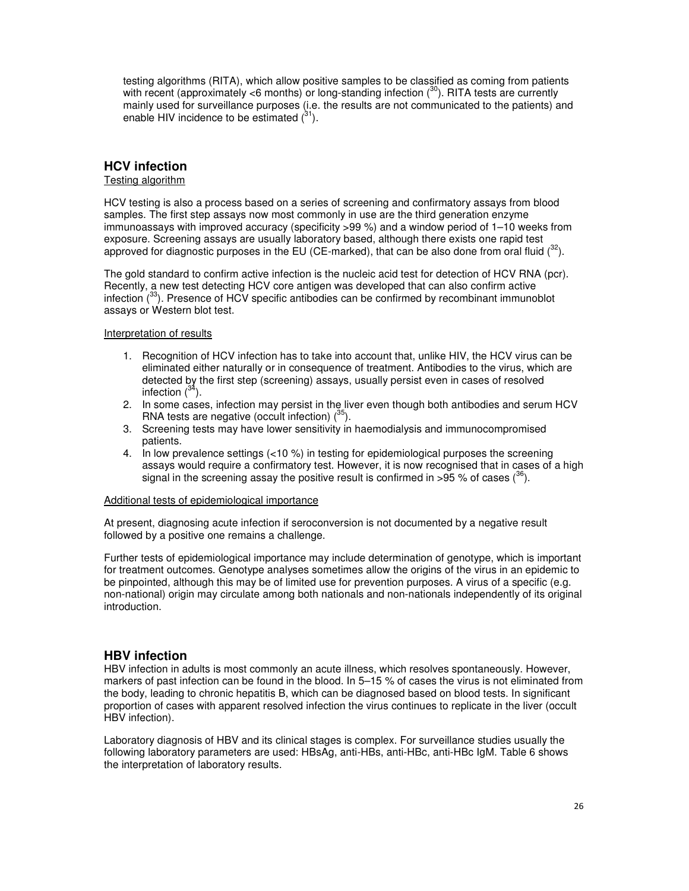testing algorithms (RITA), which allow positive samples to be classified as coming from patients with recent (approximately <6 months) or long-standing infection ([30]). RITA tests are currently mainly used for surveillance purposes (i.e. the results are not communicated to the patients) and enable HIV incidence to be estimated ([31]).

## HCV infection

Testing algorithm

HCV testing is also a process based on a series of screening and confirmatory assays from blood samples. The first step assays now most commonly in use are the third generation enzyme immunoassays with improved accuracy (specificity >99 %) and a window period of 1–10 weeks from exposure. Screening assays are usually laboratory based, although there exists one rapid test approved for diagnostic purposes in the EU (CE-marked), that can be also done from oral fluid ([32]).

The gold standard to confirm active infection is the nucleic acid test for detection of HCV RNA (pcr). Recently, a new test detecting HCV core antigen was developed that can also confirm active infection ([33]). Presence of HCV specific antibodies can be confirmed by recombinant immunoblot assays or Western blot test.

Interpretation of results

1. Recognition of HCV infection has to take into account that, unlike HIV, the HCV virus can be eliminated either naturally or in consequence of treatment. Antibodies to the virus, which are detected by the first step (screening) assays, usually persist even in cases of resolved infection ([34]).
2. In some cases, infection may persist in the liver even though both antibodies and serum HCV RNA tests are negative (occult infection) ([35]).
3. Screening tests may have lower sensitivity in haemodialysis and immunocompromised patients.
4. In low prevalence settings (<10 %) in testing for epidemiological purposes the screening assays would require a confirmatory test. However, it is now recognised that in cases of a high signal in the screening assay the positive result is confirmed in >95 % of cases ([36]).

Additional tests of epidemiological importance

At present, diagnosing acute infection if seroconversion is not documented by a negative result followed by a positive one remains a challenge.

Further tests of epidemiological importance may include determination of genotype, which is important for treatment outcomes. Genotype analyses sometimes allow the origins of the virus in an epidemic to be pinpointed, although this may be of limited use for prevention purposes. A virus of a specific (e.g. non-national) origin may circulate among both nationals and non-nationals independently of its original introduction.

## HBV infection

HBV infection in adults is most commonly an acute illness, which resolves spontaneously. However, markers of past infection can be found in the blood. In 5–15 % of cases the virus is not eliminated from the body, leading to chronic hepatitis B, which can be diagnosed based on blood tests. In significant proportion of cases with apparent resolved infection the virus continues to replicate in the liver (occult HBV infection).

Laboratory diagnosis of HBV and its clinical stages is complex. For surveillance studies usually the following laboratory parameters are used: HBsAg, anti-HBs, anti-HBc, anti-HBc IgM. Table 6 shows the interpretation of laboratory results.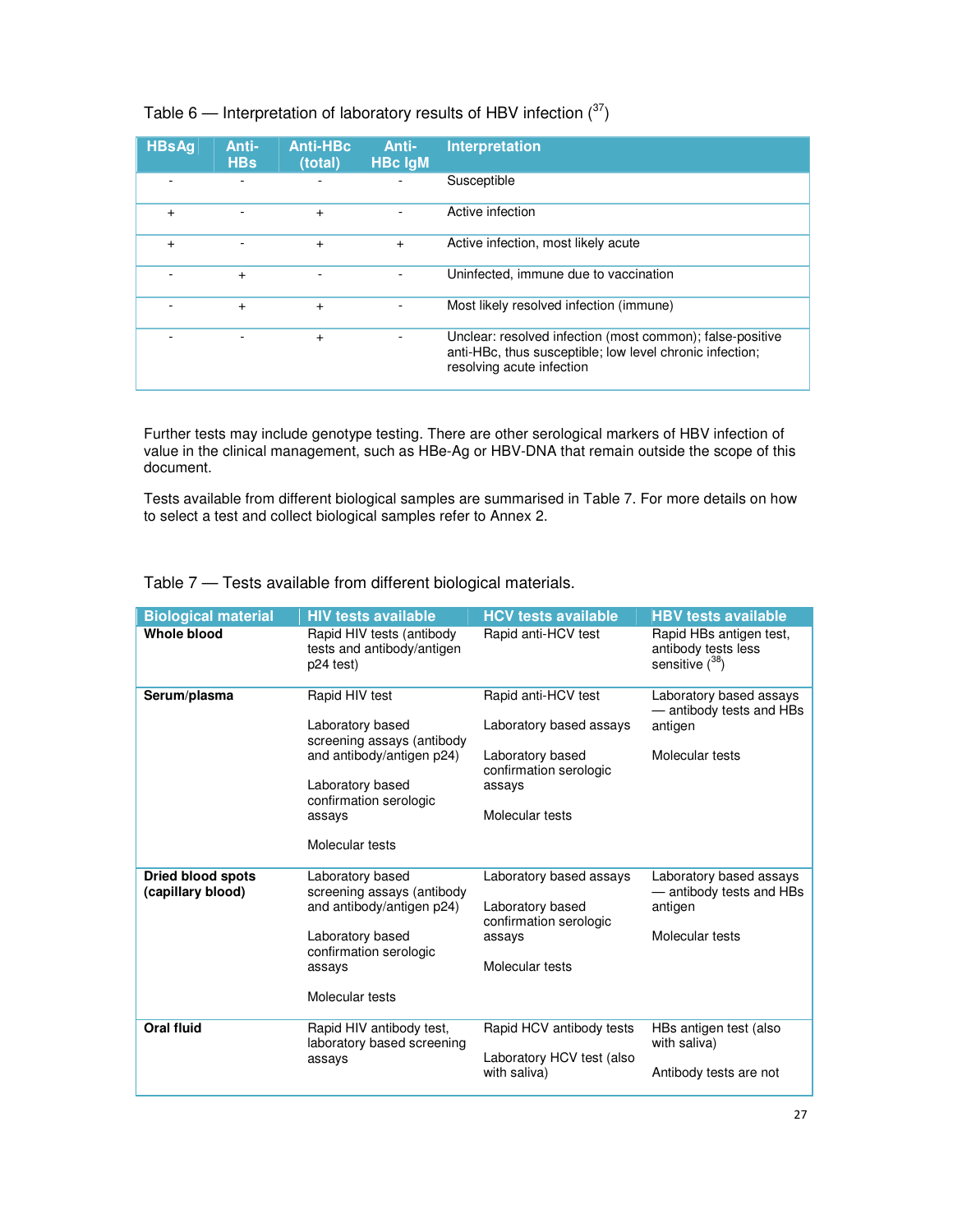Table 6 — Interpretation of laboratory results of HBV infection ([37])

| HBsAg | Anti-HBs | Anti-HBc (total) | Anti-HBc IgM | Interpretation |
|---|---|---|---|---|
| - | - | - | - | Susceptible |
| + | - | + | - | Active infection |
| + | - | + | + | Active infection, most likely acute |
| - | + | - | - | Uninfected, immune due to vaccination |
| - | + | + | - | Most likely resolved infection (immune) |
| - | - | + | - | Unclear: resolved infection (most common); false-positive anti-HBc, thus susceptible; low level chronic infection; resolving acute infection |

Further tests may include genotype testing. There are other serological markers of HBV infection of value in the clinical management, such as HBe-Ag or HBV-DNA that remain outside the scope of this document.

Tests available from different biological samples are summarised in Table 7. For more details on how to select a test and collect biological samples refer to Annex 2.

Table 7 — Tests available from different biological materials.

| Biological material | HIV tests available | HCV tests available | HBV tests available |
|---|---|---|---|
| **Whole blood** | Rapid HIV tests (antibody tests and antibody/antigen p24 test) | Rapid anti-HCV test | Rapid HBs antigen test, antibody tests less sensitive ([38]) |
| **Serum/plasma** | Rapid HIV test<br><br>Laboratory based screening assays (antibody and antibody/antigen p24)<br><br>Laboratory based confirmation serologic assays<br><br>Molecular tests | Rapid anti-HCV test<br><br>Laboratory based assays<br><br>Laboratory based confirmation serologic assays<br><br>Molecular tests | Laboratory based assays — antibody tests and HBs antigen<br><br>Molecular tests |
| **Dried blood spots (capillary blood)** | Laboratory based screening assays (antibody and antibody/antigen p24)<br><br>Laboratory based confirmation serologic assays<br><br>Molecular tests | Laboratory based assays<br><br>Laboratory based confirmation serologic assays<br><br>Molecular tests | Laboratory based assays — antibody tests and HBs antigen<br><br>Molecular tests |
| **Oral fluid** | Rapid HIV antibody test, laboratory based screening assays | Rapid HCV antibody tests<br><br>Laboratory HCV test (also with saliva) | HBs antigen test (also with saliva)<br><br>Antibody tests are not |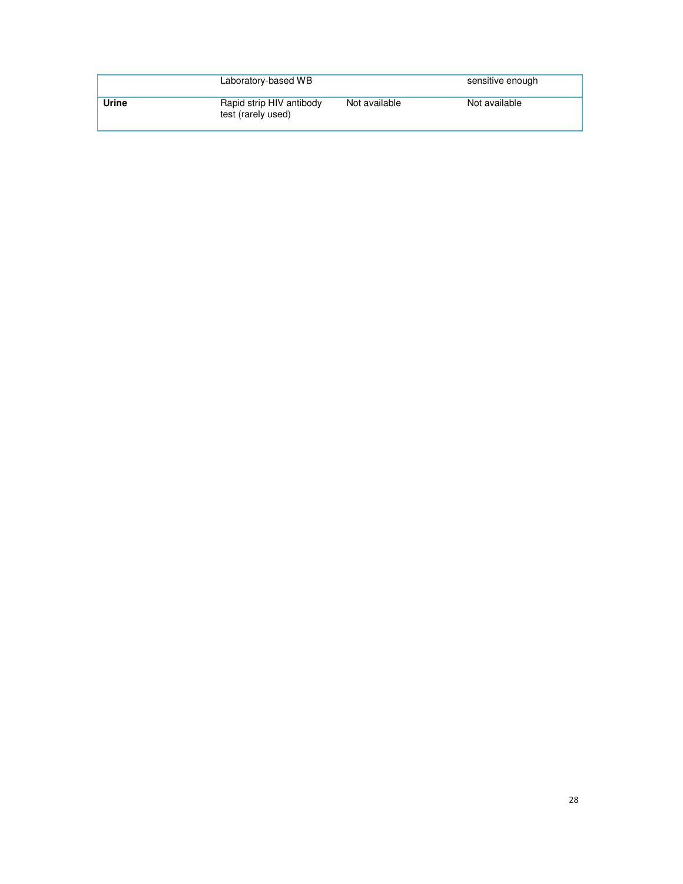| | | | |
|---|---|---|---|
| | Laboratory-based WB | | sensitive enough |
| **Urine** | Rapid strip HIV antibody test (rarely used) | Not available | Not available |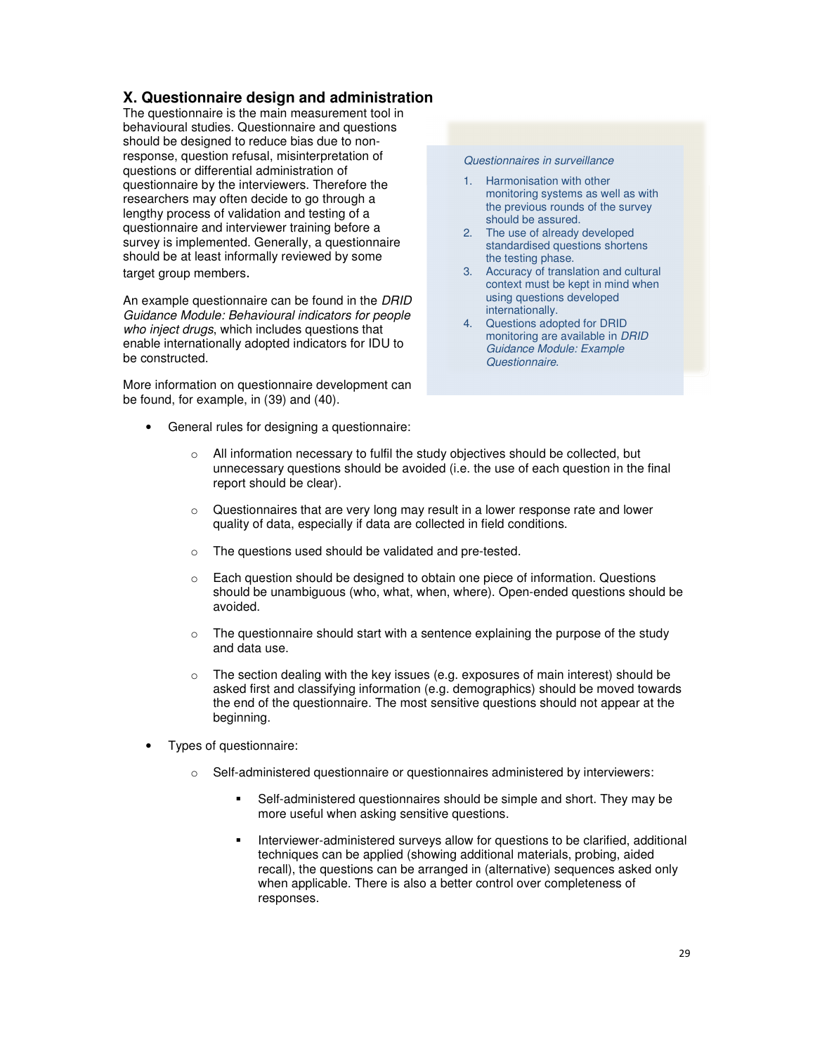## X. Questionnaire design and administration

The questionnaire is the main measurement tool in behavioural studies. Questionnaire and questions should be designed to reduce bias due to non-response, question refusal, misinterpretation of questions or differential administration of questionnaire by the interviewers. Therefore the researchers may often decide to go through a lengthy process of validation and testing of a questionnaire and interviewer training before a survey is implemented. Generally, a questionnaire should be at least informally reviewed by some target group members.

An example questionnaire can be found in the *DRID Guidance Module: Behavioural indicators for people who inject drugs*, which includes questions that enable internationally adopted indicators for IDU to be constructed.

More information on questionnaire development can be found, for example, in (39) and (40).

> *Questionnaires in surveillance*
>
> 1. Harmonisation with other monitoring systems as well as with the previous rounds of the survey should be assured.
> 2. The use of already developed standardised questions shortens the testing phase.
> 3. Accuracy of translation and cultural context must be kept in mind when using questions developed internationally.
> 4. Questions adopted for DRID monitoring are available in *DRID Guidance Module: Example Questionnaire*.

- General rules for designing a questionnaire:
  - All information necessary to fulfil the study objectives should be collected, but unnecessary questions should be avoided (i.e. the use of each question in the final report should be clear).
  - Questionnaires that are very long may result in a lower response rate and lower quality of data, especially if data are collected in field conditions.
  - The questions used should be validated and pre-tested.
  - Each question should be designed to obtain one piece of information. Questions should be unambiguous (who, what, when, where). Open-ended questions should be avoided.
  - The questionnaire should start with a sentence explaining the purpose of the study and data use.
  - The section dealing with the key issues (e.g. exposures of main interest) should be asked first and classifying information (e.g. demographics) should be moved towards the end of the questionnaire. The most sensitive questions should not appear at the beginning.
- Types of questionnaire:
  - Self-administered questionnaire or questionnaires administered by interviewers:
    - Self-administered questionnaires should be simple and short. They may be more useful when asking sensitive questions.
    - Interviewer-administered surveys allow for questions to be clarified, additional techniques can be applied (showing additional materials, probing, aided recall), the questions can be arranged in (alternative) sequences asked only when applicable. There is also a better control over completeness of responses.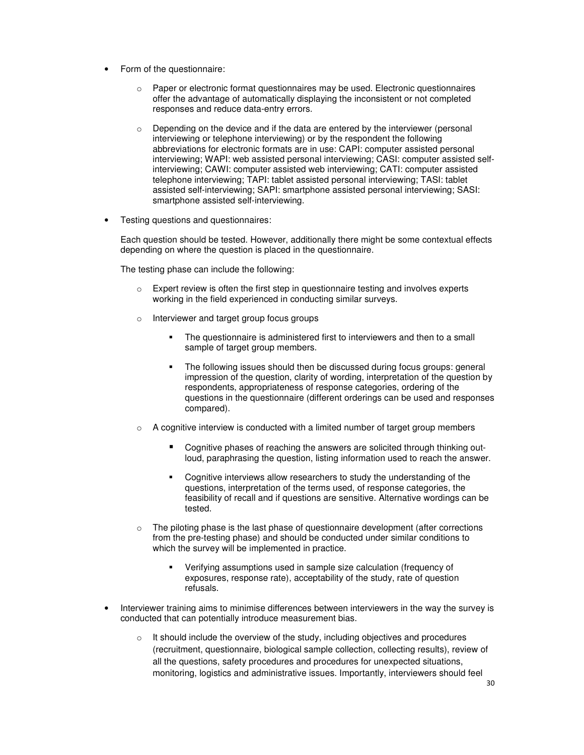- Form of the questionnaire:

    - Paper or electronic format questionnaires may be used. Electronic questionnaires offer the advantage of automatically displaying the inconsistent or not completed responses and reduce data-entry errors.

    - Depending on the device and if the data are entered by the interviewer (personal interviewing or telephone interviewing) or by the respondent the following abbreviations for electronic formats are in use: CAPI: computer assisted personal interviewing; WAPI: web assisted personal interviewing; CASI: computer assisted self-interviewing; CAWI: computer assisted web interviewing; CATI: computer assisted telephone interviewing; TAPI: tablet assisted personal interviewing; TASI: tablet assisted self-interviewing; SAPI: smartphone assisted personal interviewing; SASI: smartphone assisted self-interviewing.

- Testing questions and questionnaires:

  Each question should be tested. However, additionally there might be some contextual effects depending on where the question is placed in the questionnaire.

  The testing phase can include the following:

    - Expert review is often the first step in questionnaire testing and involves experts working in the field experienced in conducting similar surveys.

    - Interviewer and target group focus groups

        - The questionnaire is administered first to interviewers and then to a small sample of target group members.

        - The following issues should then be discussed during focus groups: general impression of the question, clarity of wording, interpretation of the question by respondents, appropriateness of response categories, ordering of the questions in the questionnaire (different orderings can be used and responses compared).

    - A cognitive interview is conducted with a limited number of target group members

        - Cognitive phases of reaching the answers are solicited through thinking out-loud, paraphrasing the question, listing information used to reach the answer.

        - Cognitive interviews allow researchers to study the understanding of the questions, interpretation of the terms used, of response categories, the feasibility of recall and if questions are sensitive. Alternative wordings can be tested.

    - The piloting phase is the last phase of questionnaire development (after corrections from the pre-testing phase) and should be conducted under similar conditions to which the survey will be implemented in practice.

        - Verifying assumptions used in sample size calculation (frequency of exposures, response rate), acceptability of the study, rate of question refusals.

- Interviewer training aims to minimise differences between interviewers in the way the survey is conducted that can potentially introduce measurement bias.

    - It should include the overview of the study, including objectives and procedures (recruitment, questionnaire, biological sample collection, collecting results), review of all the questions, safety procedures and procedures for unexpected situations, monitoring, logistics and administrative issues. Importantly, interviewers should feel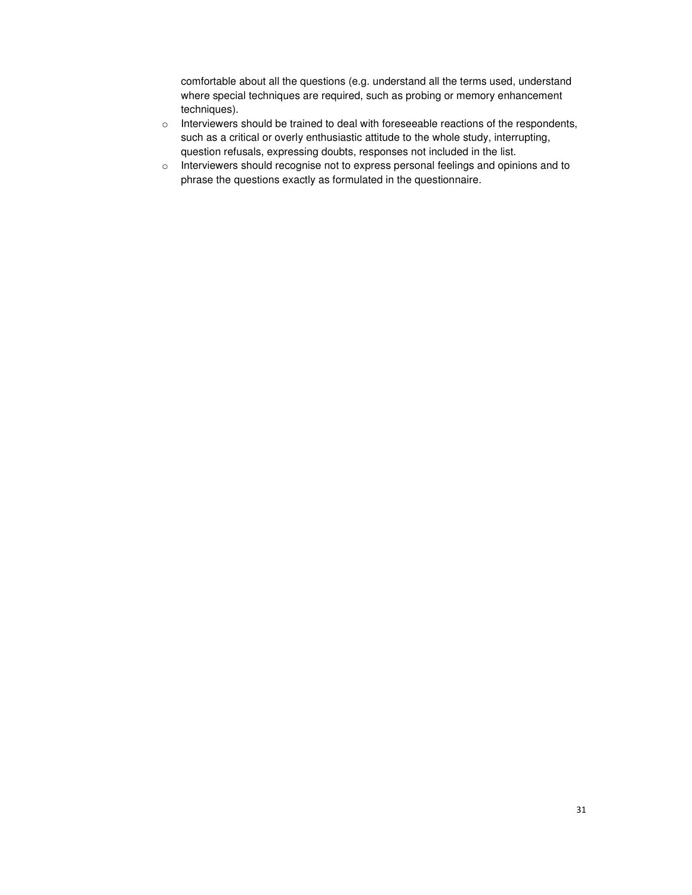comfortable about all the questions (e.g. understand all the terms used, understand where special techniques are required, such as probing or memory enhancement techniques).

- Interviewers should be trained to deal with foreseeable reactions of the respondents, such as a critical or overly enthusiastic attitude to the whole study, interrupting, question refusals, expressing doubts, responses not included in the list.
- Interviewers should recognise not to express personal feelings and opinions and to phrase the questions exactly as formulated in the questionnaire.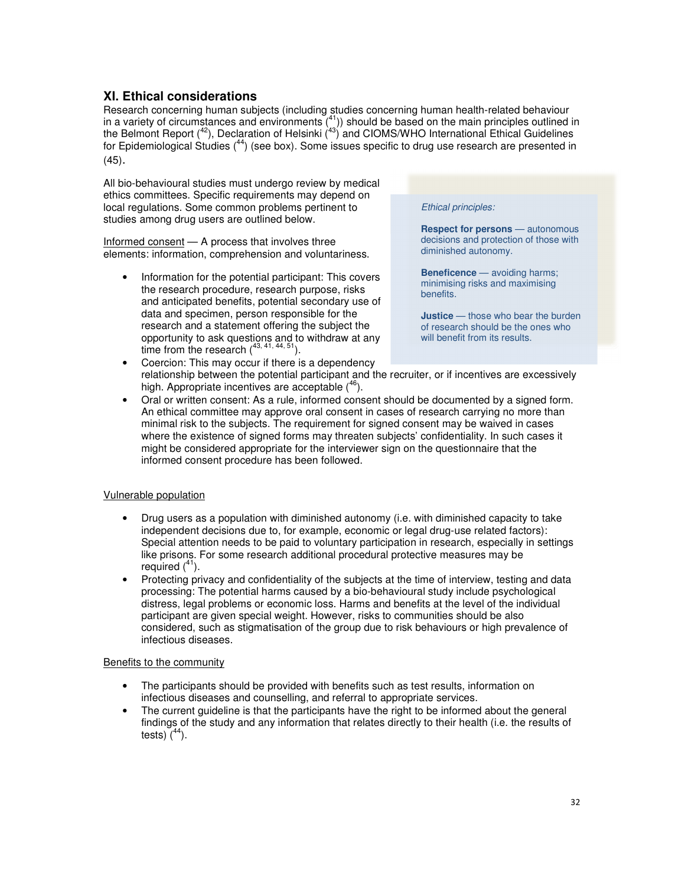## XI. Ethical considerations

Research concerning human subjects (including studies concerning human health-related behaviour in a variety of circumstances and environments ([41])) should be based on the main principles outlined in the Belmont Report ([42]), Declaration of Helsinki ([43]) and CIOMS/WHO International Ethical Guidelines for Epidemiological Studies ([44]) (see box). Some issues specific to drug use research are presented in (45).

All bio-behavioural studies must undergo review by medical ethics committees. Specific requirements may depend on local regulations. Some common problems pertinent to studies among drug users are outlined below.

> *Ethical principles:*
>
> **Respect for persons** — autonomous decisions and protection of those with diminished autonomy.
>
> **Beneficence** — avoiding harms; minimising risks and maximising benefits.
>
> **Justice** — those who bear the burden of research should be the ones who will benefit from its results.

Informed consent — A process that involves three elements: information, comprehension and voluntariness.

- Information for the potential participant: This covers the research procedure, research purpose, risks and anticipated benefits, potential secondary use of data and specimen, person responsible for the research and a statement offering the subject the opportunity to ask questions and to withdraw at any time from the research ([43, 41, 44, 51]).
- Coercion: This may occur if there is a dependency relationship between the potential participant and the recruiter, or if incentives are excessively high. Appropriate incentives are acceptable ([46]).
- Oral or written consent: As a rule, informed consent should be documented by a signed form. An ethical committee may approve oral consent in cases of research carrying no more than minimal risk to the subjects. The requirement for signed consent may be waived in cases where the existence of signed forms may threaten subjects' confidentiality. In such cases it might be considered appropriate for the interviewer sign on the questionnaire that the informed consent procedure has been followed.

Vulnerable population

- Drug users as a population with diminished autonomy (i.e. with diminished capacity to take independent decisions due to, for example, economic or legal drug-use related factors): Special attention needs to be paid to voluntary participation in research, especially in settings like prisons. For some research additional procedural protective measures may be required ([41]).
- Protecting privacy and confidentiality of the subjects at the time of interview, testing and data processing: The potential harms caused by a bio-behavioural study include psychological distress, legal problems or economic loss. Harms and benefits at the level of the individual participant are given special weight. However, risks to communities should be also considered, such as stigmatisation of the group due to risk behaviours or high prevalence of infectious diseases.

Benefits to the community

- The participants should be provided with benefits such as test results, information on infectious diseases and counselling, and referral to appropriate services.
- The current guideline is that the participants have the right to be informed about the general findings of the study and any information that relates directly to their health (i.e. the results of tests) ([44]).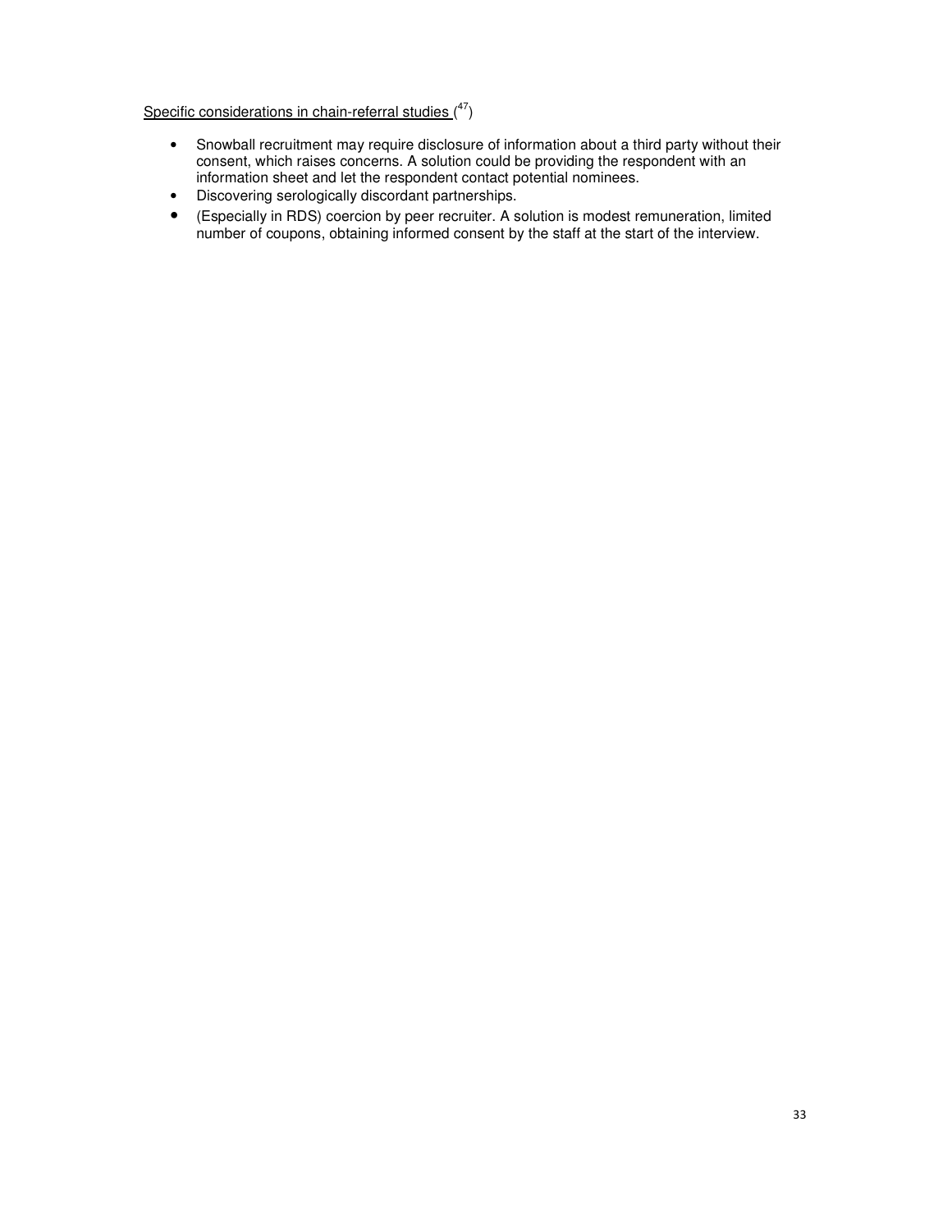Specific considerations in chain-referral studies ([47])

- Snowball recruitment may require disclosure of information about a third party without their consent, which raises concerns. A solution could be providing the respondent with an information sheet and let the respondent contact potential nominees.
- Discovering serologically discordant partnerships.
- (Especially in RDS) coercion by peer recruiter. A solution is modest remuneration, limited number of coupons, obtaining informed consent by the staff at the start of the interview.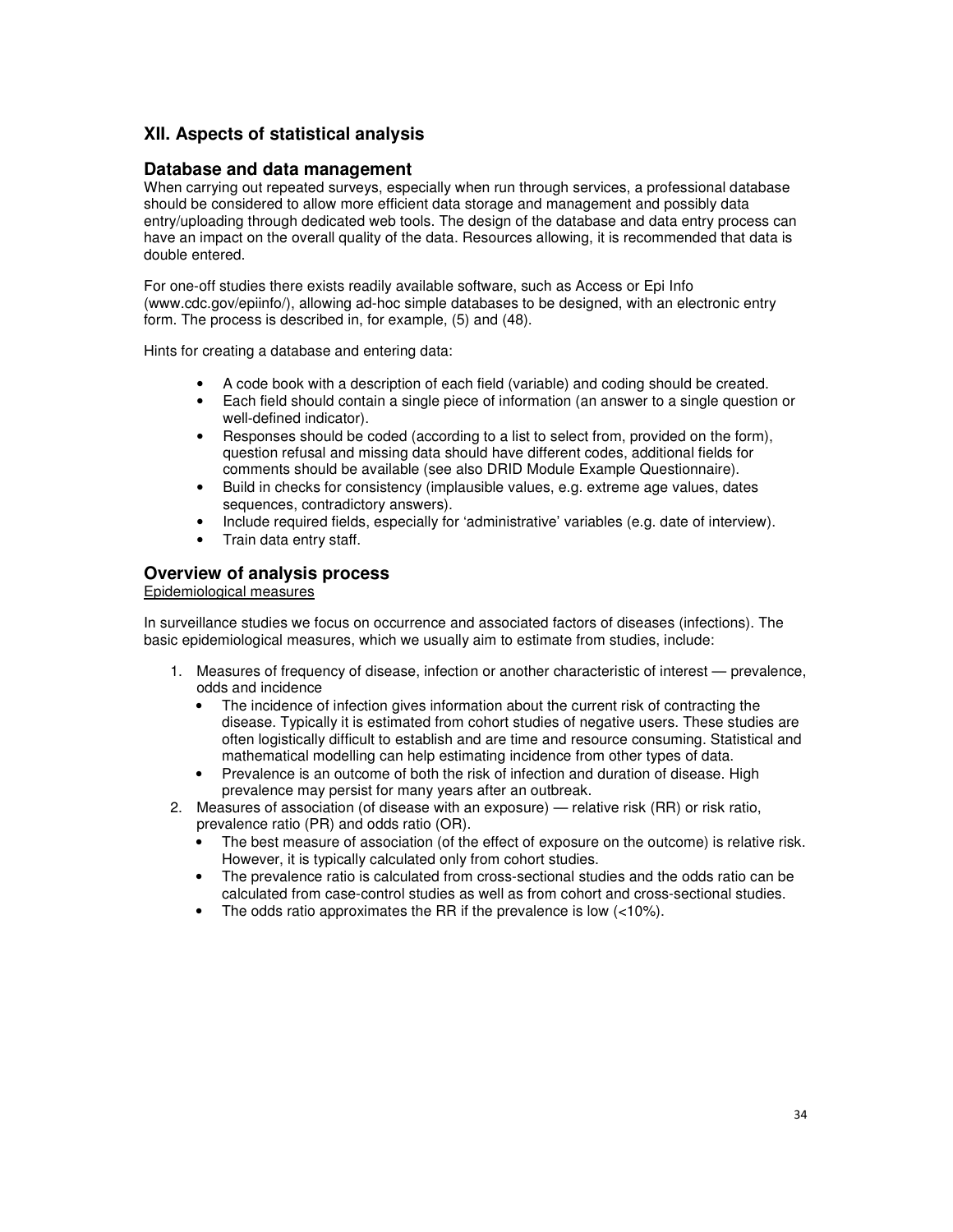## XII. Aspects of statistical analysis

### Database and data management

When carrying out repeated surveys, especially when run through services, a professional database should be considered to allow more efficient data storage and management and possibly data entry/uploading through dedicated web tools. The design of the database and data entry process can have an impact on the overall quality of the data. Resources allowing, it is recommended that data is double entered.

For one-off studies there exists readily available software, such as Access or Epi Info (www.cdc.gov/epiinfo/), allowing ad-hoc simple databases to be designed, with an electronic entry form. The process is described in, for example, (5) and (48).

Hints for creating a database and entering data:

- A code book with a description of each field (variable) and coding should be created.
- Each field should contain a single piece of information (an answer to a single question or well-defined indicator).
- Responses should be coded (according to a list to select from, provided on the form), question refusal and missing data should have different codes, additional fields for comments should be available (see also DRID Module Example Questionnaire).
- Build in checks for consistency (implausible values, e.g. extreme age values, dates sequences, contradictory answers).
- Include required fields, especially for 'administrative' variables (e.g. date of interview).
- Train data entry staff.

### Overview of analysis process

<u>Epidemiological measures</u>

In surveillance studies we focus on occurrence and associated factors of diseases (infections). The basic epidemiological measures, which we usually aim to estimate from studies, include:

1. Measures of frequency of disease, infection or another characteristic of interest — prevalence, odds and incidence
   - The incidence of infection gives information about the current risk of contracting the disease. Typically it is estimated from cohort studies of negative users. These studies are often logistically difficult to establish and are time and resource consuming. Statistical and mathematical modelling can help estimating incidence from other types of data.
   - Prevalence is an outcome of both the risk of infection and duration of disease. High prevalence may persist for many years after an outbreak.
2. Measures of association (of disease with an exposure) — relative risk (RR) or risk ratio, prevalence ratio (PR) and odds ratio (OR).
   - The best measure of association (of the effect of exposure on the outcome) is relative risk. However, it is typically calculated only from cohort studies.
   - The prevalence ratio is calculated from cross-sectional studies and the odds ratio can be calculated from case-control studies as well as from cohort and cross-sectional studies.
   - The odds ratio approximates the RR if the prevalence is low (<10%).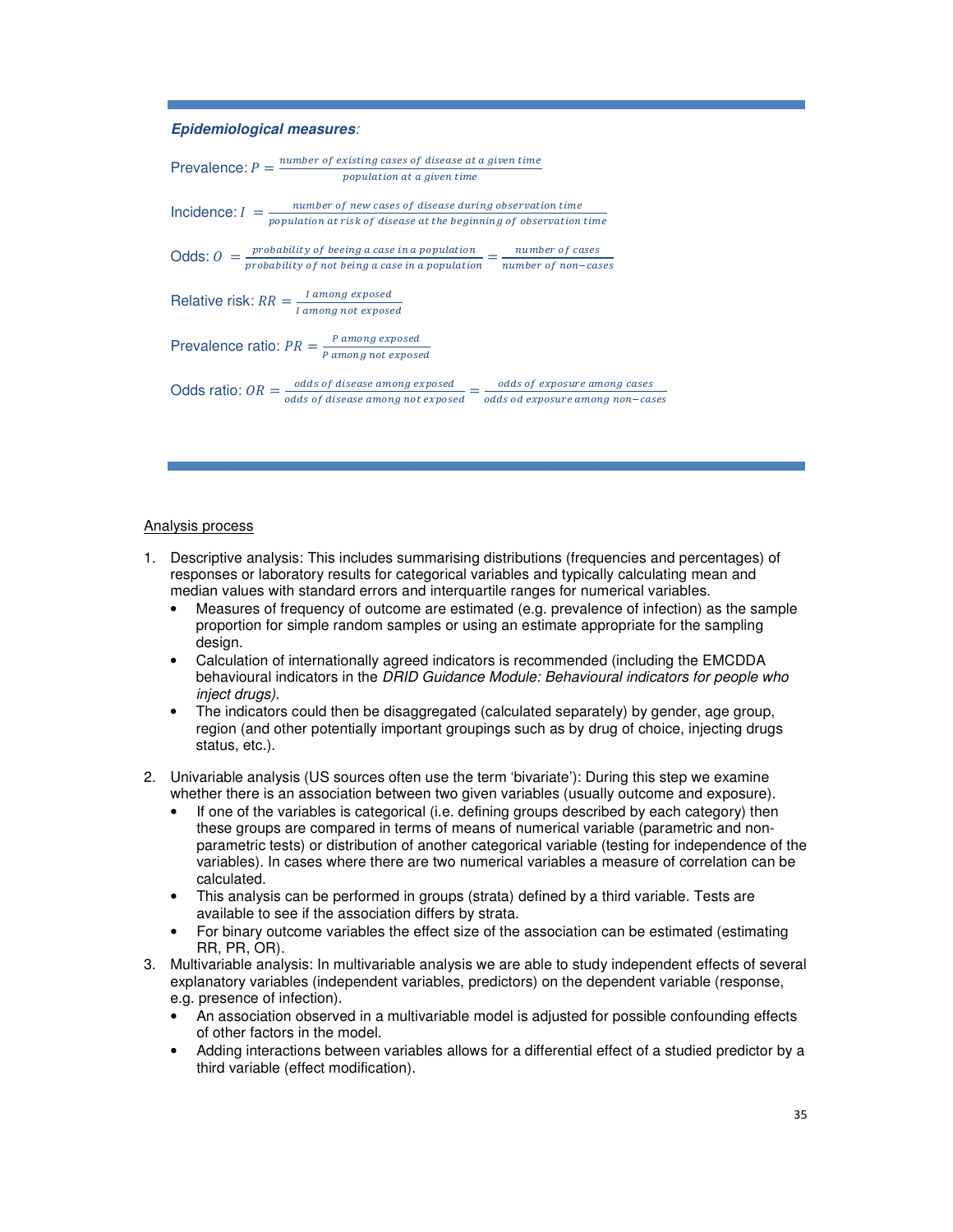***Epidemiological measures***:

Prevalence: $P = \frac{number\ of\ existing\ cases\ of\ disease\ at\ a\ given\ time}{population\ at\ a\ given\ time}$

Incidence: $I = \frac{number\ of\ new\ cases\ of\ disease\ during\ observation\ time}{population\ at\ risk\ of\ disease\ at\ the\ beginning\ of\ observation\ time}$

Odds: $O = \frac{probability\ of\ beeing\ a\ case\ in\ a\ population}{probability\ of\ not\ being\ a\ case\ in\ a\ population} = \frac{number\ of\ cases}{number\ of\ non-cases}$

Relative risk: $RR = \frac{I\ among\ exposed}{I\ among\ not\ exposed}$

Prevalence ratio: $PR = \frac{P\ among\ exposed}{P\ among\ not\ exposed}$

Odds ratio: $OR = \frac{odds\ of\ disease\ among\ exposed}{odds\ of\ disease\ among\ not\ exposed} = \frac{odds\ of\ exposure\ among\ cases}{odds\ od\ exposure\ among\ non-cases}$

Analysis process

1. Descriptive analysis: This includes summarising distributions (frequencies and percentages) of responses or laboratory results for categorical variables and typically calculating mean and median values with standard errors and interquartile ranges for numerical variables.
   - Measures of frequency of outcome are estimated (e.g. prevalence of infection) as the sample proportion for simple random samples or using an estimate appropriate for the sampling design.
   - Calculation of internationally agreed indicators is recommended (including the EMCDDA behavioural indicators in the *DRID Guidance Module: Behavioural indicators for people who inject drugs)*.
   - The indicators could then be disaggregated (calculated separately) by gender, age group, region (and other potentially important groupings such as by drug of choice, injecting drugs status, etc.).

2. Univariable analysis (US sources often use the term 'bivariate'): During this step we examine whether there is an association between two given variables (usually outcome and exposure).
   - If one of the variables is categorical (i.e. defining groups described by each category) then these groups are compared in terms of means of numerical variable (parametric and non-parametric tests) or distribution of another categorical variable (testing for independence of the variables). In cases where there are two numerical variables a measure of correlation can be calculated.
   - This analysis can be performed in groups (strata) defined by a third variable. Tests are available to see if the association differs by strata.
   - For binary outcome variables the effect size of the association can be estimated (estimating RR, PR, OR).
3. Multivariable analysis: In multivariable analysis we are able to study independent effects of several explanatory variables (independent variables, predictors) on the dependent variable (response, e.g. presence of infection).
   - An association observed in a multivariable model is adjusted for possible confounding effects of other factors in the model.
   - Adding interactions between variables allows for a differential effect of a studied predictor by a third variable (effect modification).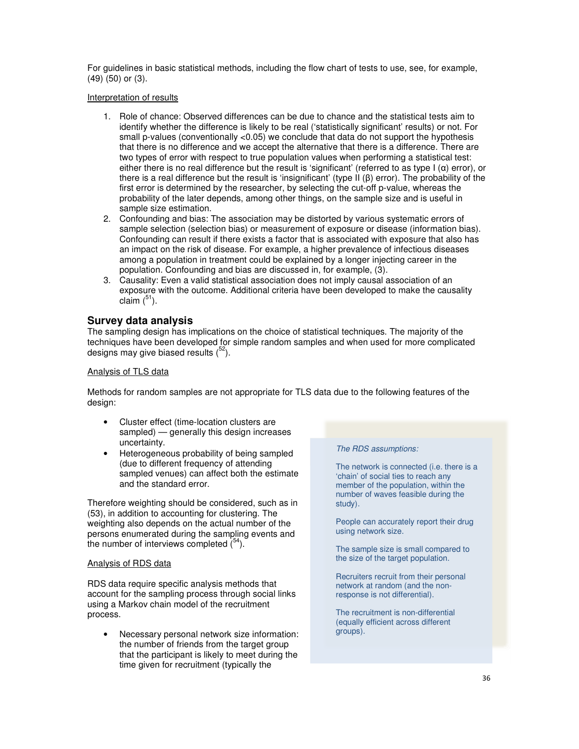For guidelines in basic statistical methods, including the flow chart of tests to use, see, for example, (49) (50) or (3).

Interpretation of results

1. Role of chance: Observed differences can be due to chance and the statistical tests aim to identify whether the difference is likely to be real ('statistically significant' results) or not. For small p-values (conventionally <0.05) we conclude that data do not support the hypothesis that there is no difference and we accept the alternative that there is a difference. There are two types of error with respect to true population values when performing a statistical test: either there is no real difference but the result is 'significant' (referred to as type I (α) error), or there is a real difference but the result is 'insignificant' (type II (β) error). The probability of the first error is determined by the researcher, by selecting the cut-off p-value, whereas the probability of the later depends, among other things, on the sample size and is useful in sample size estimation.
2. Confounding and bias: The association may be distorted by various systematic errors of sample selection (selection bias) or measurement of exposure or disease (information bias). Confounding can result if there exists a factor that is associated with exposure that also has an impact on the risk of disease. For example, a higher prevalence of infectious diseases among a population in treatment could be explained by a longer injecting career in the population. Confounding and bias are discussed in, for example, (3).
3. Causality: Even a valid statistical association does not imply causal association of an exposure with the outcome. Additional criteria have been developed to make the causality claim ([51]).

## Survey data analysis

The sampling design has implications on the choice of statistical techniques. The majority of the techniques have been developed for simple random samples and when used for more complicated designs may give biased results ([52]).

Analysis of TLS data

Methods for random samples are not appropriate for TLS data due to the following features of the design:

- Cluster effect (time-location clusters are sampled) — generally this design increases uncertainty.
- Heterogeneous probability of being sampled (due to different frequency of attending sampled venues) can affect both the estimate and the standard error.

Therefore weighting should be considered, such as in (53), in addition to accounting for clustering. The weighting also depends on the actual number of the persons enumerated during the sampling events and the number of interviews completed ([54]).

Analysis of RDS data

RDS data require specific analysis methods that account for the sampling process through social links using a Markov chain model of the recruitment process.

- Necessary personal network size information: the number of friends from the target group that the participant is likely to meet during the time given for recruitment (typically the

*The RDS assumptions:*

The network is connected (i.e. there is a 'chain' of social ties to reach any member of the population, within the number of waves feasible during the study).

People can accurately report their drug using network size.

The sample size is small compared to the size of the target population.

Recruiters recruit from their personal network at random (and the non-response is not differential).

The recruitment is non-differential (equally efficient across different groups).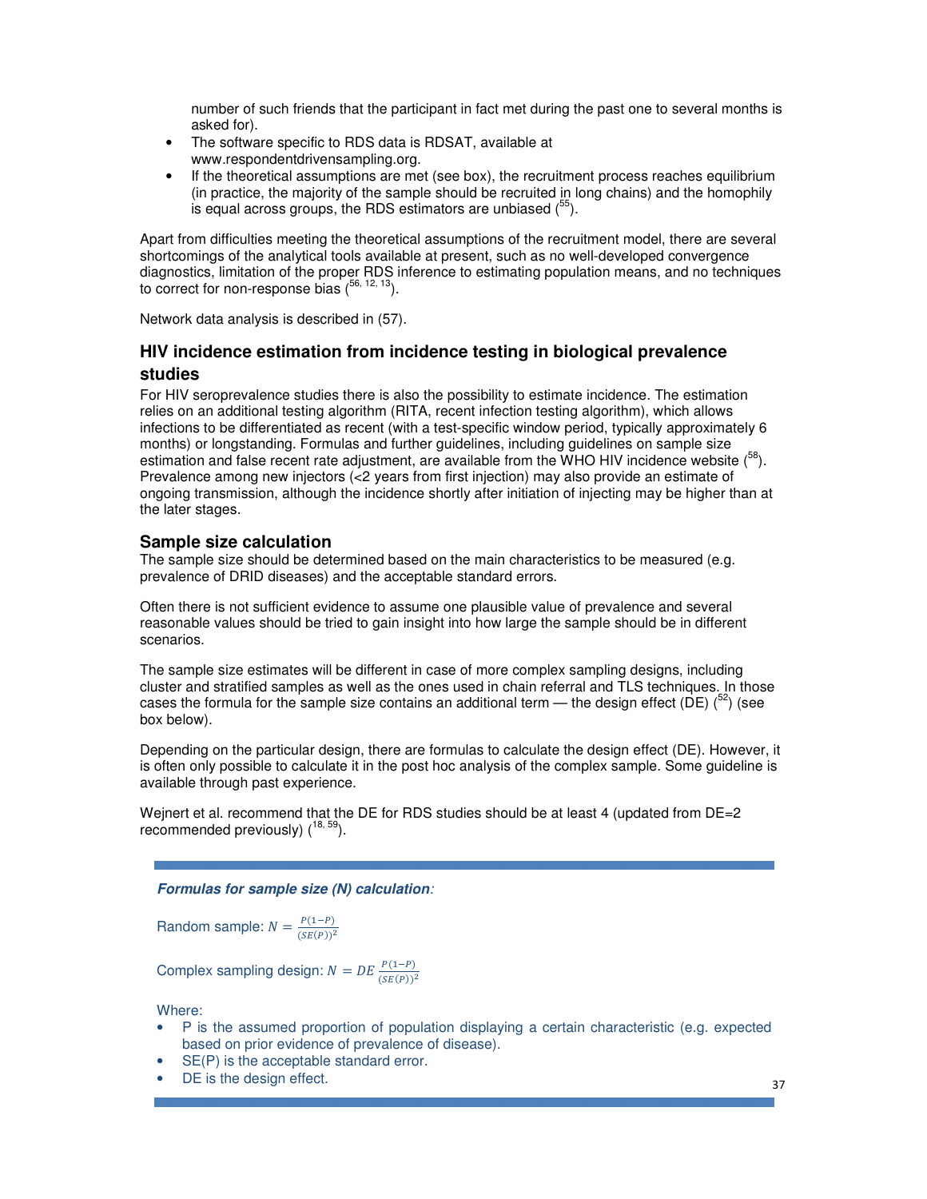number of such friends that the participant in fact met during the past one to several months is asked for).

- The software specific to RDS data is RDSAT, available at www.respondentdrivensampling.org.
- If the theoretical assumptions are met (see box), the recruitment process reaches equilibrium (in practice, the majority of the sample should be recruited in long chains) and the homophily is equal across groups, the RDS estimators are unbiased ([55]).

Apart from difficulties meeting the theoretical assumptions of the recruitment model, there are several shortcomings of the analytical tools available at present, such as no well-developed convergence diagnostics, limitation of the proper RDS inference to estimating population means, and no techniques to correct for non-response bias ([56, 12, 13]).

Network data analysis is described in (57).

## HIV incidence estimation from incidence testing in biological prevalence studies

For HIV seroprevalence studies there is also the possibility to estimate incidence. The estimation relies on an additional testing algorithm (RITA, recent infection testing algorithm), which allows infections to be differentiated as recent (with a test-specific window period, typically approximately 6 months) or longstanding. Formulas and further guidelines, including guidelines on sample size estimation and false recent rate adjustment, are available from the WHO HIV incidence website ([58]). Prevalence among new injectors (<2 years from first injection) may also provide an estimate of ongoing transmission, although the incidence shortly after initiation of injecting may be higher than at the later stages.

## Sample size calculation

The sample size should be determined based on the main characteristics to be measured (e.g. prevalence of DRID diseases) and the acceptable standard errors.

Often there is not sufficient evidence to assume one plausible value of prevalence and several reasonable values should be tried to gain insight into how large the sample should be in different scenarios.

The sample size estimates will be different in case of more complex sampling designs, including cluster and stratified samples as well as the ones used in chain referral and TLS techniques. In those cases the formula for the sample size contains an additional term — the design effect (DE) ([52]) (see box below).

Depending on the particular design, there are formulas to calculate the design effect (DE). However, it is often only possible to calculate it in the post hoc analysis of the complex sample. Some guideline is available through past experience.

Wejnert et al. recommend that the DE for RDS studies should be at least 4 (updated from DE=2 recommended previously) ([18, 59]).

***Formulas for sample size (N) calculation:***

Random sample: $N = \frac{P(1-P)}{(SE(P))^2}$

Complex sampling design: $N = DE\,\frac{P(1-P)}{(SE(P))^2}$

Where:

- P is the assumed proportion of population displaying a certain characteristic (e.g. expected based on prior evidence of prevalence of disease).
- SE(P) is the acceptable standard error.
- DE is the design effect.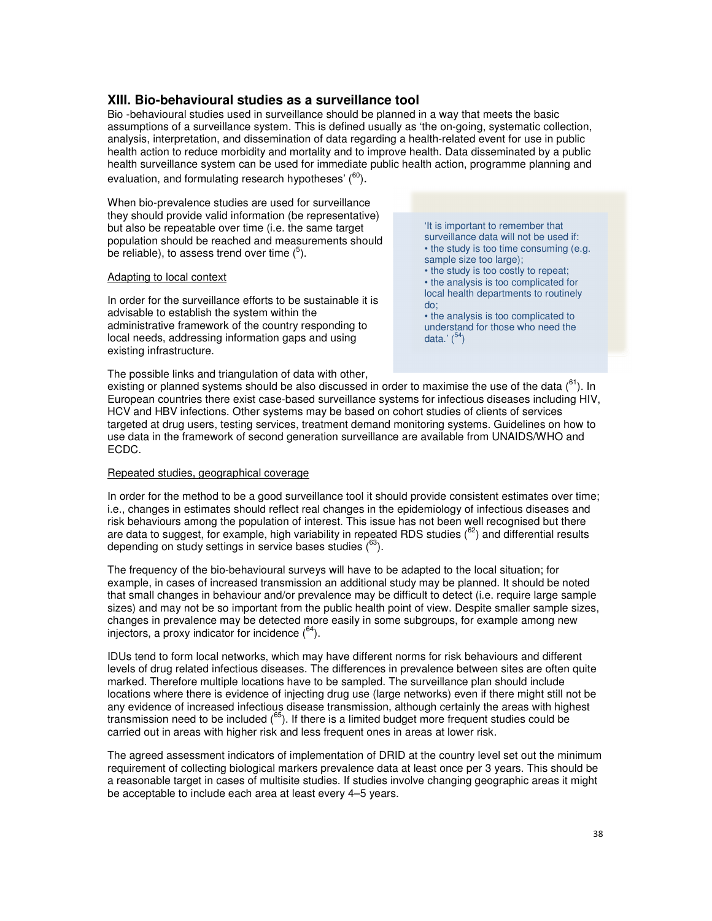## XIII. Bio-behavioural studies as a surveillance tool

Bio -behavioural studies used in surveillance should be planned in a way that meets the basic assumptions of a surveillance system. This is defined usually as 'the on-going, systematic collection, analysis, interpretation, and dissemination of data regarding a health-related event for use in public health action to reduce morbidity and mortality and to improve health. Data disseminated by a public health surveillance system can be used for immediate public health action, programme planning and evaluation, and formulating research hypotheses' ([60]).

When bio-prevalence studies are used for surveillance they should provide valid information (be representative) but also be repeatable over time (i.e. the same target population should be reached and measurements should be reliable), to assess trend over time ([5]).

> 'It is important to remember that surveillance data will not be used if:
> • the study is too time consuming (e.g. sample size too large);
> • the study is too costly to repeat;
> • the analysis is too complicated for local health departments to routinely do;
> • the analysis is too complicated to understand for those who need the data.' ([54])

Adapting to local context

In order for the surveillance efforts to be sustainable it is advisable to establish the system within the administrative framework of the country responding to local needs, addressing information gaps and using existing infrastructure.

The possible links and triangulation of data with other, existing or planned systems should be also discussed in order to maximise the use of the data ([61]). In European countries there exist case-based surveillance systems for infectious diseases including HIV, HCV and HBV infections. Other systems may be based on cohort studies of clients of services targeted at drug users, testing services, treatment demand monitoring systems. Guidelines on how to use data in the framework of second generation surveillance are available from UNAIDS/WHO and ECDC.

Repeated studies, geographical coverage

In order for the method to be a good surveillance tool it should provide consistent estimates over time; i.e., changes in estimates should reflect real changes in the epidemiology of infectious diseases and risk behaviours among the population of interest. This issue has not been well recognised but there are data to suggest, for example, high variability in repeated RDS studies ([62]) and differential results depending on study settings in service bases studies ([63]).

The frequency of the bio-behavioural surveys will have to be adapted to the local situation; for example, in cases of increased transmission an additional study may be planned. It should be noted that small changes in behaviour and/or prevalence may be difficult to detect (i.e. require large sample sizes) and may not be so important from the public health point of view. Despite smaller sample sizes, changes in prevalence may be detected more easily in some subgroups, for example among new injectors, a proxy indicator for incidence ([64]).

IDUs tend to form local networks, which may have different norms for risk behaviours and different levels of drug related infectious diseases. The differences in prevalence between sites are often quite marked. Therefore multiple locations have to be sampled. The surveillance plan should include locations where there is evidence of injecting drug use (large networks) even if there might still not be any evidence of increased infectious disease transmission, although certainly the areas with highest transmission need to be included ([65]). If there is a limited budget more frequent studies could be carried out in areas with higher risk and less frequent ones in areas at lower risk.

The agreed assessment indicators of implementation of DRID at the country level set out the minimum requirement of collecting biological markers prevalence data at least once per 3 years. This should be a reasonable target in cases of multisite studies. If studies involve changing geographic areas it might be acceptable to include each area at least every 4–5 years.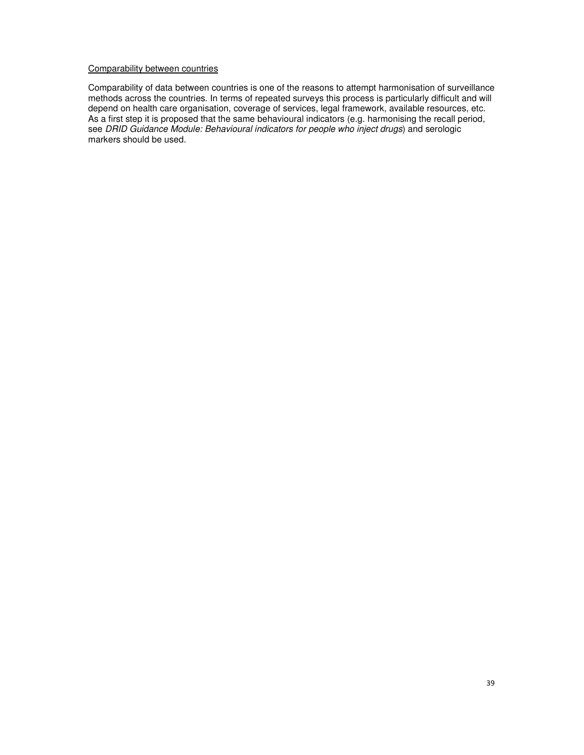<u>Comparability between countries</u>

Comparability of data between countries is one of the reasons to attempt harmonisation of surveillance methods across the countries. In terms of repeated surveys this process is particularly difficult and will depend on health care organisation, coverage of services, legal framework, available resources, etc. As a first step it is proposed that the same behavioural indicators (e.g. harmonising the recall period, see *DRID Guidance Module: Behavioural indicators for people who inject drugs*) and serologic markers should be used.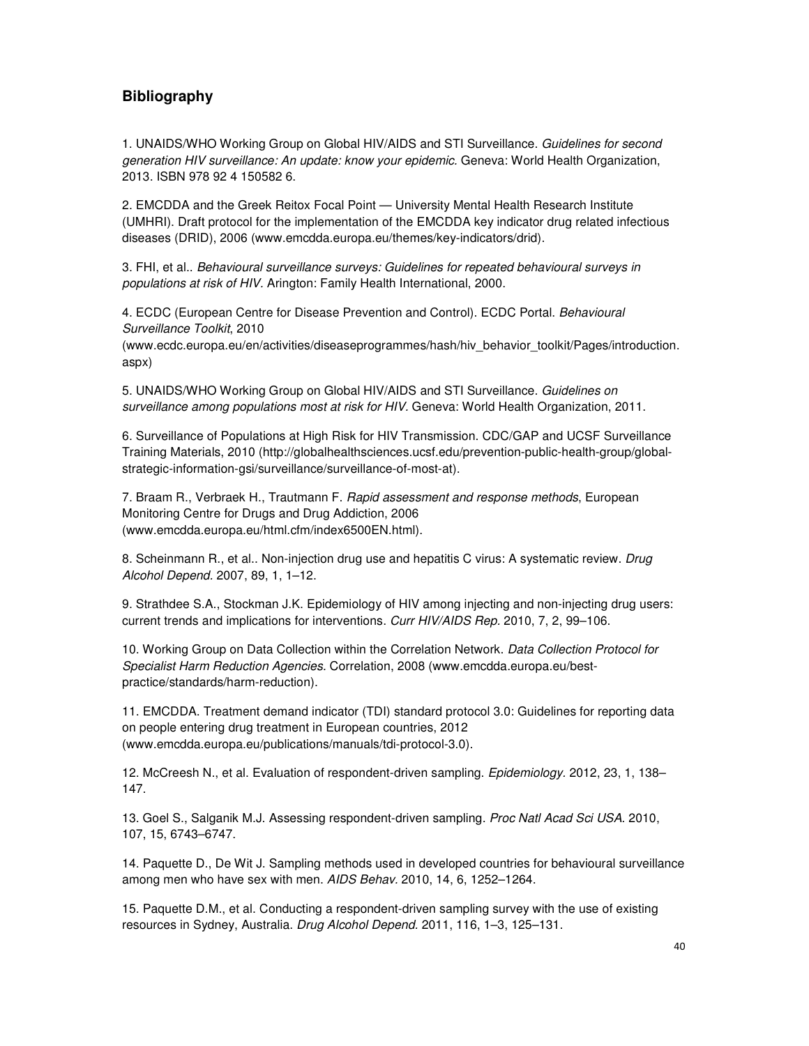## Bibliography

1. UNAIDS/WHO Working Group on Global HIV/AIDS and STI Surveillance. *Guidelines for second generation HIV surveillance: An update: know your epidemic.* Geneva: World Health Organization, 2013. ISBN 978 92 4 150582 6.

2. EMCDDA and the Greek Reitox Focal Point — University Mental Health Research Institute (UMHRI). Draft protocol for the implementation of the EMCDDA key indicator drug related infectious diseases (DRID), 2006 (www.emcdda.europa.eu/themes/key-indicators/drid).

3. FHI, et al.. *Behavioural surveillance surveys: Guidelines for repeated behavioural surveys in populations at risk of HIV.* Arington: Family Health International, 2000.

4. ECDC (European Centre for Disease Prevention and Control). ECDC Portal. *Behavioural Surveillance Toolkit*, 2010 (www.ecdc.europa.eu/en/activities/diseaseprogrammes/hash/hiv_behavior_toolkit/Pages/introduction.aspx)

5. UNAIDS/WHO Working Group on Global HIV/AIDS and STI Surveillance. *Guidelines on surveillance among populations most at risk for HIV.* Geneva: World Health Organization, 2011.

6. Surveillance of Populations at High Risk for HIV Transmission. CDC/GAP and UCSF Surveillance Training Materials, 2010 (http://globalhealthsciences.ucsf.edu/prevention-public-health-group/global-strategic-information-gsi/surveillance/surveillance-of-most-at).

7. Braam R., Verbraek H., Trautmann F. *Rapid assessment and response methods*, European Monitoring Centre for Drugs and Drug Addiction, 2006 (www.emcdda.europa.eu/html.cfm/index6500EN.html).

8. Scheinmann R., et al.. Non-injection drug use and hepatitis C virus: A systematic review. *Drug Alcohol Depend.* 2007, 89, 1, 1–12.

9. Strathdee S.A., Stockman J.K. Epidemiology of HIV among injecting and non-injecting drug users: current trends and implications for interventions. *Curr HIV/AIDS Rep.* 2010, 7, 2, 99–106.

10. Working Group on Data Collection within the Correlation Network. *Data Collection Protocol for Specialist Harm Reduction Agencies.* Correlation, 2008 (www.emcdda.europa.eu/best-practice/standards/harm-reduction).

11. EMCDDA. Treatment demand indicator (TDI) standard protocol 3.0: Guidelines for reporting data on people entering drug treatment in European countries, 2012 (www.emcdda.europa.eu/publications/manuals/tdi-protocol-3.0).

12. McCreesh N., et al. Evaluation of respondent-driven sampling. *Epidemiology.* 2012, 23, 1, 138–147.

13. Goel S., Salganik M.J. Assessing respondent-driven sampling. *Proc Natl Acad Sci USA.* 2010, 107, 15, 6743–6747.

14. Paquette D., De Wit J. Sampling methods used in developed countries for behavioural surveillance among men who have sex with men. *AIDS Behav.* 2010, 14, 6, 1252–1264.

15. Paquette D.M., et al. Conducting a respondent-driven sampling survey with the use of existing resources in Sydney, Australia. *Drug Alcohol Depend.* 2011, 116, 1–3, 125–131.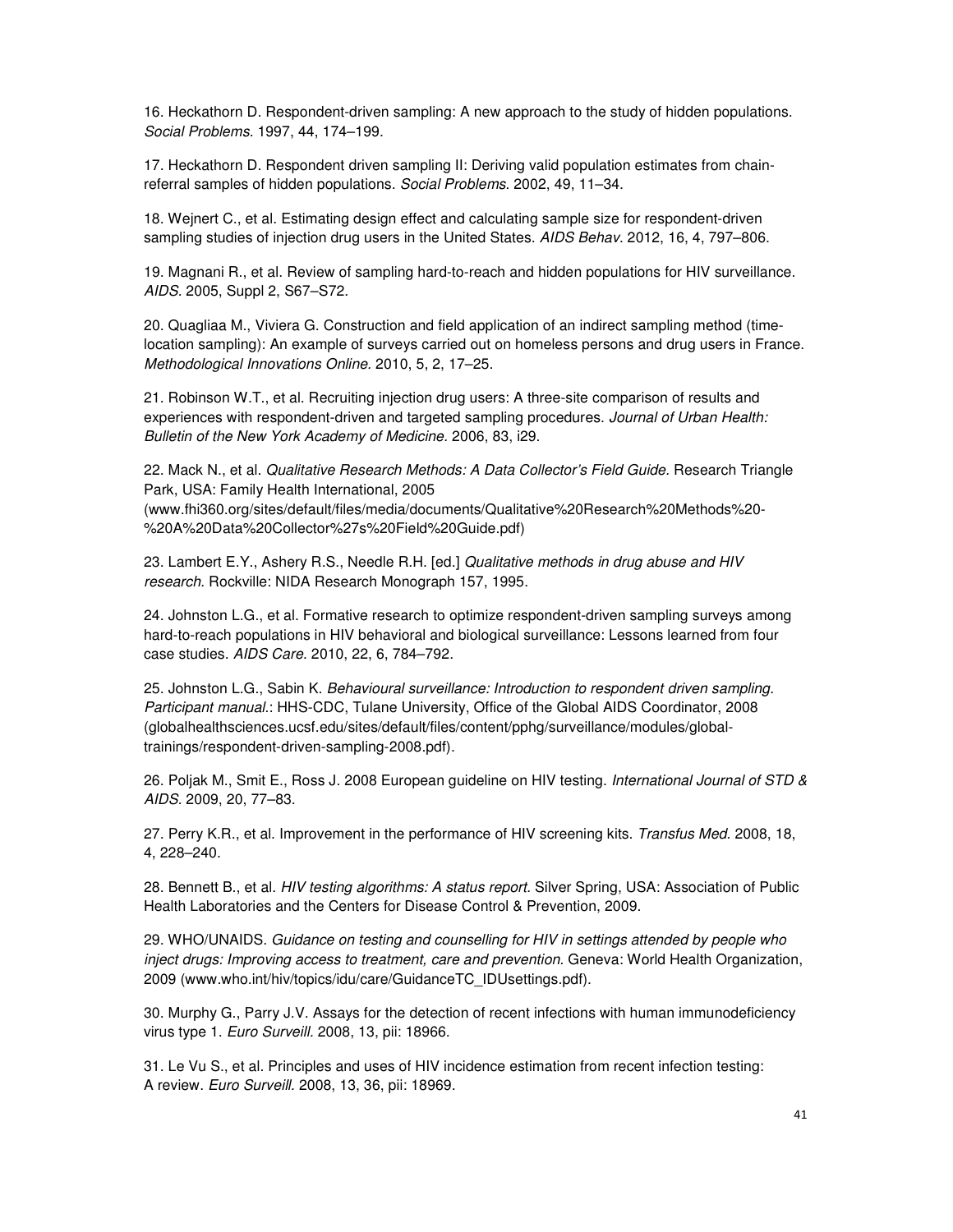16. Heckathorn D. Respondent-driven sampling: A new approach to the study of hidden populations. *Social Problems.* 1997, 44, 174–199.

17. Heckathorn D. Respondent driven sampling II: Deriving valid population estimates from chain-referral samples of hidden populations. *Social Problems.* 2002, 49, 11–34.

18. Wejnert C., et al. Estimating design effect and calculating sample size for respondent-driven sampling studies of injection drug users in the United States. *AIDS Behav.* 2012, 16, 4, 797–806.

19. Magnani R., et al. Review of sampling hard-to-reach and hidden populations for HIV surveillance. *AIDS.* 2005, Suppl 2, S67–S72.

20. Quagliaa M., Viviera G. Construction and field application of an indirect sampling method (time-location sampling): An example of surveys carried out on homeless persons and drug users in France. *Methodological Innovations Online.* 2010, 5, 2, 17–25.

21. Robinson W.T., et al. Recruiting injection drug users: A three-site comparison of results and experiences with respondent-driven and targeted sampling procedures. *Journal of Urban Health: Bulletin of the New York Academy of Medicine.* 2006, 83, i29.

22. Mack N., et al. *Qualitative Research Methods: A Data Collector's Field Guide.* Research Triangle Park, USA: Family Health International, 2005 (www.fhi360.org/sites/default/files/media/documents/Qualitative%20Research%20Methods%20-%20A%20Data%20Collector%27s%20Field%20Guide.pdf)

23. Lambert E.Y., Ashery R.S., Needle R.H. [ed.] *Qualitative methods in drug abuse and HIV research.* Rockville: NIDA Research Monograph 157, 1995.

24. Johnston L.G., et al. Formative research to optimize respondent-driven sampling surveys among hard-to-reach populations in HIV behavioral and biological surveillance: Lessons learned from four case studies. *AIDS Care.* 2010, 22, 6, 784–792.

25. Johnston L.G., Sabin K. *Behavioural surveillance: Introduction to respondent driven sampling. Participant manual.*: HHS-CDC, Tulane University, Office of the Global AIDS Coordinator, 2008 (globalhealthsciences.ucsf.edu/sites/default/files/content/pphg/surveillance/modules/global-trainings/respondent-driven-sampling-2008.pdf).

26. Poljak M., Smit E., Ross J. 2008 European guideline on HIV testing. *International Journal of STD & AIDS.* 2009, 20, 77–83.

27. Perry K.R., et al. Improvement in the performance of HIV screening kits. *Transfus Med.* 2008, 18, 4, 228–240.

28. Bennett B., et al. *HIV testing algorithms: A status report.* Silver Spring, USA: Association of Public Health Laboratories and the Centers for Disease Control & Prevention, 2009.

29. WHO/UNAIDS. *Guidance on testing and counselling for HIV in settings attended by people who inject drugs: Improving access to treatment, care and prevention.* Geneva: World Health Organization, 2009 (www.who.int/hiv/topics/idu/care/GuidanceTC_IDUsettings.pdf).

30. Murphy G., Parry J.V. Assays for the detection of recent infections with human immunodeficiency virus type 1. *Euro Surveill.* 2008, 13, pii: 18966.

31. Le Vu S., et al. Principles and uses of HIV incidence estimation from recent infection testing: A review. *Euro Surveill.* 2008, 13, 36, pii: 18969.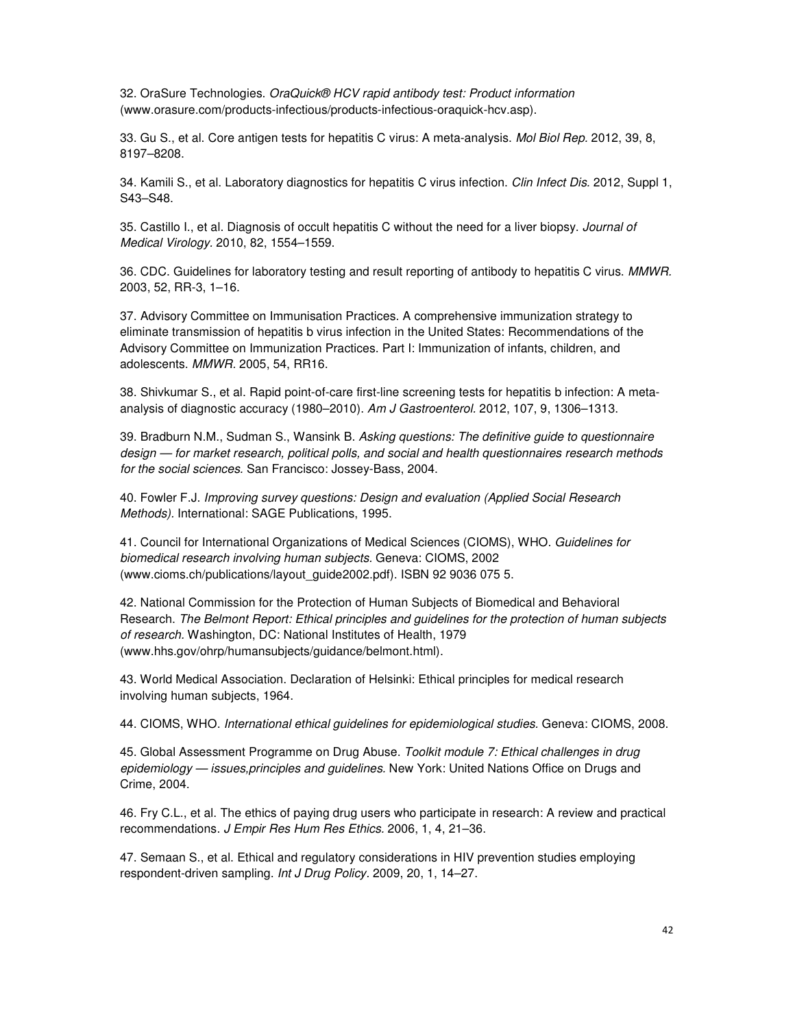32. OraSure Technologies. *OraQuick® HCV rapid antibody test: Product information* (www.orasure.com/products-infectious/products-infectious-oraquick-hcv.asp).

33. Gu S., et al. Core antigen tests for hepatitis C virus: A meta-analysis. *Mol Biol Rep.* 2012, 39, 8, 8197–8208.

34. Kamili S., et al. Laboratory diagnostics for hepatitis C virus infection. *Clin Infect Dis.* 2012, Suppl 1, S43–S48.

35. Castillo I., et al. Diagnosis of occult hepatitis C without the need for a liver biopsy. *Journal of Medical Virology.* 2010, 82, 1554–1559.

36. CDC. Guidelines for laboratory testing and result reporting of antibody to hepatitis C virus. *MMWR.* 2003, 52, RR-3, 1–16.

37. Advisory Committee on Immunisation Practices. A comprehensive immunization strategy to eliminate transmission of hepatitis b virus infection in the United States: Recommendations of the Advisory Committee on Immunization Practices. Part I: Immunization of infants, children, and adolescents. *MMWR.* 2005, 54, RR16.

38. Shivkumar S., et al. Rapid point-of-care first-line screening tests for hepatitis b infection: A meta-analysis of diagnostic accuracy (1980–2010). *Am J Gastroenterol.* 2012, 107, 9, 1306–1313.

39. Bradburn N.M., Sudman S., Wansink B. *Asking questions: The definitive guide to questionnaire design — for market research, political polls, and social and health questionnaires research methods for the social sciences.* San Francisco: Jossey-Bass, 2004.

40. Fowler F.J. *Improving survey questions: Design and evaluation (Applied Social Research Methods).* International: SAGE Publications, 1995.

41. Council for International Organizations of Medical Sciences (CIOMS), WHO. *Guidelines for biomedical research involving human subjects.* Geneva: CIOMS, 2002 (www.cioms.ch/publications/layout_guide2002.pdf). ISBN 92 9036 075 5.

42. National Commission for the Protection of Human Subjects of Biomedical and Behavioral Research. *The Belmont Report: Ethical principles and guidelines for the protection of human subjects of research.* Washington, DC: National Institutes of Health, 1979 (www.hhs.gov/ohrp/humansubjects/guidance/belmont.html).

43. World Medical Association. Declaration of Helsinki: Ethical principles for medical research involving human subjects, 1964.

44. CIOMS, WHO. *International ethical guidelines for epidemiological studies.* Geneva: CIOMS, 2008.

45. Global Assessment Programme on Drug Abuse. *Toolkit module 7: Ethical challenges in drug epidemiology — issues,principles and guidelines.* New York: United Nations Office on Drugs and Crime, 2004.

46. Fry C.L., et al. The ethics of paying drug users who participate in research: A review and practical recommendations. *J Empir Res Hum Res Ethics.* 2006, 1, 4, 21–36.

47. Semaan S., et al. Ethical and regulatory considerations in HIV prevention studies employing respondent-driven sampling. *Int J Drug Policy.* 2009, 20, 1, 14–27.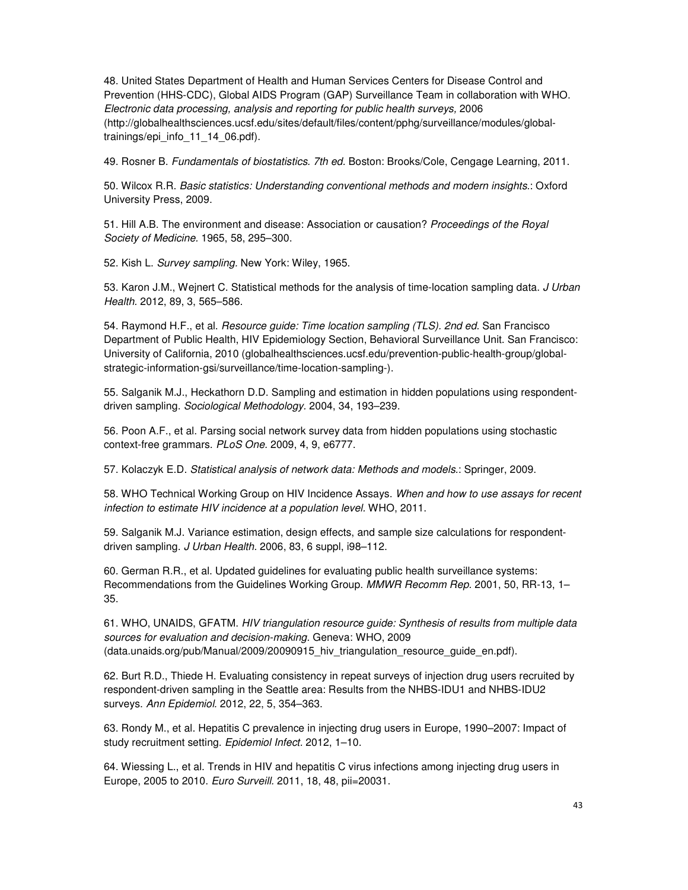48. United States Department of Health and Human Services Centers for Disease Control and Prevention (HHS-CDC), Global AIDS Program (GAP) Surveillance Team in collaboration with WHO. *Electronic data processing, analysis and reporting for public health surveys,* 2006 (http://globalhealthsciences.ucsf.edu/sites/default/files/content/pphg/surveillance/modules/global-trainings/epi_info_11_14_06.pdf).

49. Rosner B. *Fundamentals of biostatistics. 7th ed.* Boston: Brooks/Cole, Cengage Learning, 2011.

50. Wilcox R.R. *Basic statistics: Understanding conventional methods and modern insights.*: Oxford University Press, 2009.

51. Hill A.B. The environment and disease: Association or causation? *Proceedings of the Royal Society of Medicine.* 1965, 58, 295–300.

52. Kish L. *Survey sampling.* New York: Wiley, 1965.

53. Karon J.M., Wejnert C. Statistical methods for the analysis of time-location sampling data. *J Urban Health.* 2012, 89, 3, 565–586.

54. Raymond H.F., et al. *Resource guide: Time location sampling (TLS). 2nd ed.* San Francisco Department of Public Health, HIV Epidemiology Section, Behavioral Surveillance Unit. San Francisco: University of California, 2010 (globalhealthsciences.ucsf.edu/prevention-public-health-group/global-strategic-information-gsi/surveillance/time-location-sampling-).

55. Salganik M.J., Heckathorn D.D. Sampling and estimation in hidden populations using respondent-driven sampling. *Sociological Methodology.* 2004, 34, 193–239.

56. Poon A.F., et al. Parsing social network survey data from hidden populations using stochastic context-free grammars. *PLoS One.* 2009, 4, 9, e6777.

57. Kolaczyk E.D. *Statistical analysis of network data: Methods and models.*: Springer, 2009.

58. WHO Technical Working Group on HIV Incidence Assays. *When and how to use assays for recent infection to estimate HIV incidence at a population level.* WHO, 2011.

59. Salganik M.J. Variance estimation, design effects, and sample size calculations for respondent-driven sampling. *J Urban Health.* 2006, 83, 6 suppl, i98–112.

60. German R.R., et al. Updated guidelines for evaluating public health surveillance systems: Recommendations from the Guidelines Working Group. *MMWR Recomm Rep.* 2001, 50, RR-13, 1–35.

61. WHO, UNAIDS, GFATM. *HIV triangulation resource guide: Synthesis of results from multiple data sources for evaluation and decision-making.* Geneva: WHO, 2009 (data.unaids.org/pub/Manual/2009/20090915_hiv_triangulation_resource_guide_en.pdf).

62. Burt R.D., Thiede H. Evaluating consistency in repeat surveys of injection drug users recruited by respondent-driven sampling in the Seattle area: Results from the NHBS-IDU1 and NHBS-IDU2 surveys. *Ann Epidemiol.* 2012, 22, 5, 354–363.

63. Rondy M., et al. Hepatitis C prevalence in injecting drug users in Europe, 1990–2007: Impact of study recruitment setting. *Epidemiol Infect.* 2012, 1–10.

64. Wiessing L., et al. Trends in HIV and hepatitis C virus infections among injecting drug users in Europe, 2005 to 2010. *Euro Surveill.* 2011, 18, 48, pii=20031.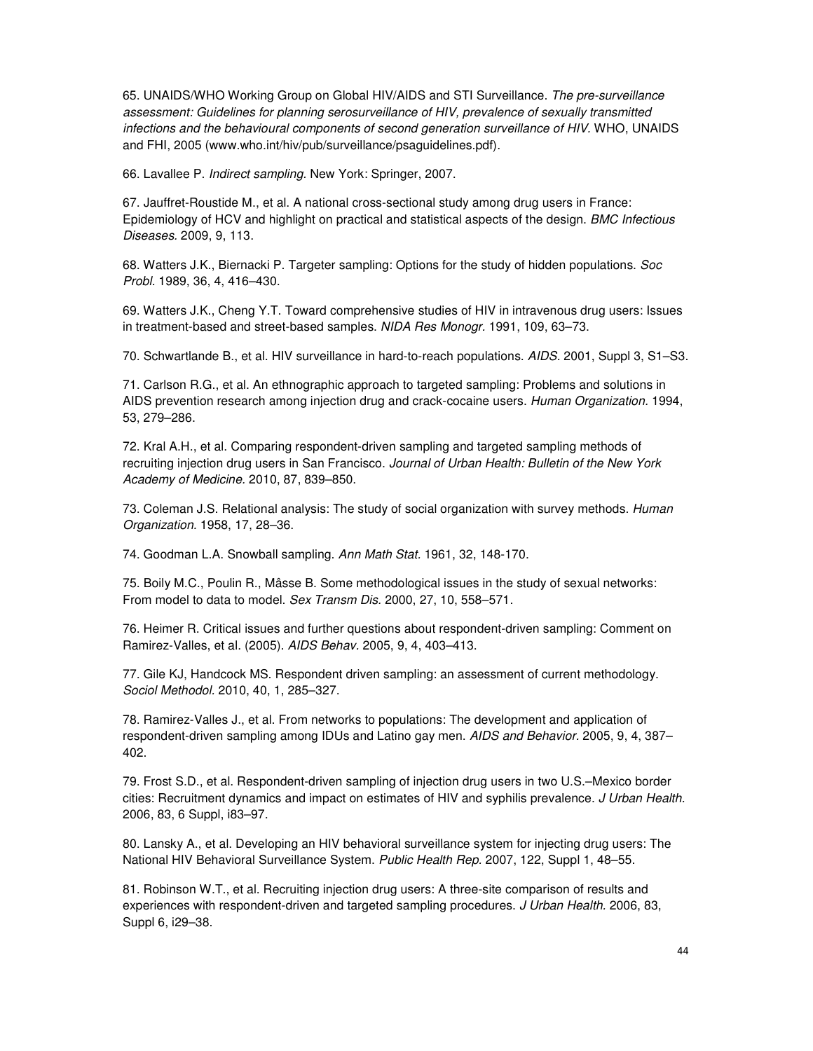65. UNAIDS/WHO Working Group on Global HIV/AIDS and STI Surveillance. *The pre-surveillance assessment: Guidelines for planning serosurveillance of HIV, prevalence of sexually transmitted infections and the behavioural components of second generation surveillance of HIV.* WHO, UNAIDS and FHI, 2005 (www.who.int/hiv/pub/surveillance/psaguidelines.pdf).

66. Lavallee P. *Indirect sampling.* New York: Springer, 2007.

67. Jauffret-Roustide M., et al. A national cross-sectional study among drug users in France: Epidemiology of HCV and highlight on practical and statistical aspects of the design. *BMC Infectious Diseases.* 2009, 9, 113.

68. Watters J.K., Biernacki P. Targeter sampling: Options for the study of hidden populations. *Soc Probl.* 1989, 36, 4, 416–430.

69. Watters J.K., Cheng Y.T. Toward comprehensive studies of HIV in intravenous drug users: Issues in treatment-based and street-based samples. *NIDA Res Monogr.* 1991, 109, 63–73.

70. Schwartlande B., et al. HIV surveillance in hard-to-reach populations. *AIDS.* 2001, Suppl 3, S1–S3.

71. Carlson R.G., et al. An ethnographic approach to targeted sampling: Problems and solutions in AIDS prevention research among injection drug and crack-cocaine users. *Human Organization.* 1994, 53, 279–286.

72. Kral A.H., et al. Comparing respondent-driven sampling and targeted sampling methods of recruiting injection drug users in San Francisco. *Journal of Urban Health: Bulletin of the New York Academy of Medicine.* 2010, 87, 839–850.

73. Coleman J.S. Relational analysis: The study of social organization with survey methods. *Human Organization.* 1958, 17, 28–36.

74. Goodman L.A. Snowball sampling. *Ann Math Stat.* 1961, 32, 148-170.

75. Boily M.C., Poulin R., Mâsse B. Some methodological issues in the study of sexual networks: From model to data to model. *Sex Transm Dis.* 2000, 27, 10, 558–571.

76. Heimer R. Critical issues and further questions about respondent-driven sampling: Comment on Ramirez-Valles, et al. (2005). *AIDS Behav.* 2005, 9, 4, 403–413.

77. Gile KJ, Handcock MS. Respondent driven sampling: an assessment of current methodology. *Sociol Methodol.* 2010, 40, 1, 285–327.

78. Ramirez-Valles J., et al. From networks to populations: The development and application of respondent-driven sampling among IDUs and Latino gay men. *AIDS and Behavior.* 2005, 9, 4, 387–402.

79. Frost S.D., et al. Respondent-driven sampling of injection drug users in two U.S.–Mexico border cities: Recruitment dynamics and impact on estimates of HIV and syphilis prevalence. *J Urban Health.* 2006, 83, 6 Suppl, i83–97.

80. Lansky A., et al. Developing an HIV behavioral surveillance system for injecting drug users: The National HIV Behavioral Surveillance System. *Public Health Rep.* 2007, 122, Suppl 1, 48–55.

81. Robinson W.T., et al. Recruiting injection drug users: A three-site comparison of results and experiences with respondent-driven and targeted sampling procedures. *J Urban Health.* 2006, 83, Suppl 6, i29–38.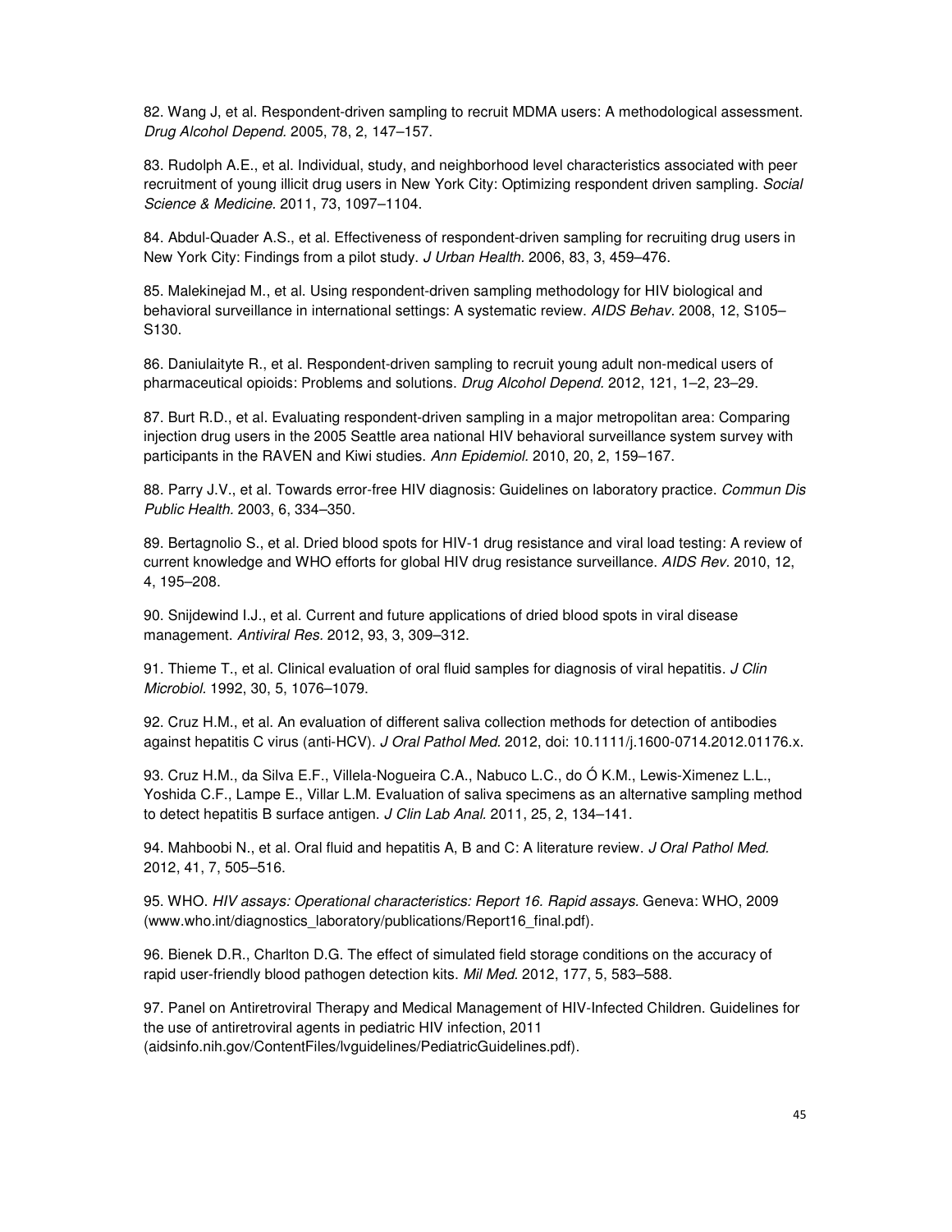82. Wang J, et al. Respondent-driven sampling to recruit MDMA users: A methodological assessment. *Drug Alcohol Depend.* 2005, 78, 2, 147–157.

83. Rudolph A.E., et al. Individual, study, and neighborhood level characteristics associated with peer recruitment of young illicit drug users in New York City: Optimizing respondent driven sampling. *Social Science & Medicine*. 2011, 73, 1097–1104.

84. Abdul-Quader A.S., et al. Effectiveness of respondent-driven sampling for recruiting drug users in New York City: Findings from a pilot study. *J Urban Health.* 2006, 83, 3, 459–476.

85. Malekinejad M., et al. Using respondent-driven sampling methodology for HIV biological and behavioral surveillance in international settings: A systematic review. *AIDS Behav.* 2008, 12, S105–S130.

86. Daniulaityte R., et al. Respondent-driven sampling to recruit young adult non-medical users of pharmaceutical opioids: Problems and solutions. *Drug Alcohol Depend.* 2012, 121, 1–2, 23–29.

87. Burt R.D., et al. Evaluating respondent-driven sampling in a major metropolitan area: Comparing injection drug users in the 2005 Seattle area national HIV behavioral surveillance system survey with participants in the RAVEN and Kiwi studies. *Ann Epidemiol.* 2010, 20, 2, 159–167.

88. Parry J.V., et al. Towards error-free HIV diagnosis: Guidelines on laboratory practice. *Commun Dis Public Health.* 2003, 6, 334–350.

89. Bertagnolio S., et al. Dried blood spots for HIV-1 drug resistance and viral load testing: A review of current knowledge and WHO efforts for global HIV drug resistance surveillance. *AIDS Rev.* 2010, 12, 4, 195–208.

90. Snijdewind I.J., et al. Current and future applications of dried blood spots in viral disease management. *Antiviral Res.* 2012, 93, 3, 309–312.

91. Thieme T., et al. Clinical evaluation of oral fluid samples for diagnosis of viral hepatitis. *J Clin Microbiol.* 1992, 30, 5, 1076–1079.

92. Cruz H.M., et al. An evaluation of different saliva collection methods for detection of antibodies against hepatitis C virus (anti-HCV). *J Oral Pathol Med.* 2012, doi: 10.1111/j.1600-0714.2012.01176.x.

93. Cruz H.M., da Silva E.F., Villela-Nogueira C.A., Nabuco L.C., do Ó K.M., Lewis-Ximenez L.L., Yoshida C.F., Lampe E., Villar L.M. Evaluation of saliva specimens as an alternative sampling method to detect hepatitis B surface antigen. *J Clin Lab Anal.* 2011, 25, 2, 134–141.

94. Mahboobi N., et al. Oral fluid and hepatitis A, B and C: A literature review. *J Oral Pathol Med.* 2012, 41, 7, 505–516.

95. WHO. *HIV assays: Operational characteristics: Report 16. Rapid assays.* Geneva: WHO, 2009 (www.who.int/diagnostics_laboratory/publications/Report16_final.pdf).

96. Bienek D.R., Charlton D.G. The effect of simulated field storage conditions on the accuracy of rapid user-friendly blood pathogen detection kits. *Mil Med.* 2012, 177, 5, 583–588.

97. Panel on Antiretroviral Therapy and Medical Management of HIV-Infected Children. Guidelines for the use of antiretroviral agents in pediatric HIV infection, 2011 (aidsinfo.nih.gov/ContentFiles/lvguidelines/PediatricGuidelines.pdf).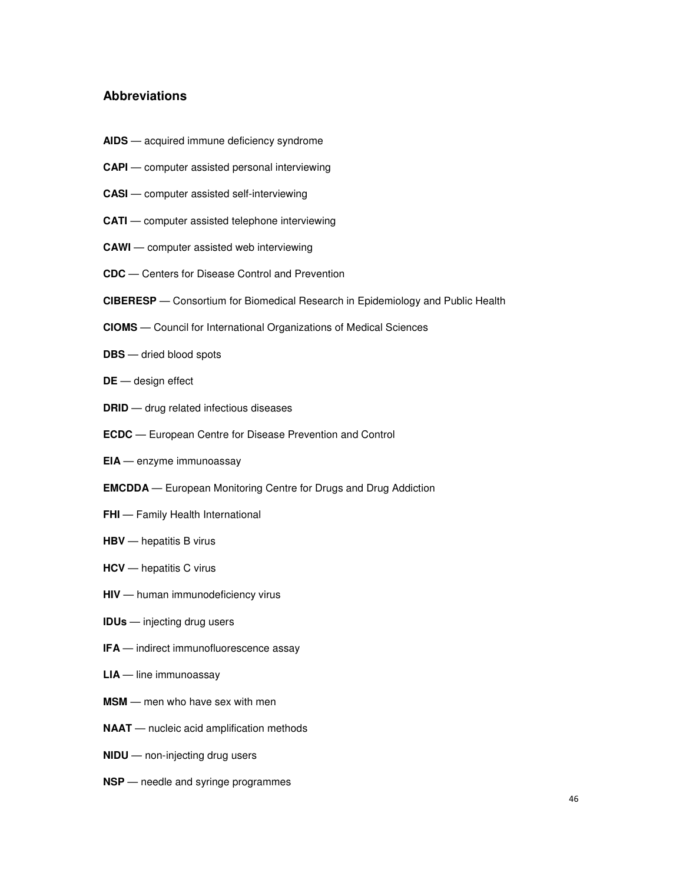## Abbreviations

**AIDS** — acquired immune deficiency syndrome

**CAPI** — computer assisted personal interviewing

**CASI** — computer assisted self-interviewing

**CATI** — computer assisted telephone interviewing

**CAWI** — computer assisted web interviewing

**CDC** — Centers for Disease Control and Prevention

**CIBERESP** — Consortium for Biomedical Research in Epidemiology and Public Health

**CIOMS** — Council for International Organizations of Medical Sciences

**DBS** — dried blood spots

**DE** — design effect

**DRID** — drug related infectious diseases

**ECDC** — European Centre for Disease Prevention and Control

**EIA** — enzyme immunoassay

**EMCDDA** — European Monitoring Centre for Drugs and Drug Addiction

**FHI** — Family Health International

**HBV** — hepatitis B virus

**HCV** — hepatitis C virus

**HIV** — human immunodeficiency virus

**IDUs** — injecting drug users

**IFA** — indirect immunofluorescence assay

**LIA** — line immunoassay

**MSM** — men who have sex with men

**NAAT** — nucleic acid amplification methods

**NIDU** — non-injecting drug users

**NSP** — needle and syringe programmes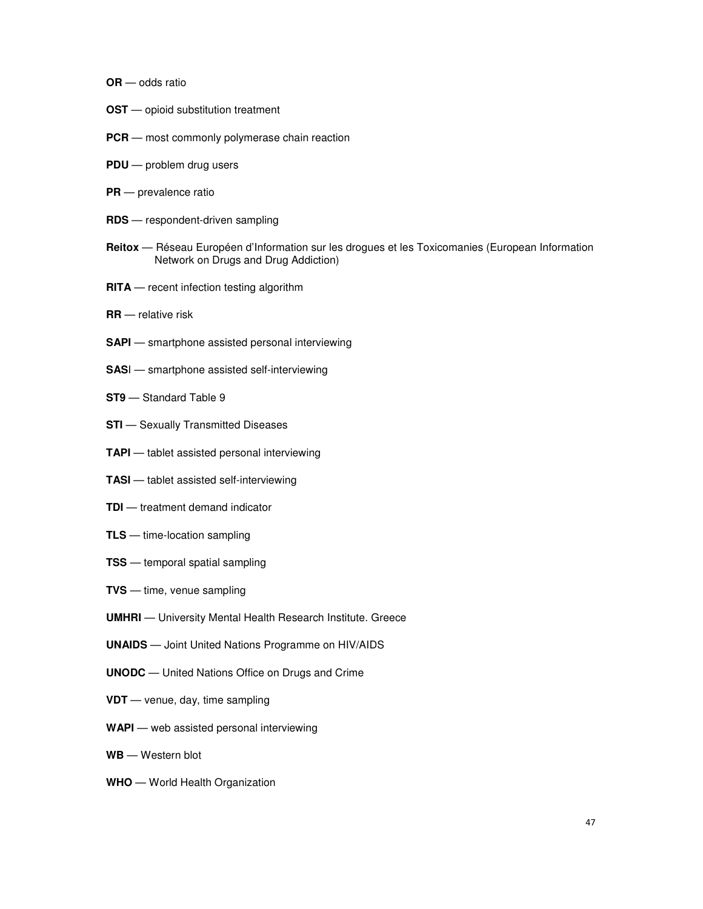**OR** — odds ratio

**OST** — opioid substitution treatment

**PCR** — most commonly polymerase chain reaction

**PDU** — problem drug users

**PR** — prevalence ratio

**RDS** — respondent-driven sampling

**Reitox** — Réseau Européen d'Information sur les drogues et les Toxicomanies (European Information Network on Drugs and Drug Addiction)

**RITA** — recent infection testing algorithm

**RR** — relative risk

**SAPI** — smartphone assisted personal interviewing

**SAS**I — smartphone assisted self-interviewing

**ST9** — Standard Table 9

**STI** — Sexually Transmitted Diseases

**TAPI** — tablet assisted personal interviewing

**TASI** — tablet assisted self-interviewing

**TDI** — treatment demand indicator

**TLS** — time-location sampling

**TSS** — temporal spatial sampling

**TVS** — time, venue sampling

**UMHRI** — University Mental Health Research Institute. Greece

**UNAIDS** — Joint United Nations Programme on HIV/AIDS

**UNODC** — United Nations Office on Drugs and Crime

**VDT** — venue, day, time sampling

**WAPI** — web assisted personal interviewing

**WB** — Western blot

**WHO** — World Health Organization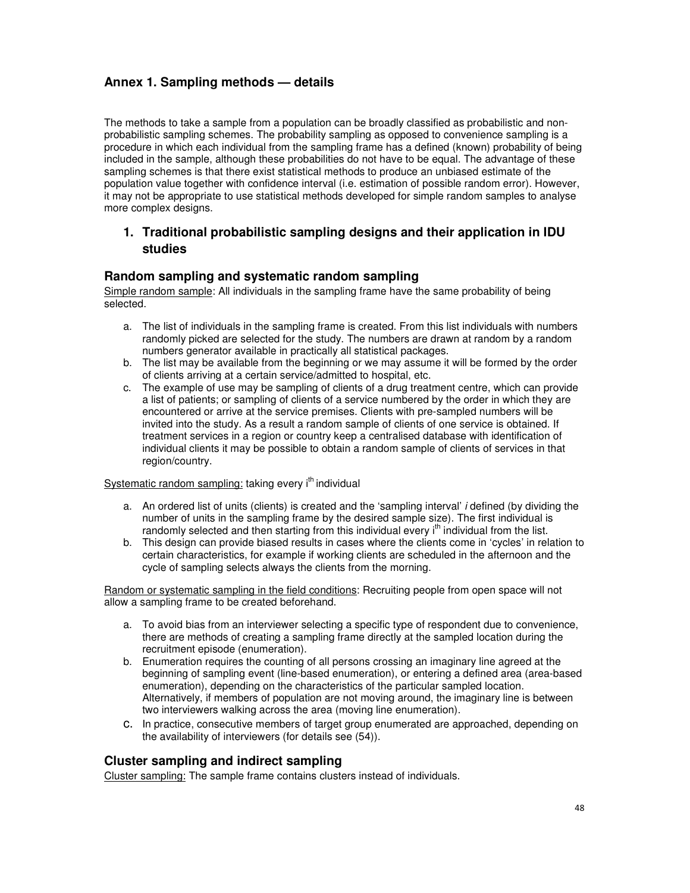## Annex 1. Sampling methods — details

The methods to take a sample from a population can be broadly classified as probabilistic and non-probabilistic sampling schemes. The probability sampling as opposed to convenience sampling is a procedure in which each individual from the sampling frame has a defined (known) probability of being included in the sample, although these probabilities do not have to be equal. The advantage of these sampling schemes is that there exist statistical methods to produce an unbiased estimate of the population value together with confidence interval (i.e. estimation of possible random error). However, it may not be appropriate to use statistical methods developed for simple random samples to analyse more complex designs.

### 1. Traditional probabilistic sampling designs and their application in IDU studies

#### Random sampling and systematic random sampling

Simple random sample: All individuals in the sampling frame have the same probability of being selected.

a. The list of individuals in the sampling frame is created. From this list individuals with numbers randomly picked are selected for the study. The numbers are drawn at random by a random numbers generator available in practically all statistical packages.
b. The list may be available from the beginning or we may assume it will be formed by the order of clients arriving at a certain service/admitted to hospital, etc.
c. The example of use may be sampling of clients of a drug treatment centre, which can provide a list of patients; or sampling of clients of a service numbered by the order in which they are encountered or arrive at the service premises. Clients with pre-sampled numbers will be invited into the study. As a result a random sample of clients of one service is obtained. If treatment services in a region or country keep a centralised database with identification of individual clients it may be possible to obtain a random sample of clients of services in that region/country.

Systematic random sampling: taking every $i^{th}$ individual

a. An ordered list of units (clients) is created and the 'sampling interval' *i* defined (by dividing the number of units in the sampling frame by the desired sample size). The first individual is randomly selected and then starting from this individual every $i^{th}$ individual from the list.
b. This design can provide biased results in cases where the clients come in 'cycles' in relation to certain characteristics, for example if working clients are scheduled in the afternoon and the cycle of sampling selects always the clients from the morning.

Random or systematic sampling in the field conditions: Recruiting people from open space will not allow a sampling frame to be created beforehand.

a. To avoid bias from an interviewer selecting a specific type of respondent due to convenience, there are methods of creating a sampling frame directly at the sampled location during the recruitment episode (enumeration).
b. Enumeration requires the counting of all persons crossing an imaginary line agreed at the beginning of sampling event (line-based enumeration), or entering a defined area (area-based enumeration), depending on the characteristics of the particular sampled location. Alternatively, if members of population are not moving around, the imaginary line is between two interviewers walking across the area (moving line enumeration).
c. In practice, consecutive members of target group enumerated are approached, depending on the availability of interviewers (for details see (54)).

#### Cluster sampling and indirect sampling

Cluster sampling: The sample frame contains clusters instead of individuals.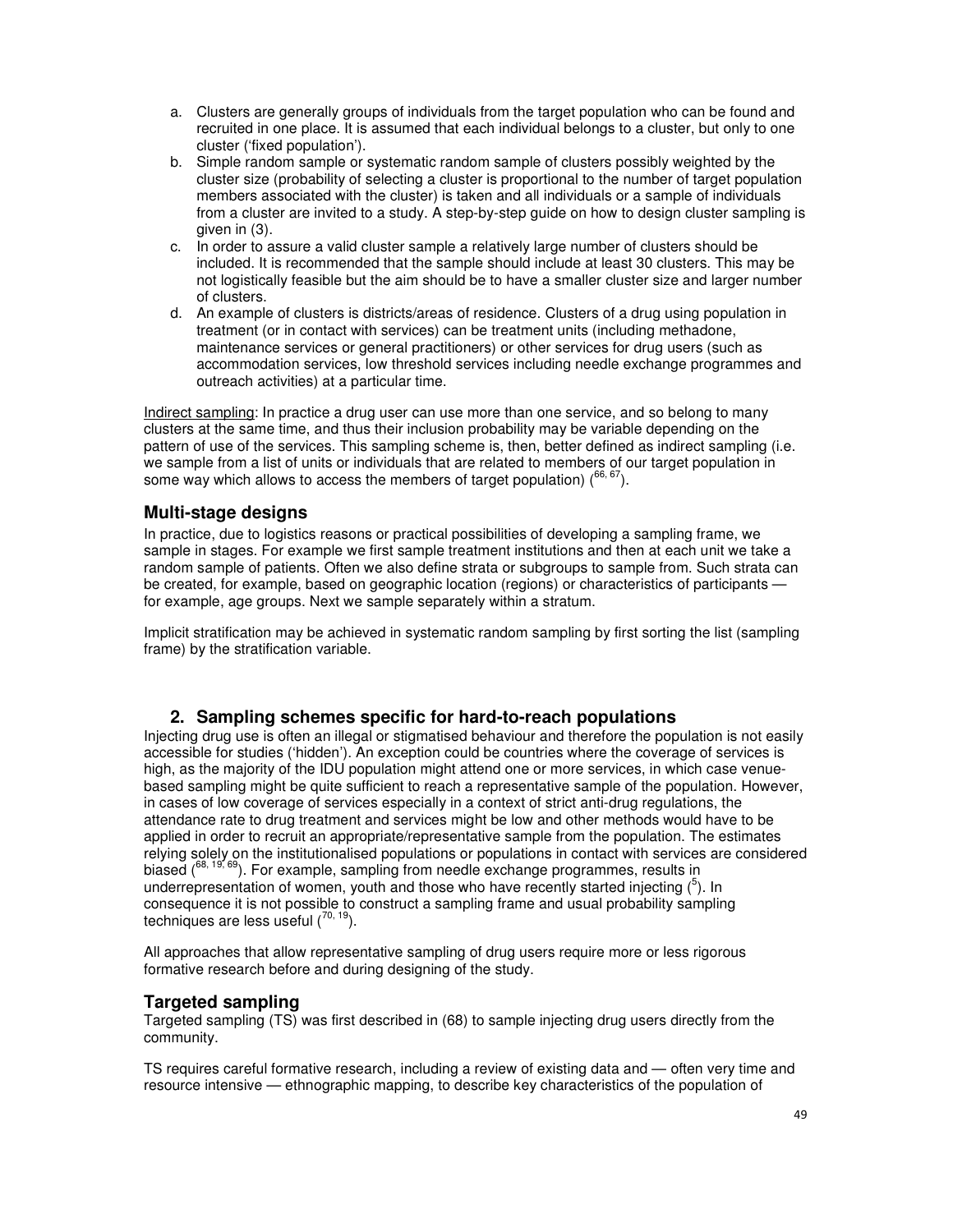a. Clusters are generally groups of individuals from the target population who can be found and recruited in one place. It is assumed that each individual belongs to a cluster, but only to one cluster ('fixed population').
b. Simple random sample or systematic random sample of clusters possibly weighted by the cluster size (probability of selecting a cluster is proportional to the number of target population members associated with the cluster) is taken and all individuals or a sample of individuals from a cluster are invited to a study. A step-by-step guide on how to design cluster sampling is given in (3).
c. In order to assure a valid cluster sample a relatively large number of clusters should be included. It is recommended that the sample should include at least 30 clusters. This may be not logistically feasible but the aim should be to have a smaller cluster size and larger number of clusters.
d. An example of clusters is districts/areas of residence. Clusters of a drug using population in treatment (or in contact with services) can be treatment units (including methadone, maintenance services or general practitioners) or other services for drug users (such as accommodation services, low threshold services including needle exchange programmes and outreach activities) at a particular time.

Indirect sampling: In practice a drug user can use more than one service, and so belong to many clusters at the same time, and thus their inclusion probability may be variable depending on the pattern of use of the services. This sampling scheme is, then, better defined as indirect sampling (i.e. we sample from a list of units or individuals that are related to members of our target population in some way which allows to access the members of target population) ([66, 67]).

### Multi-stage designs

In practice, due to logistics reasons or practical possibilities of developing a sampling frame, we sample in stages. For example we first sample treatment institutions and then at each unit we take a random sample of patients. Often we also define strata or subgroups to sample from. Such strata can be created, for example, based on geographic location (regions) or characteristics of participants — for example, age groups. Next we sample separately within a stratum.

Implicit stratification may be achieved in systematic random sampling by first sorting the list (sampling frame) by the stratification variable.

## 2. Sampling schemes specific for hard-to-reach populations

Injecting drug use is often an illegal or stigmatised behaviour and therefore the population is not easily accessible for studies ('hidden'). An exception could be countries where the coverage of services is high, as the majority of the IDU population might attend one or more services, in which case venue-based sampling might be quite sufficient to reach a representative sample of the population. However, in cases of low coverage of services especially in a context of strict anti-drug regulations, the attendance rate to drug treatment and services might be low and other methods would have to be applied in order to recruit an appropriate/representative sample from the population. The estimates relying solely on the institutionalised populations or populations in contact with services are considered biased ([68, 19, 69]). For example, sampling from needle exchange programmes, results in underrepresentation of women, youth and those who have recently started injecting ([5]). In consequence it is not possible to construct a sampling frame and usual probability sampling techniques are less useful ([70, 19]).

All approaches that allow representative sampling of drug users require more or less rigorous formative research before and during designing of the study.

### Targeted sampling

Targeted sampling (TS) was first described in (68) to sample injecting drug users directly from the community.

TS requires careful formative research, including a review of existing data and — often very time and resource intensive — ethnographic mapping, to describe key characteristics of the population of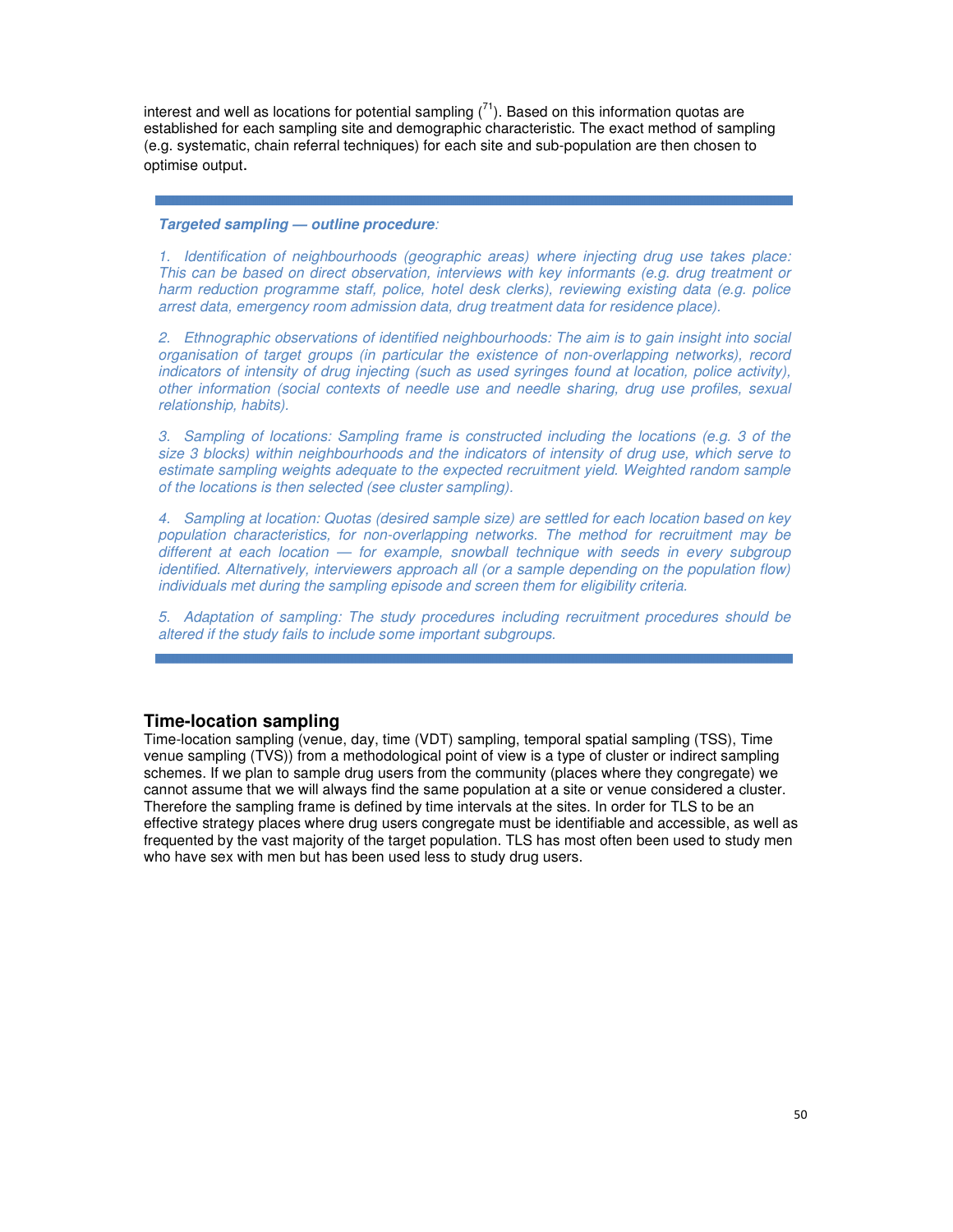interest and well as locations for potential sampling ([71]). Based on this information quotas are established for each sampling site and demographic characteristic. The exact method of sampling (e.g. systematic, chain referral techniques) for each site and sub-population are then chosen to optimise output.

---

***Targeted sampling — outline procedure:***

*1. Identification of neighbourhoods (geographic areas) where injecting drug use takes place: This can be based on direct observation, interviews with key informants (e.g. drug treatment or harm reduction programme staff, police, hotel desk clerks), reviewing existing data (e.g. police arrest data, emergency room admission data, drug treatment data for residence place).*

*2. Ethnographic observations of identified neighbourhoods: The aim is to gain insight into social organisation of target groups (in particular the existence of non-overlapping networks), record indicators of intensity of drug injecting (such as used syringes found at location, police activity), other information (social contexts of needle use and needle sharing, drug use profiles, sexual relationship, habits).*

*3. Sampling of locations: Sampling frame is constructed including the locations (e.g. 3 of the size 3 blocks) within neighbourhoods and the indicators of intensity of drug use, which serve to estimate sampling weights adequate to the expected recruitment yield. Weighted random sample of the locations is then selected (see cluster sampling).*

*4. Sampling at location: Quotas (desired sample size) are settled for each location based on key population characteristics, for non-overlapping networks. The method for recruitment may be different at each location — for example, snowball technique with seeds in every subgroup identified. Alternatively, interviewers approach all (or a sample depending on the population flow) individuals met during the sampling episode and screen them for eligibility criteria.*

*5. Adaptation of sampling: The study procedures including recruitment procedures should be altered if the study fails to include some important subgroups.*

---

## Time-location sampling

Time-location sampling (venue, day, time (VDT) sampling, temporal spatial sampling (TSS), Time venue sampling (TVS)) from a methodological point of view is a type of cluster or indirect sampling schemes. If we plan to sample drug users from the community (places where they congregate) we cannot assume that we will always find the same population at a site or venue considered a cluster. Therefore the sampling frame is defined by time intervals at the sites. In order for TLS to be an effective strategy places where drug users congregate must be identifiable and accessible, as well as frequented by the vast majority of the target population. TLS has most often been used to study men who have sex with men but has been used less to study drug users.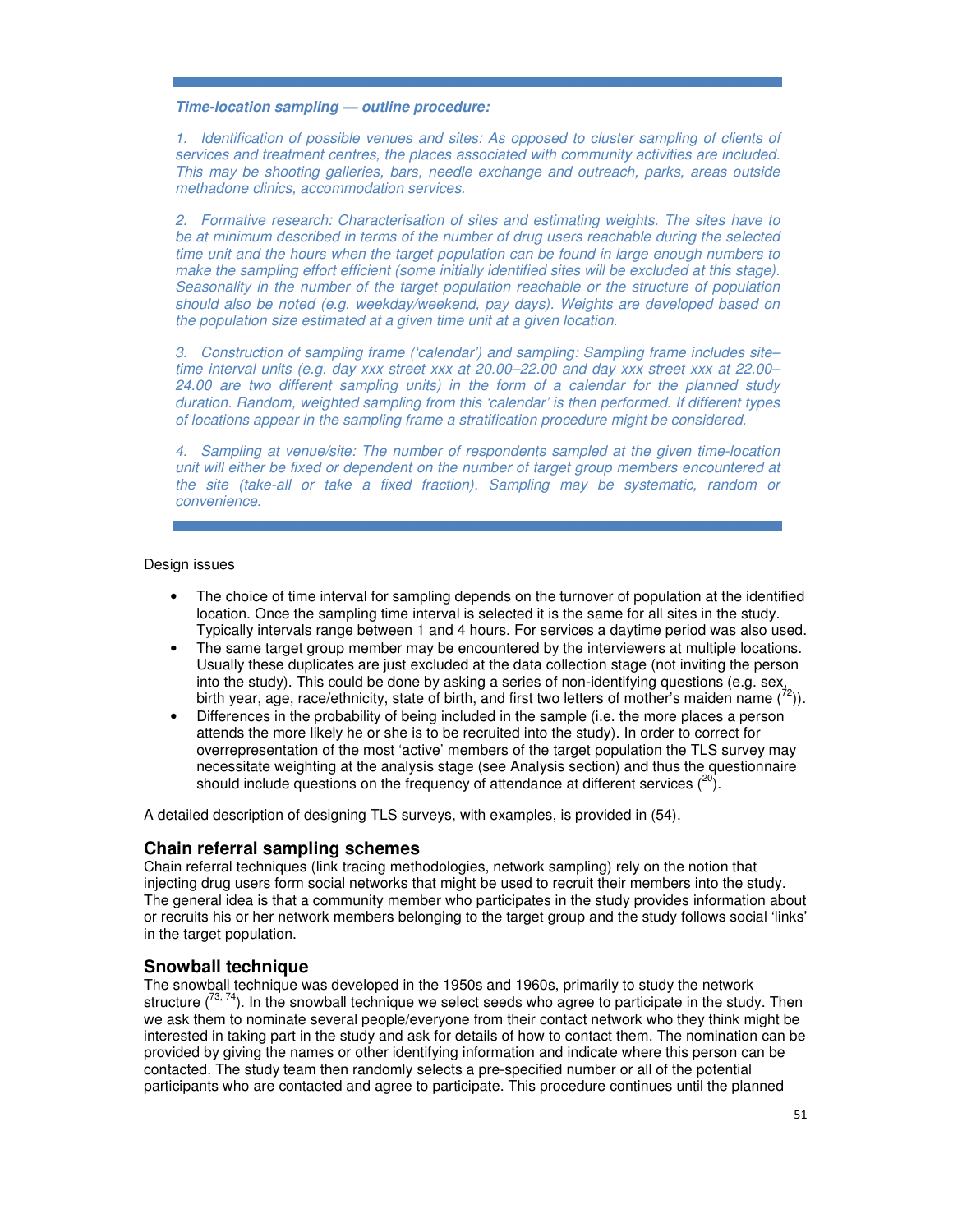*Time-location sampling — outline procedure:*

*1. Identification of possible venues and sites: As opposed to cluster sampling of clients of services and treatment centres, the places associated with community activities are included. This may be shooting galleries, bars, needle exchange and outreach, parks, areas outside methadone clinics, accommodation services.*

*2. Formative research: Characterisation of sites and estimating weights. The sites have to be at minimum described in terms of the number of drug users reachable during the selected time unit and the hours when the target population can be found in large enough numbers to make the sampling effort efficient (some initially identified sites will be excluded at this stage). Seasonality in the number of the target population reachable or the structure of population should also be noted (e.g. weekday/weekend, pay days). Weights are developed based on the population size estimated at a given time unit at a given location.*

*3. Construction of sampling frame ('calendar') and sampling: Sampling frame includes site–time interval units (e.g. day xxx street xxx at 20.00–22.00 and day xxx street xxx at 22.00–24.00 are two different sampling units) in the form of a calendar for the planned study duration. Random, weighted sampling from this 'calendar' is then performed. If different types of locations appear in the sampling frame a stratification procedure might be considered.*

*4. Sampling at venue/site: The number of respondents sampled at the given time-location unit will either be fixed or dependent on the number of target group members encountered at the site (take-all or take a fixed fraction). Sampling may be systematic, random or convenience.*

Design issues

- The choice of time interval for sampling depends on the turnover of population at the identified location. Once the sampling time interval is selected it is the same for all sites in the study. Typically intervals range between 1 and 4 hours. For services a daytime period was also used.
- The same target group member may be encountered by the interviewers at multiple locations. Usually these duplicates are just excluded at the data collection stage (not inviting the person into the study). This could be done by asking a series of non-identifying questions (e.g. sex, birth year, age, race/ethnicity, state of birth, and first two letters of mother's maiden name ([72])).
- Differences in the probability of being included in the sample (i.e. the more places a person attends the more likely he or she is to be recruited into the study). In order to correct for overrepresentation of the most 'active' members of the target population the TLS survey may necessitate weighting at the analysis stage (see Analysis section) and thus the questionnaire should include questions on the frequency of attendance at different services ([20]).

A detailed description of designing TLS surveys, with examples, is provided in (54).

## Chain referral sampling schemes

Chain referral techniques (link tracing methodologies, network sampling) rely on the notion that injecting drug users form social networks that might be used to recruit their members into the study. The general idea is that a community member who participates in the study provides information about or recruits his or her network members belonging to the target group and the study follows social 'links' in the target population.

## Snowball technique

The snowball technique was developed in the 1950s and 1960s, primarily to study the network structure ([73, 74]). In the snowball technique we select seeds who agree to participate in the study. Then we ask them to nominate several people/everyone from their contact network who they think might be interested in taking part in the study and ask for details of how to contact them. The nomination can be provided by giving the names or other identifying information and indicate where this person can be contacted. The study team then randomly selects a pre-specified number or all of the potential participants who are contacted and agree to participate. This procedure continues until the planned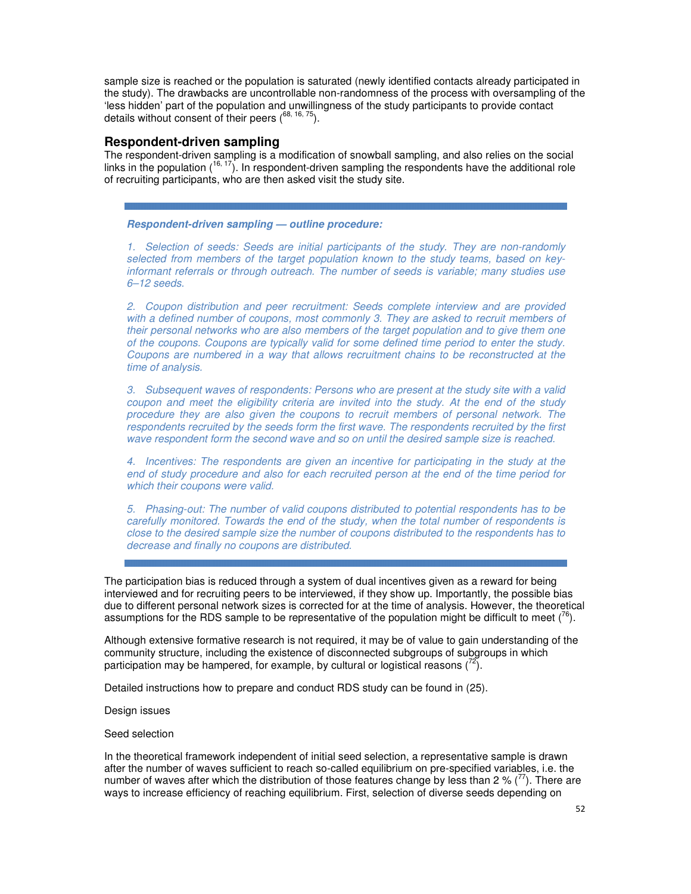sample size is reached or the population is saturated (newly identified contacts already participated in the study). The drawbacks are uncontrollable non-randomness of the process with oversampling of the 'less hidden' part of the population and unwillingness of the study participants to provide contact details without consent of their peers ([68, 16, 75]).

## Respondent-driven sampling

The respondent-driven sampling is a modification of snowball sampling, and also relies on the social links in the population ([16, 17]). In respondent-driven sampling the respondents have the additional role of recruiting participants, who are then asked visit the study site.

***Respondent-driven sampling — outline procedure:***

*1. Selection of seeds: Seeds are initial participants of the study. They are non-randomly selected from members of the target population known to the study teams, based on key-informant referrals or through outreach. The number of seeds is variable; many studies use 6–12 seeds.*

*2. Coupon distribution and peer recruitment: Seeds complete interview and are provided with a defined number of coupons, most commonly 3. They are asked to recruit members of their personal networks who are also members of the target population and to give them one of the coupons. Coupons are typically valid for some defined time period to enter the study. Coupons are numbered in a way that allows recruitment chains to be reconstructed at the time of analysis.*

*3. Subsequent waves of respondents: Persons who are present at the study site with a valid coupon and meet the eligibility criteria are invited into the study. At the end of the study procedure they are also given the coupons to recruit members of personal network. The respondents recruited by the seeds form the first wave. The respondents recruited by the first wave respondent form the second wave and so on until the desired sample size is reached.*

*4. Incentives: The respondents are given an incentive for participating in the study at the end of study procedure and also for each recruited person at the end of the time period for which their coupons were valid.*

*5. Phasing-out: The number of valid coupons distributed to potential respondents has to be carefully monitored. Towards the end of the study, when the total number of respondents is close to the desired sample size the number of coupons distributed to the respondents has to decrease and finally no coupons are distributed.*

The participation bias is reduced through a system of dual incentives given as a reward for being interviewed and for recruiting peers to be interviewed, if they show up. Importantly, the possible bias due to different personal network sizes is corrected for at the time of analysis. However, the theoretical assumptions for the RDS sample to be representative of the population might be difficult to meet ([76]).

Although extensive formative research is not required, it may be of value to gain understanding of the community structure, including the existence of disconnected subgroups of subgroups in which participation may be hampered, for example, by cultural or logistical reasons ([72]).

Detailed instructions how to prepare and conduct RDS study can be found in (25).

Design issues

Seed selection

In the theoretical framework independent of initial seed selection, a representative sample is drawn after the number of waves sufficient to reach so-called equilibrium on pre-specified variables, i.e. the number of waves after which the distribution of those features change by less than 2 % ([77]). There are ways to increase efficiency of reaching equilibrium. First, selection of diverse seeds depending on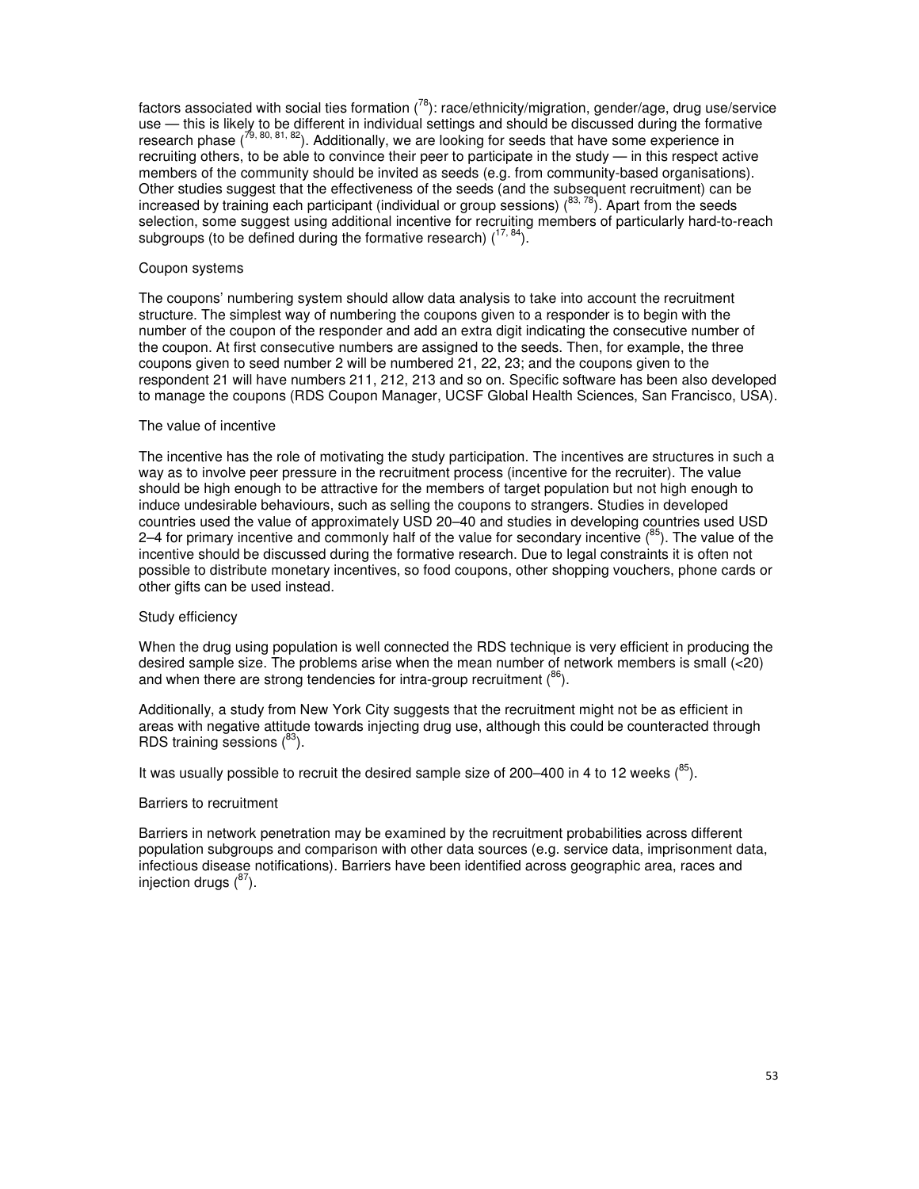factors associated with social ties formation ([78]): race/ethnicity/migration, gender/age, drug use/service use — this is likely to be different in individual settings and should be discussed during the formative research phase ([79, 80, 81, 82]). Additionally, we are looking for seeds that have some experience in recruiting others, to be able to convince their peer to participate in the study — in this respect active members of the community should be invited as seeds (e.g. from community-based organisations). Other studies suggest that the effectiveness of the seeds (and the subsequent recruitment) can be increased by training each participant (individual or group sessions) ([83, 78]). Apart from the seeds selection, some suggest using additional incentive for recruiting members of particularly hard-to-reach subgroups (to be defined during the formative research) ([17, 84]).

### Coupon systems

The coupons' numbering system should allow data analysis to take into account the recruitment structure. The simplest way of numbering the coupons given to a responder is to begin with the number of the coupon of the responder and add an extra digit indicating the consecutive number of the coupon. At first consecutive numbers are assigned to the seeds. Then, for example, the three coupons given to seed number 2 will be numbered 21, 22, 23; and the coupons given to the respondent 21 will have numbers 211, 212, 213 and so on. Specific software has been also developed to manage the coupons (RDS Coupon Manager, UCSF Global Health Sciences, San Francisco, USA).

### The value of incentive

The incentive has the role of motivating the study participation. The incentives are structures in such a way as to involve peer pressure in the recruitment process (incentive for the recruiter). The value should be high enough to be attractive for the members of target population but not high enough to induce undesirable behaviours, such as selling the coupons to strangers. Studies in developed countries used the value of approximately USD 20–40 and studies in developing countries used USD 2–4 for primary incentive and commonly half of the value for secondary incentive ([85]). The value of the incentive should be discussed during the formative research. Due to legal constraints it is often not possible to distribute monetary incentives, so food coupons, other shopping vouchers, phone cards or other gifts can be used instead.

### Study efficiency

When the drug using population is well connected the RDS technique is very efficient in producing the desired sample size. The problems arise when the mean number of network members is small (<20) and when there are strong tendencies for intra-group recruitment ([86]).

Additionally, a study from New York City suggests that the recruitment might not be as efficient in areas with negative attitude towards injecting drug use, although this could be counteracted through RDS training sessions ([83]).

It was usually possible to recruit the desired sample size of 200–400 in 4 to 12 weeks ([85]).

### Barriers to recruitment

Barriers in network penetration may be examined by the recruitment probabilities across different population subgroups and comparison with other data sources (e.g. service data, imprisonment data, infectious disease notifications). Barriers have been identified across geographic area, races and injection drugs ([87]).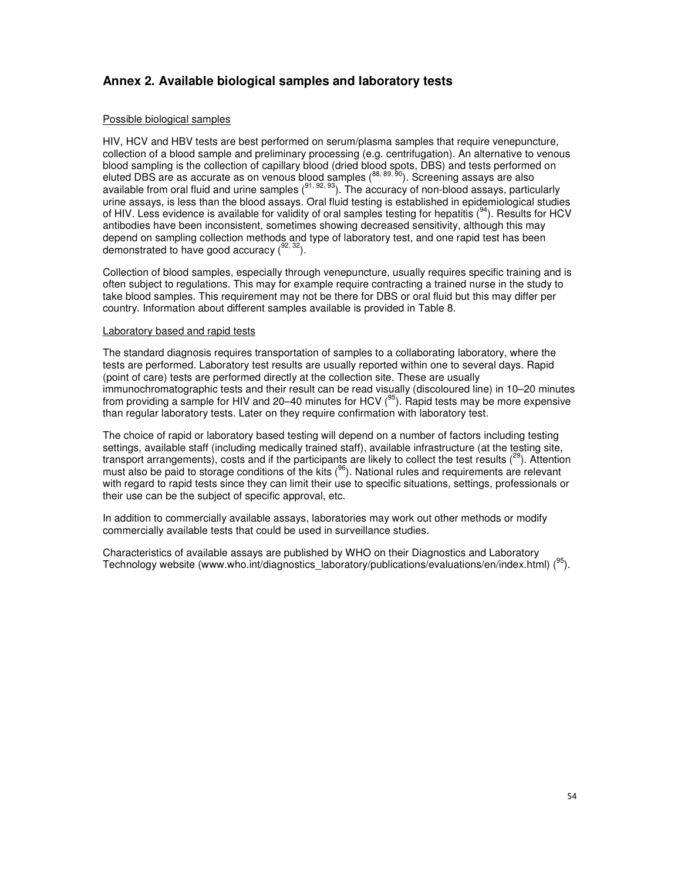## Annex 2. Available biological samples and laboratory tests

Possible biological samples

HIV, HCV and HBV tests are best performed on serum/plasma samples that require venepuncture, collection of a blood sample and preliminary processing (e.g. centrifugation). An alternative to venous blood sampling is the collection of capillary blood (dried blood spots, DBS) and tests performed on eluted DBS are as accurate as on venous blood samples ([88, 89, 90]). Screening assays are also available from oral fluid and urine samples ([91, 92, 93]). The accuracy of non-blood assays, particularly urine assays, is less than the blood assays. Oral fluid testing is established in epidemiological studies of HIV. Less evidence is available for validity of oral samples testing for hepatitis ([94]). Results for HCV antibodies have been inconsistent, sometimes showing decreased sensitivity, although this may depend on sampling collection methods and type of laboratory test, and one rapid test has been demonstrated to have good accuracy ([92, 32]).

Collection of blood samples, especially through venepuncture, usually requires specific training and is often subject to regulations. This may for example require contracting a trained nurse in the study to take blood samples. This requirement may not be there for DBS or oral fluid but this may differ per country. Information about different samples available is provided in Table 8.

Laboratory based and rapid tests

The standard diagnosis requires transportation of samples to a collaborating laboratory, where the tests are performed. Laboratory test results are usually reported within one to several days. Rapid (point of care) tests are performed directly at the collection site. These are usually immunochromatographic tests and their result can be read visually (discoloured line) in 10–20 minutes from providing a sample for HIV and 20–40 minutes for HCV ([95]). Rapid tests may be more expensive than regular laboratory tests. Later on they require confirmation with laboratory test.

The choice of rapid or laboratory based testing will depend on a number of factors including testing settings, available staff (including medically trained staff), available infrastructure (at the testing site, transport arrangements), costs and if the participants are likely to collect the test results ([29]). Attention must also be paid to storage conditions of the kits ([96]). National rules and requirements are relevant with regard to rapid tests since they can limit their use to specific situations, settings, professionals or their use can be the subject of specific approval, etc.

In addition to commercially available assays, laboratories may work out other methods or modify commercially available tests that could be used in surveillance studies.

Characteristics of available assays are published by WHO on their Diagnostics and Laboratory Technology website (www.who.int/diagnostics_laboratory/publications/evaluations/en/index.html) ([95]).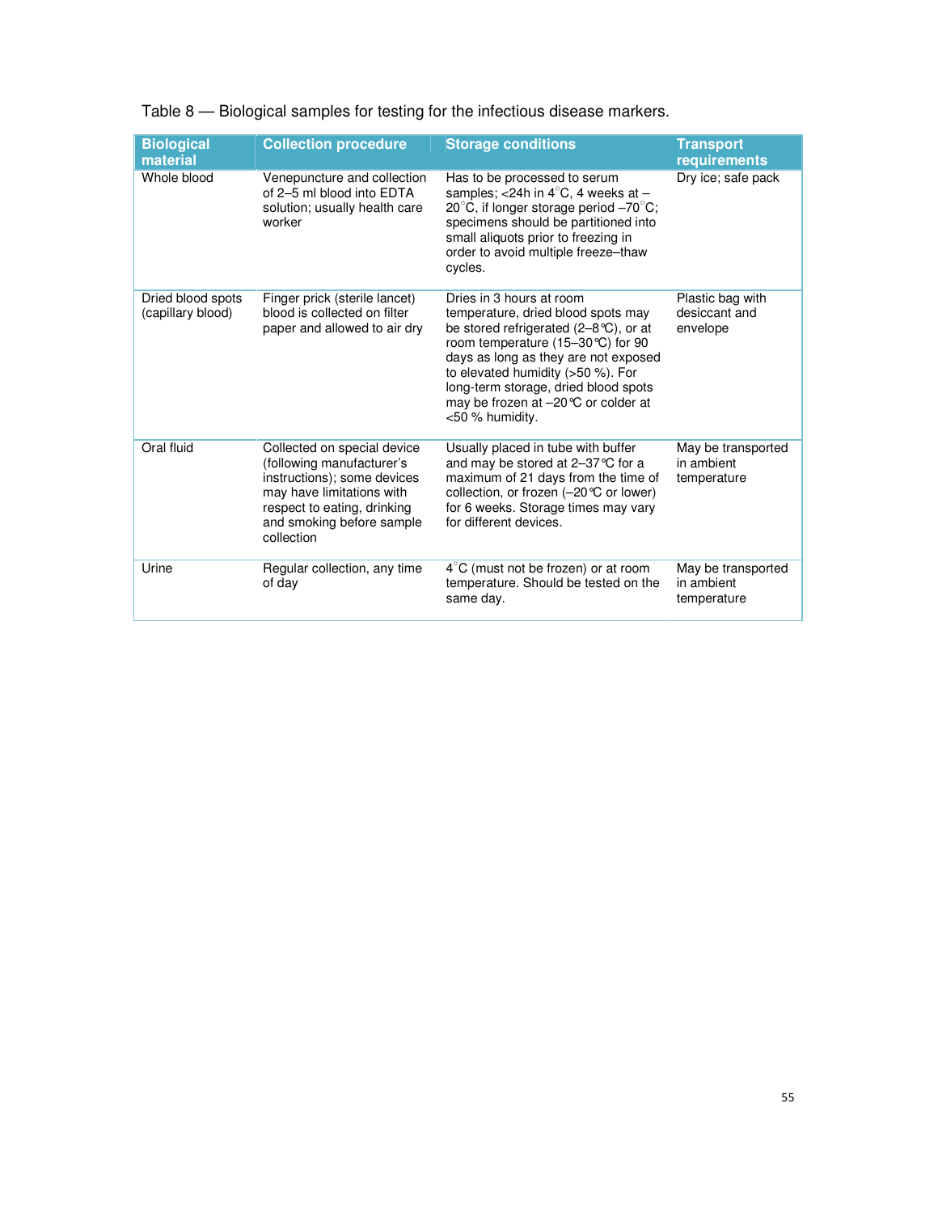Table 8 — Biological samples for testing for the infectious disease markers.

| Biological material | Collection procedure | Storage conditions | Transport requirements |
|---|---|---|---|
| Whole blood | Venepuncture and collection of 2–5 ml blood into EDTA solution; usually health care worker | Has to be processed to serum samples; <24h in 4°C, 4 weeks at –20°C, if longer storage period –70°C; specimens should be partitioned into small aliquots prior to freezing in order to avoid multiple freeze–thaw cycles. | Dry ice; safe pack |
| Dried blood spots (capillary blood) | Finger prick (sterile lancet) blood is collected on filter paper and allowed to air dry | Dries in 3 hours at room temperature, dried blood spots may be stored refrigerated (2–8°C), or at room temperature (15–30°C) for 90 days as long as they are not exposed to elevated humidity (>50 %). For long-term storage, dried blood spots may be frozen at –20°C or colder at <50 % humidity. | Plastic bag with desiccant and envelope |
| Oral fluid | Collected on special device (following manufacturer's instructions); some devices may have limitations with respect to eating, drinking and smoking before sample collection | Usually placed in tube with buffer and may be stored at 2–37°C for a maximum of 21 days from the time of collection, or frozen (–20°C or lower) for 6 weeks. Storage times may vary for different devices. | May be transported in ambient temperature |
| Urine | Regular collection, any time of day | 4°C (must not be frozen) or at room temperature. Should be tested on the same day. | May be transported in ambient temperature |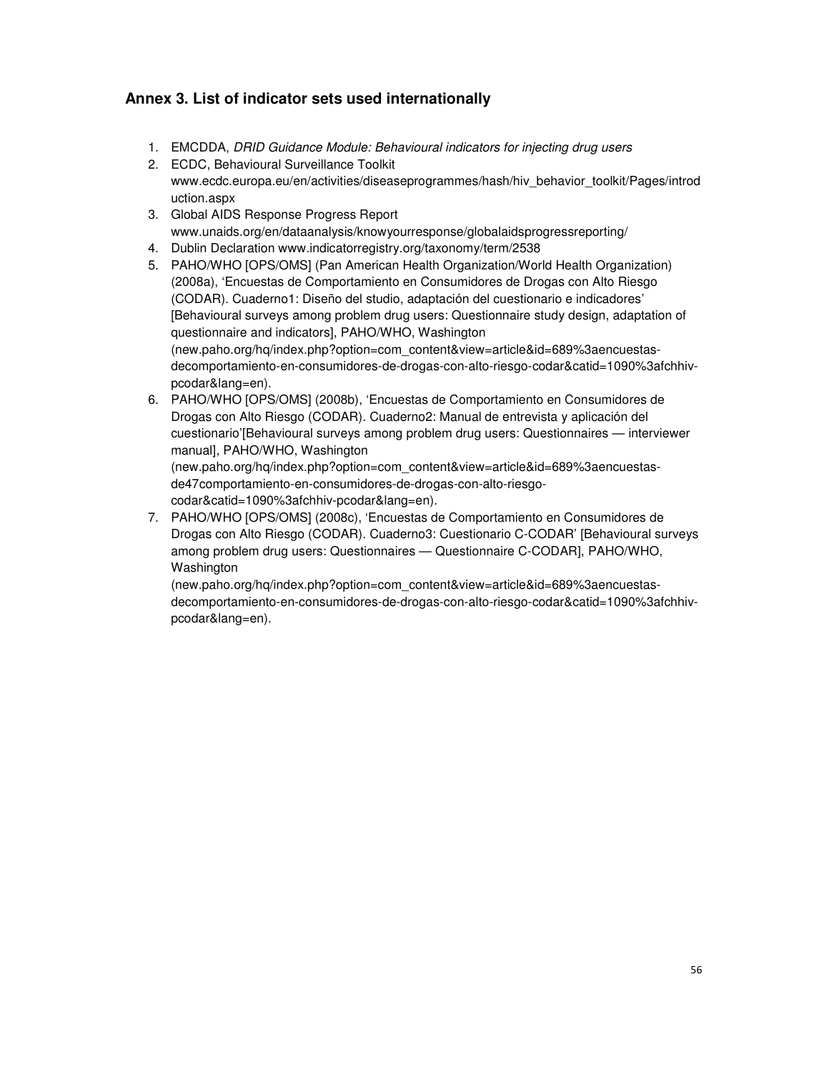## Annex 3. List of indicator sets used internationally

1. EMCDDA, *DRID Guidance Module: Behavioural indicators for injecting drug users*
2. ECDC, Behavioural Surveillance Toolkit www.ecdc.europa.eu/en/activities/diseaseprogrammes/hash/hiv_behavior_toolkit/Pages/introduction.aspx
3. Global AIDS Response Progress Report www.unaids.org/en/dataanalysis/knowyourresponse/globalaidsprogressreporting/
4. Dublin Declaration www.indicatorregistry.org/taxonomy/term/2538
5. PAHO/WHO [OPS/OMS] (Pan American Health Organization/World Health Organization) (2008a), 'Encuestas de Comportamiento en Consumidores de Drogas con Alto Riesgo (CODAR). Cuaderno1: Diseño del studio, adaptación del cuestionario e indicadores' [Behavioural surveys among problem drug users: Questionnaire study design, adaptation of questionnaire and indicators], PAHO/WHO, Washington (new.paho.org/hq/index.php?option=com_content&view=article&id=689%3aencuestas-decomportamiento-en-consumidores-de-drogas-con-alto-riesgo-codar&catid=1090%3afchhiv-pcodar&lang=en).
6. PAHO/WHO [OPS/OMS] (2008b), 'Encuestas de Comportamiento en Consumidores de Drogas con Alto Riesgo (CODAR). Cuaderno2: Manual de entrevista y aplicación del cuestionario'[Behavioural surveys among problem drug users: Questionnaires — interviewer manual], PAHO/WHO, Washington (new.paho.org/hq/index.php?option=com_content&view=article&id=689%3aencuestas-de47comportamiento-en-consumidores-de-drogas-con-alto-riesgo-codar&catid=1090%3afchhiv-pcodar&lang=en).
7. PAHO/WHO [OPS/OMS] (2008c), 'Encuestas de Comportamiento en Consumidores de Drogas con Alto Riesgo (CODAR). Cuaderno3: Cuestionario C-CODAR' [Behavioural surveys among problem drug users: Questionnaires — Questionnaire C-CODAR], PAHO/WHO, Washington (new.paho.org/hq/index.php?option=com_content&view=article&id=689%3aencuestas-decomportamiento-en-consumidores-de-drogas-con-alto-riesgo-codar&catid=1090%3afchhiv-pcodar&lang=en).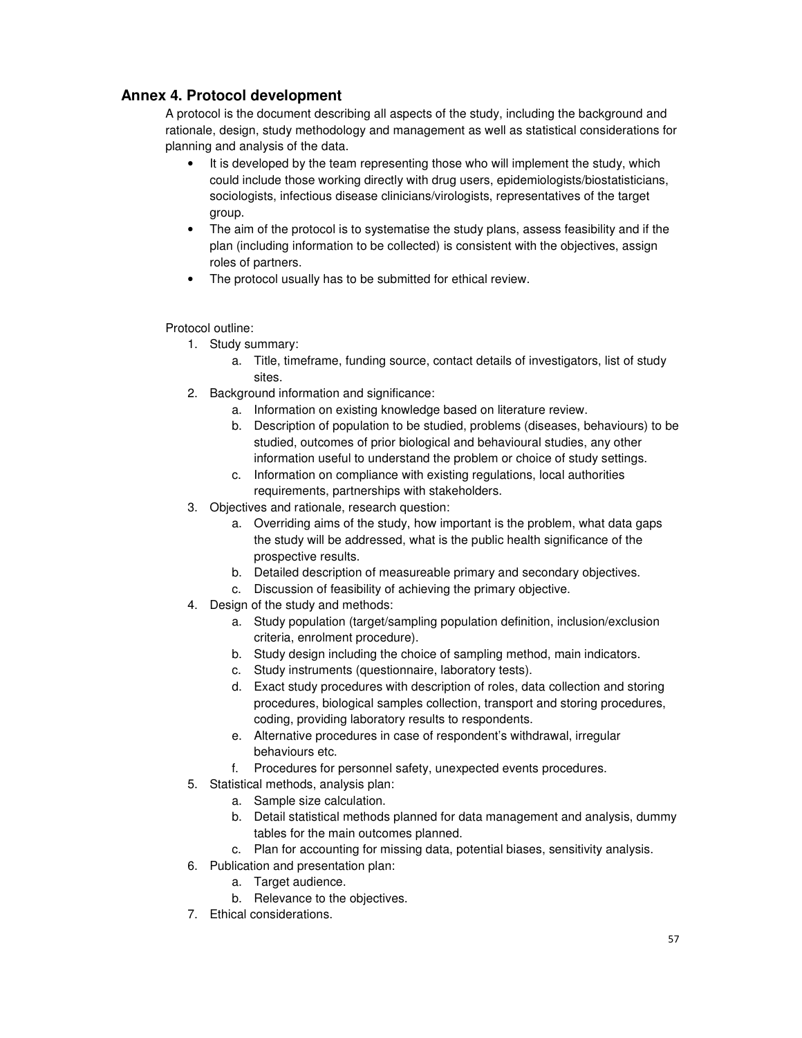## Annex 4. Protocol development

A protocol is the document describing all aspects of the study, including the background and rationale, design, study methodology and management as well as statistical considerations for planning and analysis of the data.

- It is developed by the team representing those who will implement the study, which could include those working directly with drug users, epidemiologists/biostatisticians, sociologists, infectious disease clinicians/virologists, representatives of the target group.
- The aim of the protocol is to systematise the study plans, assess feasibility and if the plan (including information to be collected) is consistent with the objectives, assign roles of partners.
- The protocol usually has to be submitted for ethical review.

Protocol outline:

1. Study summary:
   a. Title, timeframe, funding source, contact details of investigators, list of study sites.
2. Background information and significance:
   a. Information on existing knowledge based on literature review.
   b. Description of population to be studied, problems (diseases, behaviours) to be studied, outcomes of prior biological and behavioural studies, any other information useful to understand the problem or choice of study settings.
   c. Information on compliance with existing regulations, local authorities requirements, partnerships with stakeholders.
3. Objectives and rationale, research question:
   a. Overriding aims of the study, how important is the problem, what data gaps the study will be addressed, what is the public health significance of the prospective results.
   b. Detailed description of measureable primary and secondary objectives.
   c. Discussion of feasibility of achieving the primary objective.
4. Design of the study and methods:
   a. Study population (target/sampling population definition, inclusion/exclusion criteria, enrolment procedure).
   b. Study design including the choice of sampling method, main indicators.
   c. Study instruments (questionnaire, laboratory tests).
   d. Exact study procedures with description of roles, data collection and storing procedures, biological samples collection, transport and storing procedures, coding, providing laboratory results to respondents.
   e. Alternative procedures in case of respondent's withdrawal, irregular behaviours etc.
   f. Procedures for personnel safety, unexpected events procedures.
5. Statistical methods, analysis plan:
   a. Sample size calculation.
   b. Detail statistical methods planned for data management and analysis, dummy tables for the main outcomes planned.
   c. Plan for accounting for missing data, potential biases, sensitivity analysis.
6. Publication and presentation plan:
   a. Target audience.
   b. Relevance to the objectives.
7. Ethical considerations.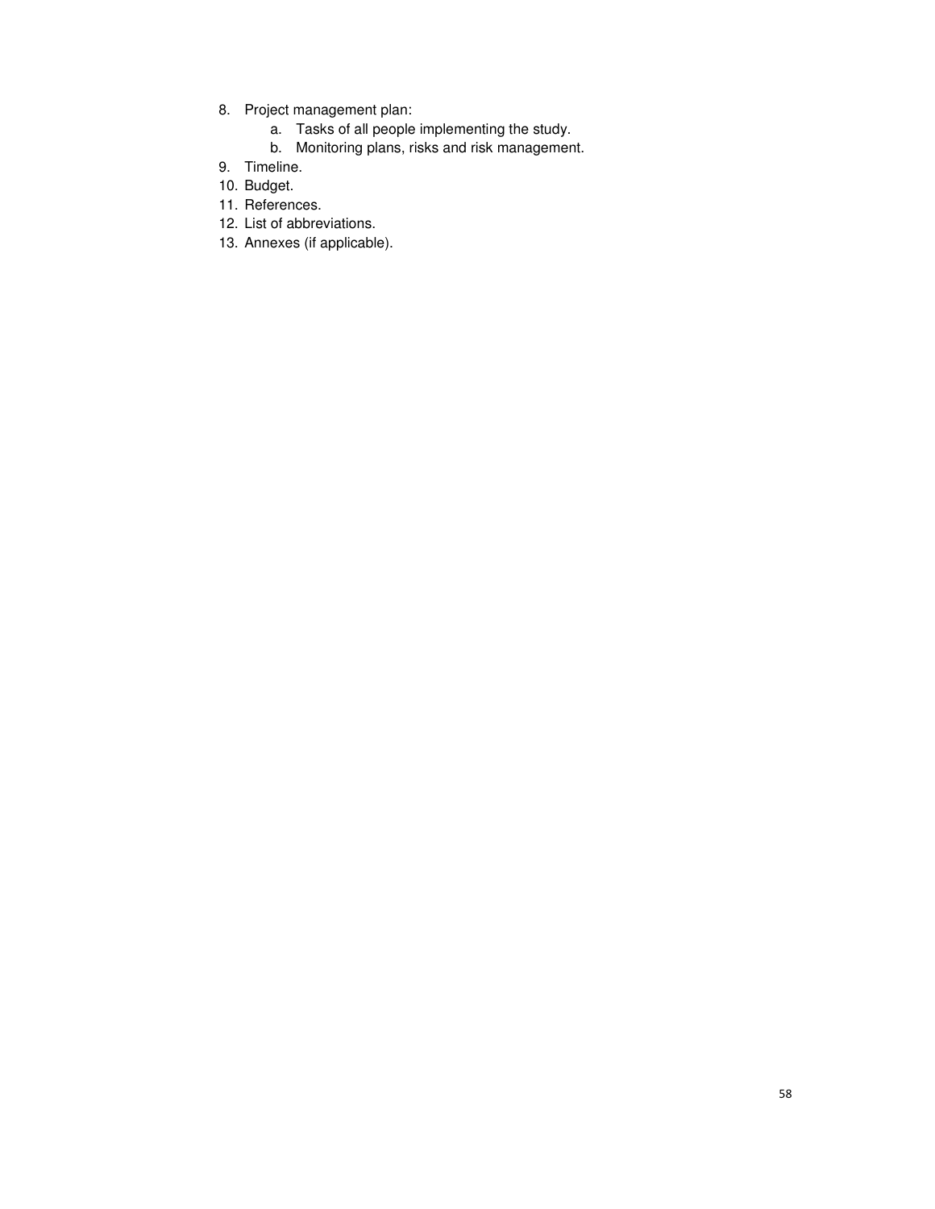8. Project management plan:
    a. Tasks of all people implementing the study.
    b. Monitoring plans, risks and risk management.
9. Timeline.
10. Budget.
11. References.
12. List of abbreviations.
13. Annexes (if applicable).